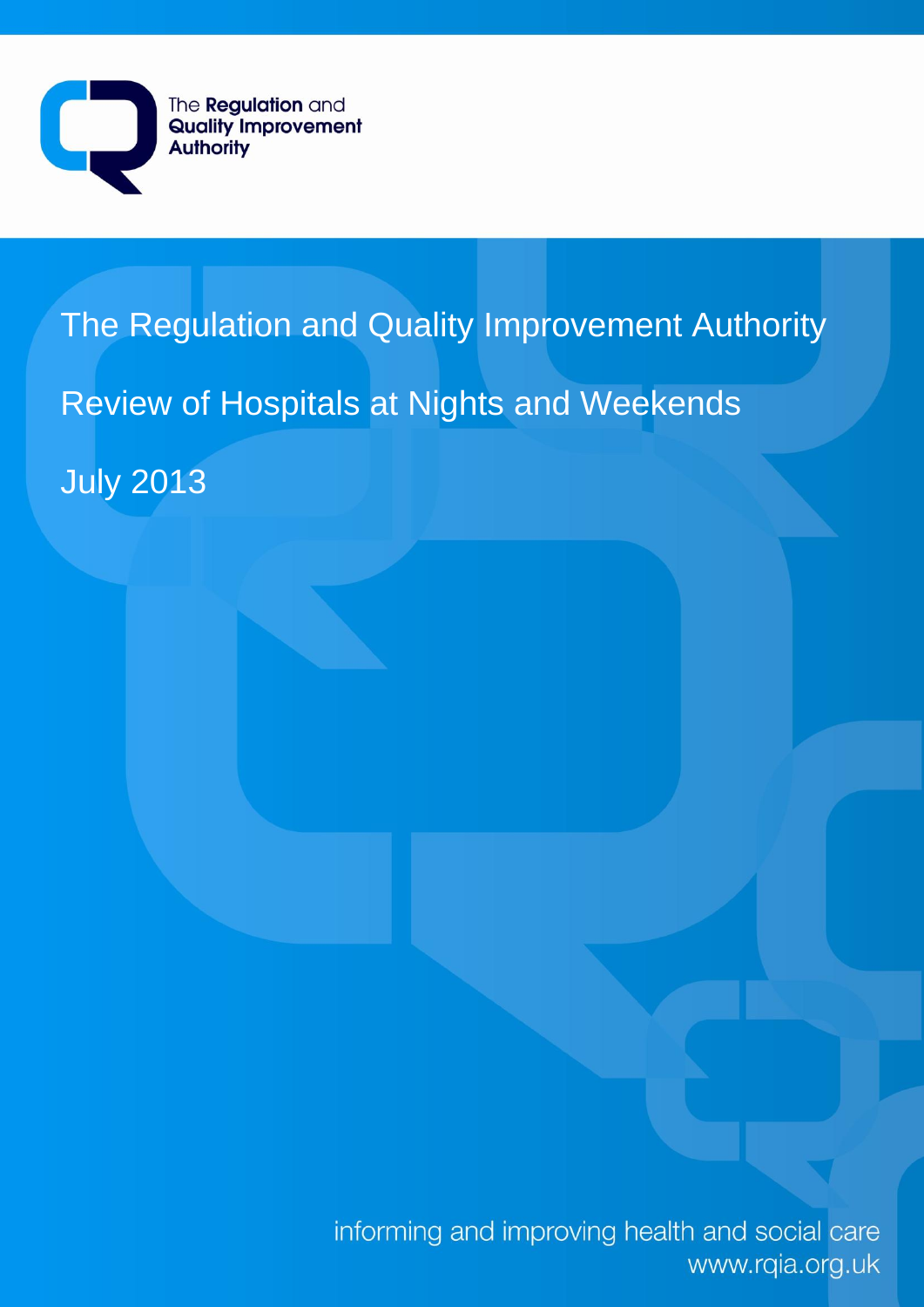The Regulation and Quality Improvement Authority

# The Regulation and Quality Improvement Authority

# Review of Hospitals at Nights and Weekends

July 2013

informing and improving health and social care
www.rqia.org.uk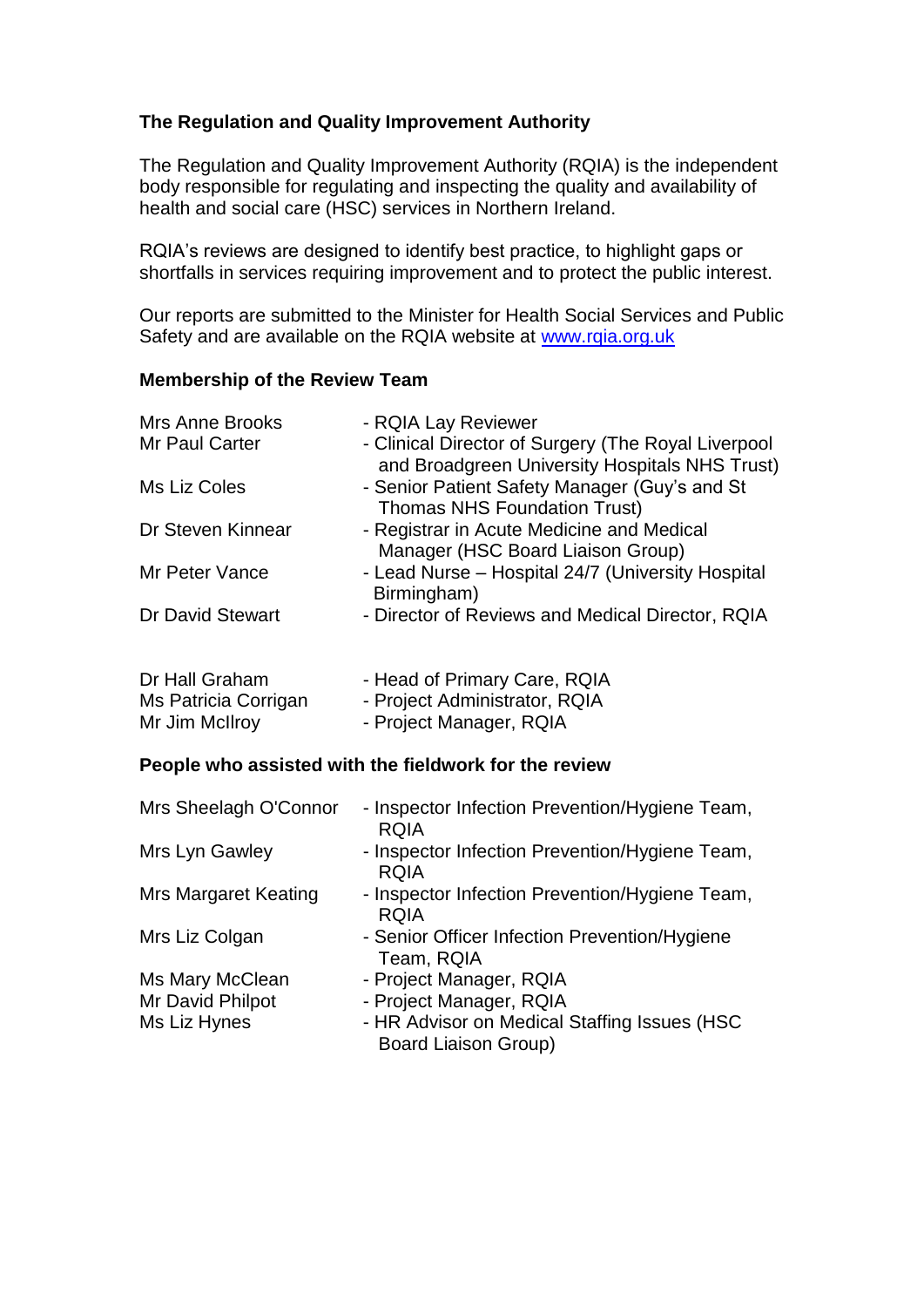**The Regulation and Quality Improvement Authority**

The Regulation and Quality Improvement Authority (RQIA) is the independent body responsible for regulating and inspecting the quality and availability of health and social care (HSC) services in Northern Ireland.

RQIA's reviews are designed to identify best practice, to highlight gaps or shortfalls in services requiring improvement and to protect the public interest.

Our reports are submitted to the Minister for Health Social Services and Public Safety and are available on the RQIA website at [www.rqia.org.uk](http://www.rqia.org.uk)

**Membership of the Review Team**

| | |
|---|---|
| Mrs Anne Brooks | - RQIA Lay Reviewer |
| Mr Paul Carter | - Clinical Director of Surgery (The Royal Liverpool and Broadgreen University Hospitals NHS Trust) |
| Ms Liz Coles | - Senior Patient Safety Manager (Guy's and St Thomas NHS Foundation Trust) |
| Dr Steven Kinnear | - Registrar in Acute Medicine and Medical Manager (HSC Board Liaison Group) |
| Mr Peter Vance | - Lead Nurse – Hospital 24/7 (University Hospital Birmingham) |
| Dr David Stewart | - Director of Reviews and Medical Director, RQIA |
| | |
| Dr Hall Graham | - Head of Primary Care, RQIA |
| Ms Patricia Corrigan | - Project Administrator, RQIA |
| Mr Jim McIlroy | - Project Manager, RQIA |

**People who assisted with the fieldwork for the review**

| | |
|---|---|
| Mrs Sheelagh O'Connor | - Inspector Infection Prevention/Hygiene Team, RQIA |
| Mrs Lyn Gawley | - Inspector Infection Prevention/Hygiene Team, RQIA |
| Mrs Margaret Keating | - Inspector Infection Prevention/Hygiene Team, RQIA |
| Mrs Liz Colgan | - Senior Officer Infection Prevention/Hygiene Team, RQIA |
| Ms Mary McClean | - Project Manager, RQIA |
| Mr David Philpot | - Project Manager, RQIA |
| Ms Liz Hynes | - HR Advisor on Medical Staffing Issues (HSC Board Liaison Group) |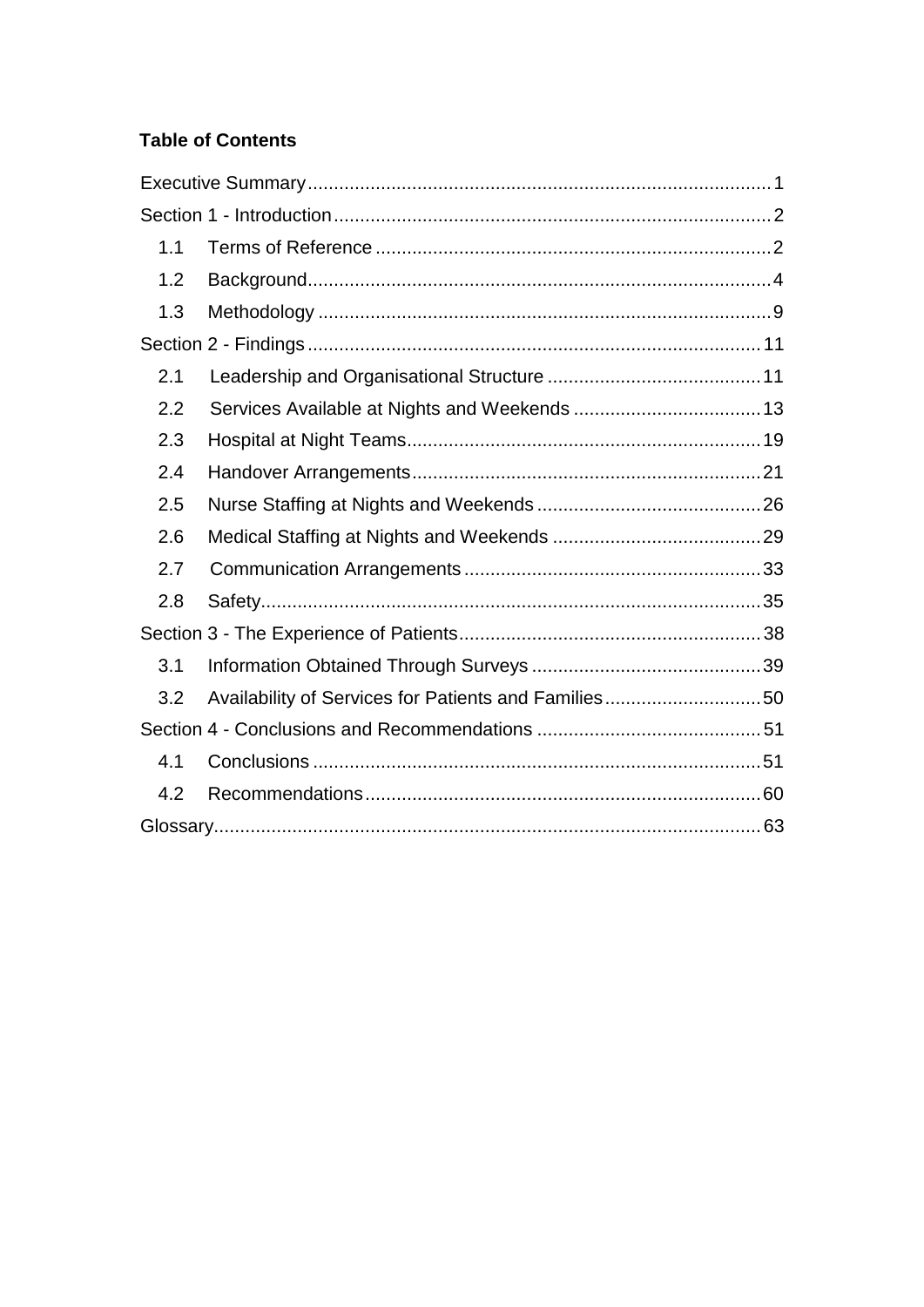**Table of Contents**

Executive Summary........................................................................................1

Section 1 - Introduction...................................................................................2

- 1.1 Terms of Reference ..........................................................................2
- 1.2 Background.......................................................................................4
- 1.3 Methodology .....................................................................................9

Section 2 - Findings......................................................................................11

- 2.1 Leadership and Organisational Structure .........................................11
- 2.2 Services Available at Nights and Weekends ....................................13
- 2.3 Hospital at Night Teams...................................................................19
- 2.4 Handover Arrangements..................................................................21
- 2.5 Nurse Staffing at Nights and Weekends ...........................................26
- 2.6 Medical Staffing at Nights and Weekends ........................................29
- 2.7 Communication Arrangements .........................................................33
- 2.8 Safety...............................................................................................35

Section 3 - The Experience of Patients..........................................................38

- 3.1 Information Obtained Through Surveys ............................................39
- 3.2 Availability of Services for Patients and Families..............................50

Section 4 - Conclusions and Recommendations ...........................................51

- 4.1 Conclusions .....................................................................................51
- 4.2 Recommendations...........................................................................60

Glossary........................................................................................................63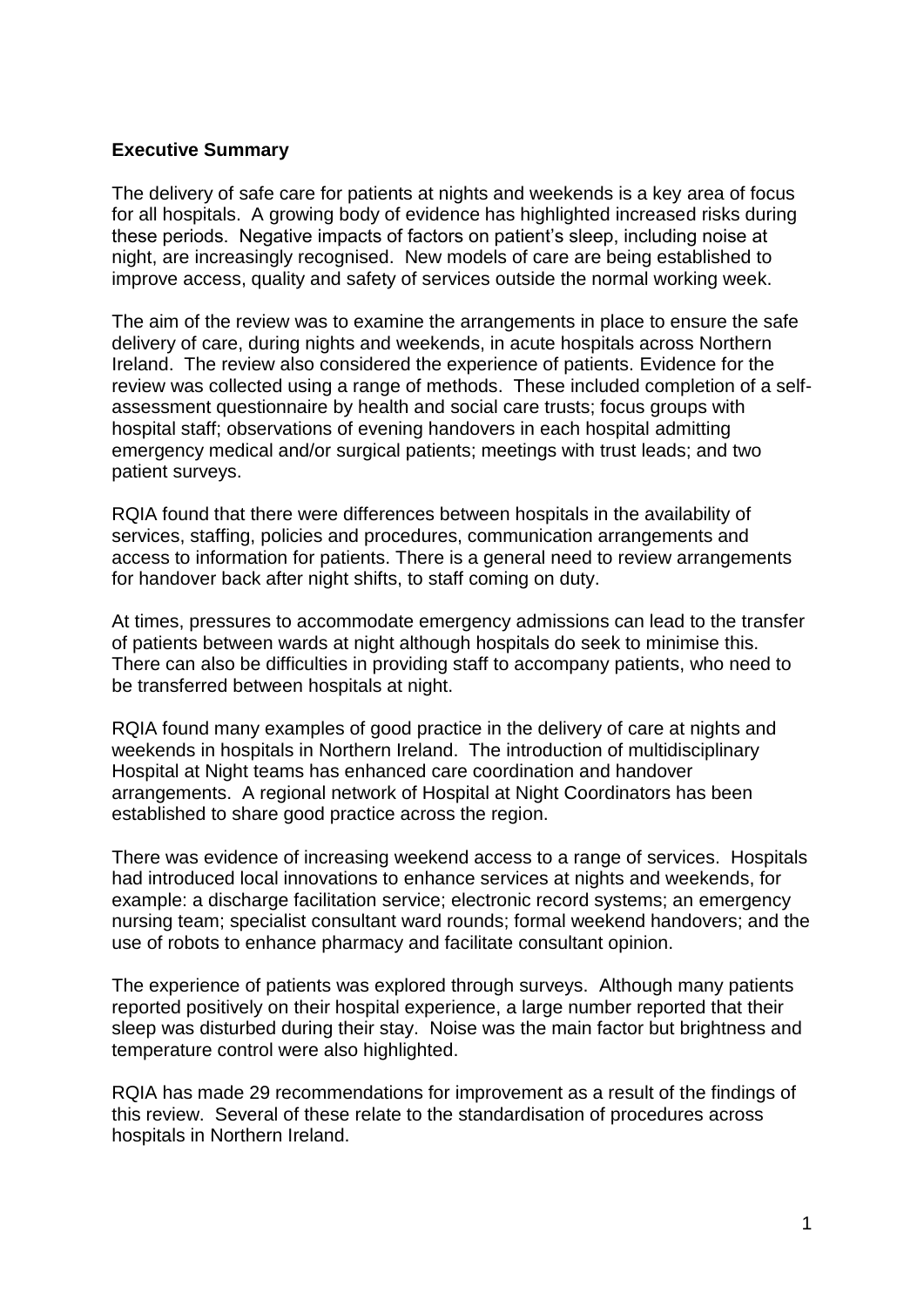**Executive Summary**

The delivery of safe care for patients at nights and weekends is a key area of focus for all hospitals. A growing body of evidence has highlighted increased risks during these periods. Negative impacts of factors on patient's sleep, including noise at night, are increasingly recognised. New models of care are being established to improve access, quality and safety of services outside the normal working week.

The aim of the review was to examine the arrangements in place to ensure the safe delivery of care, during nights and weekends, in acute hospitals across Northern Ireland. The review also considered the experience of patients. Evidence for the review was collected using a range of methods. These included completion of a self-assessment questionnaire by health and social care trusts; focus groups with hospital staff; observations of evening handovers in each hospital admitting emergency medical and/or surgical patients; meetings with trust leads; and two patient surveys.

RQIA found that there were differences between hospitals in the availability of services, staffing, policies and procedures, communication arrangements and access to information for patients. There is a general need to review arrangements for handover back after night shifts, to staff coming on duty.

At times, pressures to accommodate emergency admissions can lead to the transfer of patients between wards at night although hospitals do seek to minimise this. There can also be difficulties in providing staff to accompany patients, who need to be transferred between hospitals at night.

RQIA found many examples of good practice in the delivery of care at nights and weekends in hospitals in Northern Ireland. The introduction of multidisciplinary Hospital at Night teams has enhanced care coordination and handover arrangements. A regional network of Hospital at Night Coordinators has been established to share good practice across the region.

There was evidence of increasing weekend access to a range of services. Hospitals had introduced local innovations to enhance services at nights and weekends, for example: a discharge facilitation service; electronic record systems; an emergency nursing team; specialist consultant ward rounds; formal weekend handovers; and the use of robots to enhance pharmacy and facilitate consultant opinion.

The experience of patients was explored through surveys. Although many patients reported positively on their hospital experience, a large number reported that their sleep was disturbed during their stay. Noise was the main factor but brightness and temperature control were also highlighted.

RQIA has made 29 recommendations for improvement as a result of the findings of this review. Several of these relate to the standardisation of procedures across hospitals in Northern Ireland.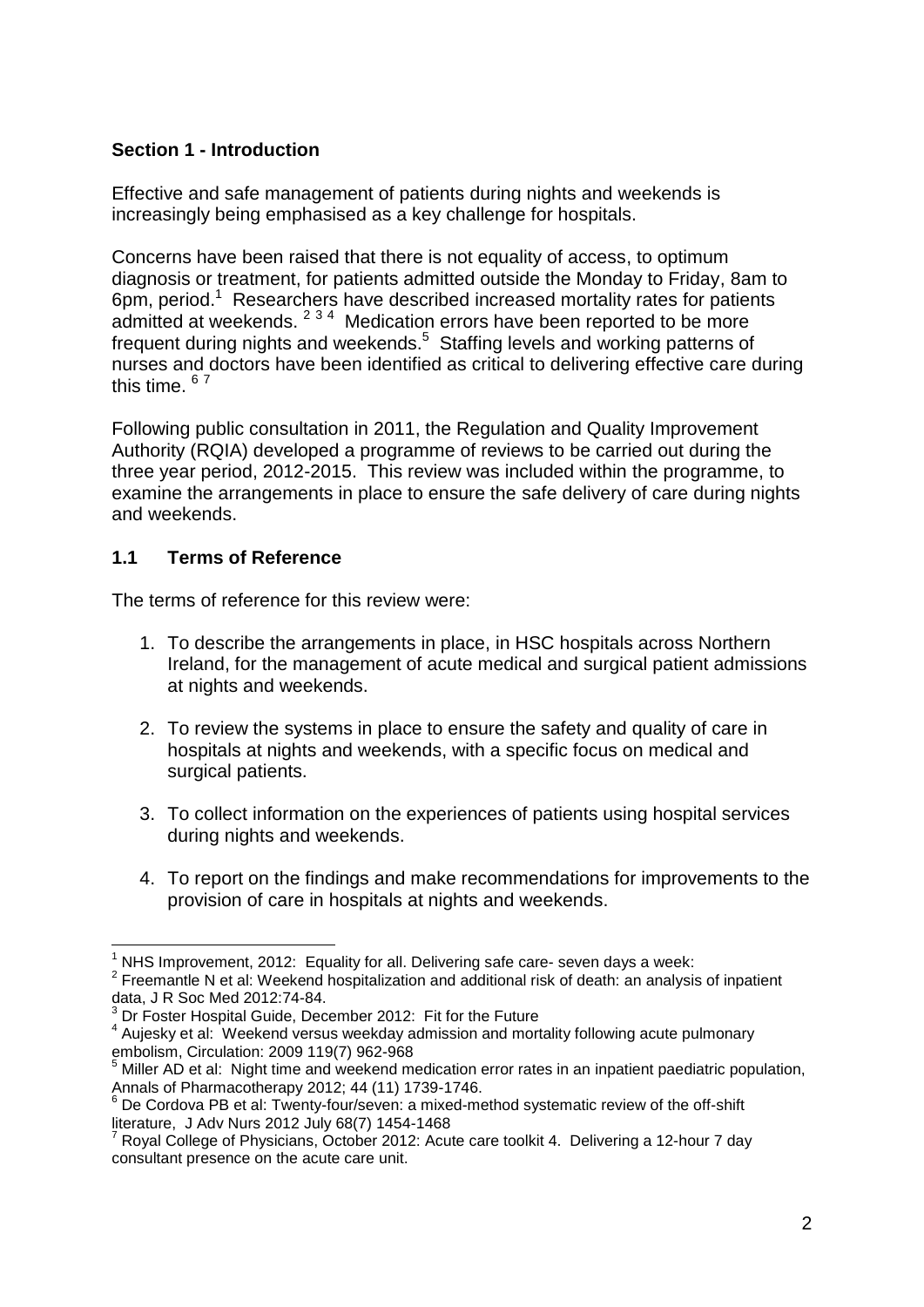**Section 1 - Introduction**

Effective and safe management of patients during nights and weekends is increasingly being emphasised as a key challenge for hospitals.

Concerns have been raised that there is not equality of access, to optimum diagnosis or treatment, for patients admitted outside the Monday to Friday, 8am to 6pm, period.[1] Researchers have described increased mortality rates for patients admitted at weekends.[2 3 4] Medication errors have been reported to be more frequent during nights and weekends.[5] Staffing levels and working patterns of nurses and doctors have been identified as critical to delivering effective care during this time.[6 7]

Following public consultation in 2011, the Regulation and Quality Improvement Authority (RQIA) developed a programme of reviews to be carried out during the three year period, 2012-2015. This review was included within the programme, to examine the arrangements in place to ensure the safe delivery of care during nights and weekends.

**1.1 Terms of Reference**

The terms of reference for this review were:

1. To describe the arrangements in place, in HSC hospitals across Northern Ireland, for the management of acute medical and surgical patient admissions at nights and weekends.

2. To review the systems in place to ensure the safety and quality of care in hospitals at nights and weekends, with a specific focus on medical and surgical patients.

3. To collect information on the experiences of patients using hospital services during nights and weekends.

4. To report on the findings and make recommendations for improvements to the provision of care in hospitals at nights and weekends.

---

[1] NHS Improvement, 2012: Equality for all. Delivering safe care- seven days a week:

[2] Freemantle N et al: Weekend hospitalization and additional risk of death: an analysis of inpatient data, J R Soc Med 2012:74-84.

[3] Dr Foster Hospital Guide, December 2012: Fit for the Future

[4] Aujesky et al: Weekend versus weekday admission and mortality following acute pulmonary embolism, Circulation: 2009 119(7) 962-968

[5] Miller AD et al: Night time and weekend medication error rates in an inpatient paediatric population, Annals of Pharmacotherapy 2012; 44 (11) 1739-1746.

[6] De Cordova PB et al: Twenty-four/seven: a mixed-method systematic review of the off-shift literature, J Adv Nurs 2012 July 68(7) 1454-1468

[7] Royal College of Physicians, October 2012: Acute care toolkit 4. Delivering a 12-hour 7 day consultant presence on the acute care unit.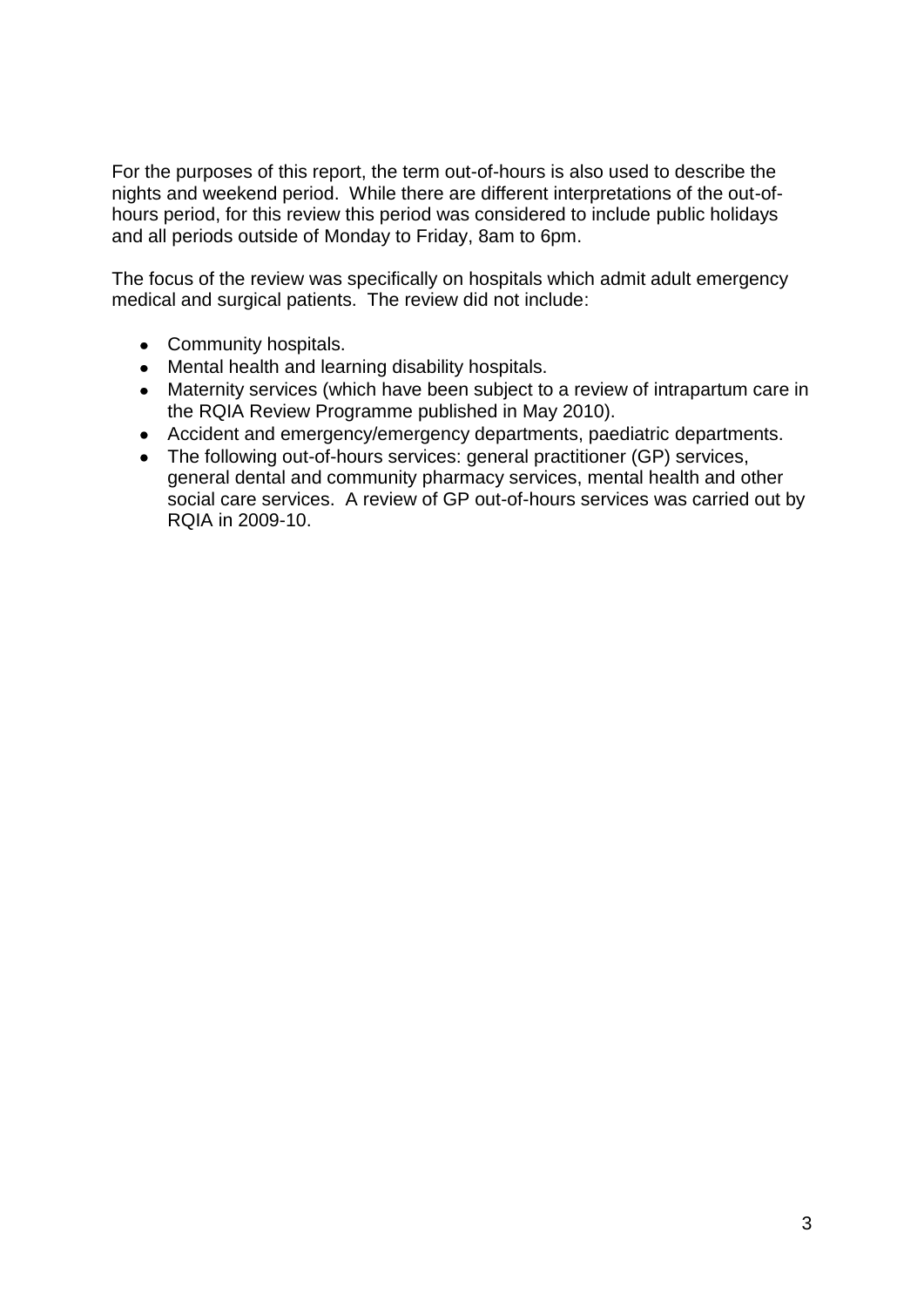For the purposes of this report, the term out-of-hours is also used to describe the nights and weekend period. While there are different interpretations of the out-of-hours period, for this review this period was considered to include public holidays and all periods outside of Monday to Friday, 8am to 6pm.

The focus of the review was specifically on hospitals which admit adult emergency medical and surgical patients. The review did not include:

- Community hospitals.
- Mental health and learning disability hospitals.
- Maternity services (which have been subject to a review of intrapartum care in the RQIA Review Programme published in May 2010).
- Accident and emergency/emergency departments, paediatric departments.
- The following out-of-hours services: general practitioner (GP) services, general dental and community pharmacy services, mental health and other social care services. A review of GP out-of-hours services was carried out by RQIA in 2009-10.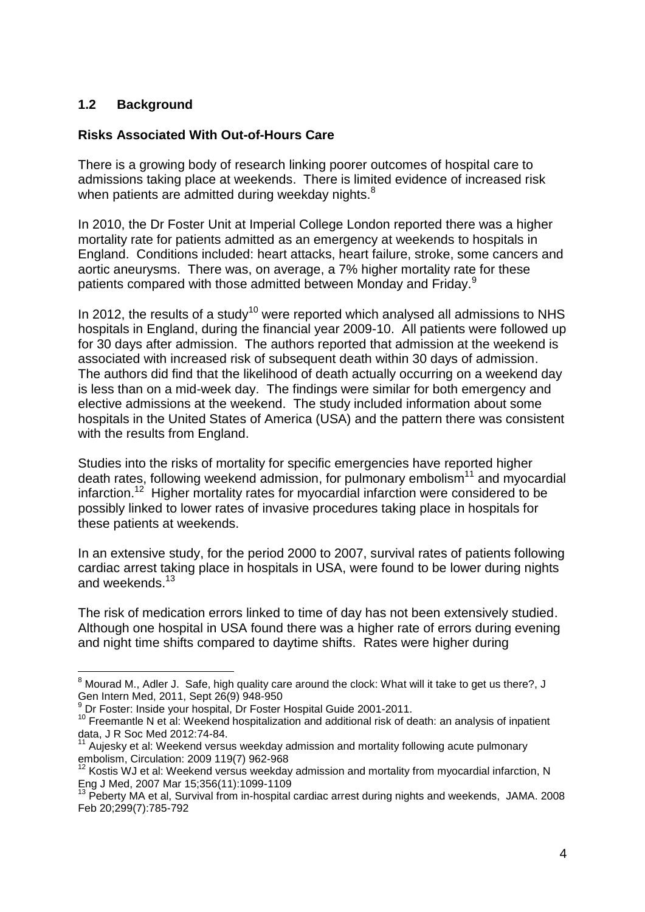## 1.2 Background

**Risks Associated With Out-of-Hours Care**

There is a growing body of research linking poorer outcomes of hospital care to admissions taking place at weekends. There is limited evidence of increased risk when patients are admitted during weekday nights.[8]

In 2010, the Dr Foster Unit at Imperial College London reported there was a higher mortality rate for patients admitted as an emergency at weekends to hospitals in England. Conditions included: heart attacks, heart failure, stroke, some cancers and aortic aneurysms. There was, on average, a 7% higher mortality rate for these patients compared with those admitted between Monday and Friday.[9]

In 2012, the results of a study[10] were reported which analysed all admissions to NHS hospitals in England, during the financial year 2009-10. All patients were followed up for 30 days after admission. The authors reported that admission at the weekend is associated with increased risk of subsequent death within 30 days of admission. The authors did find that the likelihood of death actually occurring on a weekend day is less than on a mid-week day. The findings were similar for both emergency and elective admissions at the weekend. The study included information about some hospitals in the United States of America (USA) and the pattern there was consistent with the results from England.

Studies into the risks of mortality for specific emergencies have reported higher death rates, following weekend admission, for pulmonary embolism[11] and myocardial infarction.[12] Higher mortality rates for myocardial infarction were considered to be possibly linked to lower rates of invasive procedures taking place in hospitals for these patients at weekends.

In an extensive study, for the period 2000 to 2007, survival rates of patients following cardiac arrest taking place in hospitals in USA, were found to be lower during nights and weekends.[13]

The risk of medication errors linked to time of day has not been extensively studied. Although one hospital in USA found there was a higher rate of errors during evening and night time shifts compared to daytime shifts. Rates were higher during

---

[8] Mourad M., Adler J. Safe, high quality care around the clock: What will it take to get us there?, J Gen Intern Med, 2011, Sept 26(9) 948-950

[9] Dr Foster: Inside your hospital, Dr Foster Hospital Guide 2001-2011.

[10] Freemantle N et al: Weekend hospitalization and additional risk of death: an analysis of inpatient data, J R Soc Med 2012:74-84.

[11] Aujesky et al: Weekend versus weekday admission and mortality following acute pulmonary embolism, Circulation: 2009 119(7) 962-968

[12] Kostis WJ et al: Weekend versus weekday admission and mortality from myocardial infarction, N Eng J Med, 2007 Mar 15;356(11):1099-1109

[13] Peberty MA et al, Survival from in-hospital cardiac arrest during nights and weekends, JAMA. 2008 Feb 20;299(7):785-792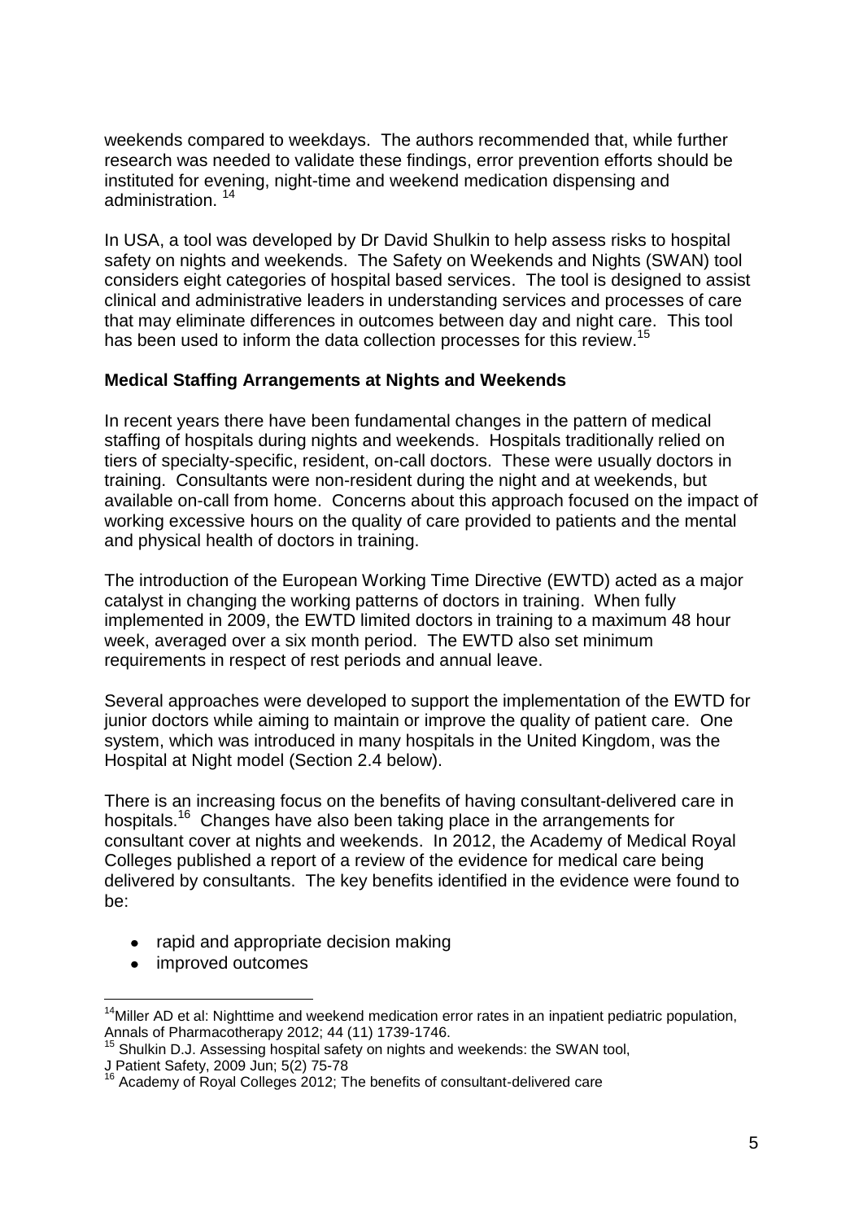weekends compared to weekdays. The authors recommended that, while further research was needed to validate these findings, error prevention efforts should be instituted for evening, night-time and weekend medication dispensing and administration. [14]

In USA, a tool was developed by Dr David Shulkin to help assess risks to hospital safety on nights and weekends. The Safety on Weekends and Nights (SWAN) tool considers eight categories of hospital based services. The tool is designed to assist clinical and administrative leaders in understanding services and processes of care that may eliminate differences in outcomes between day and night care. This tool has been used to inform the data collection processes for this review.[15]

**Medical Staffing Arrangements at Nights and Weekends**

In recent years there have been fundamental changes in the pattern of medical staffing of hospitals during nights and weekends. Hospitals traditionally relied on tiers of specialty-specific, resident, on-call doctors. These were usually doctors in training. Consultants were non-resident during the night and at weekends, but available on-call from home. Concerns about this approach focused on the impact of working excessive hours on the quality of care provided to patients and the mental and physical health of doctors in training.

The introduction of the European Working Time Directive (EWTD) acted as a major catalyst in changing the working patterns of doctors in training. When fully implemented in 2009, the EWTD limited doctors in training to a maximum 48 hour week, averaged over a six month period. The EWTD also set minimum requirements in respect of rest periods and annual leave.

Several approaches were developed to support the implementation of the EWTD for junior doctors while aiming to maintain or improve the quality of patient care. One system, which was introduced in many hospitals in the United Kingdom, was the Hospital at Night model (Section 2.4 below).

There is an increasing focus on the benefits of having consultant-delivered care in hospitals.[16] Changes have also been taking place in the arrangements for consultant cover at nights and weekends. In 2012, the Academy of Medical Royal Colleges published a report of a review of the evidence for medical care being delivered by consultants. The key benefits identified in the evidence were found to be:

- rapid and appropriate decision making
- improved outcomes

---

[14] Miller AD et al: Nighttime and weekend medication error rates in an inpatient pediatric population, Annals of Pharmacotherapy 2012; 44 (11) 1739-1746.

[15] Shulkin D.J. Assessing hospital safety on nights and weekends: the SWAN tool, J Patient Safety, 2009 Jun; 5(2) 75-78

[16] Academy of Royal Colleges 2012; The benefits of consultant-delivered care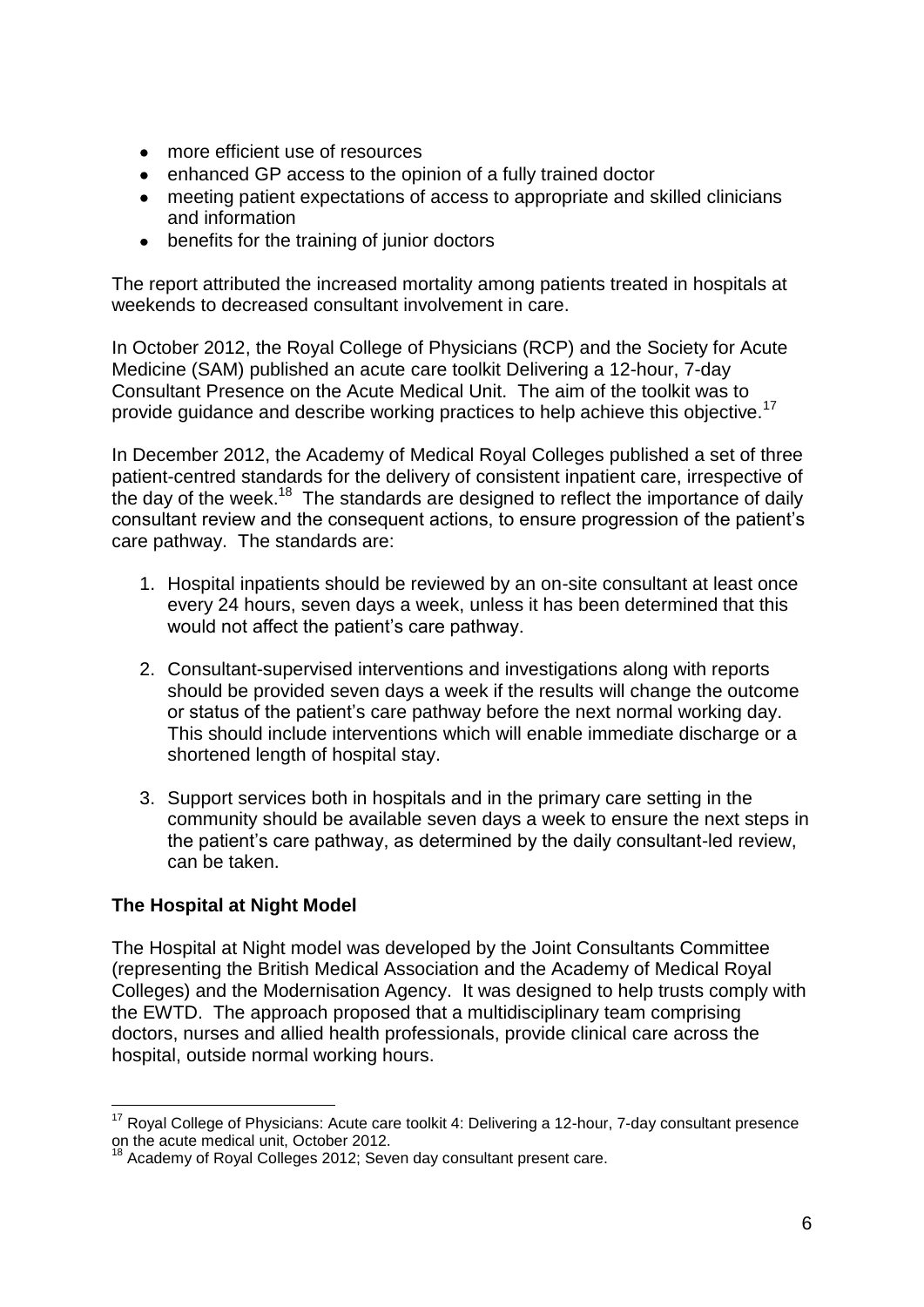- more efficient use of resources
- enhanced GP access to the opinion of a fully trained doctor
- meeting patient expectations of access to appropriate and skilled clinicians and information
- benefits for the training of junior doctors

The report attributed the increased mortality among patients treated in hospitals at weekends to decreased consultant involvement in care.

In October 2012, the Royal College of Physicians (RCP) and the Society for Acute Medicine (SAM) published an acute care toolkit Delivering a 12-hour, 7-day Consultant Presence on the Acute Medical Unit. The aim of the toolkit was to provide guidance and describe working practices to help achieve this objective.[17]

In December 2012, the Academy of Medical Royal Colleges published a set of three patient-centred standards for the delivery of consistent inpatient care, irrespective of the day of the week.[18] The standards are designed to reflect the importance of daily consultant review and the consequent actions, to ensure progression of the patient's care pathway. The standards are:

1. Hospital inpatients should be reviewed by an on-site consultant at least once every 24 hours, seven days a week, unless it has been determined that this would not affect the patient's care pathway.

2. Consultant-supervised interventions and investigations along with reports should be provided seven days a week if the results will change the outcome or status of the patient's care pathway before the next normal working day. This should include interventions which will enable immediate discharge or a shortened length of hospital stay.

3. Support services both in hospitals and in the primary care setting in the community should be available seven days a week to ensure the next steps in the patient's care pathway, as determined by the daily consultant-led review, can be taken.

**The Hospital at Night Model**

The Hospital at Night model was developed by the Joint Consultants Committee (representing the British Medical Association and the Academy of Medical Royal Colleges) and the Modernisation Agency. It was designed to help trusts comply with the EWTD. The approach proposed that a multidisciplinary team comprising doctors, nurses and allied health professionals, provide clinical care across the hospital, outside normal working hours.

---

[17] Royal College of Physicians: Acute care toolkit 4: Delivering a 12-hour, 7-day consultant presence on the acute medical unit, October 2012.

[18] Academy of Royal Colleges 2012; Seven day consultant present care.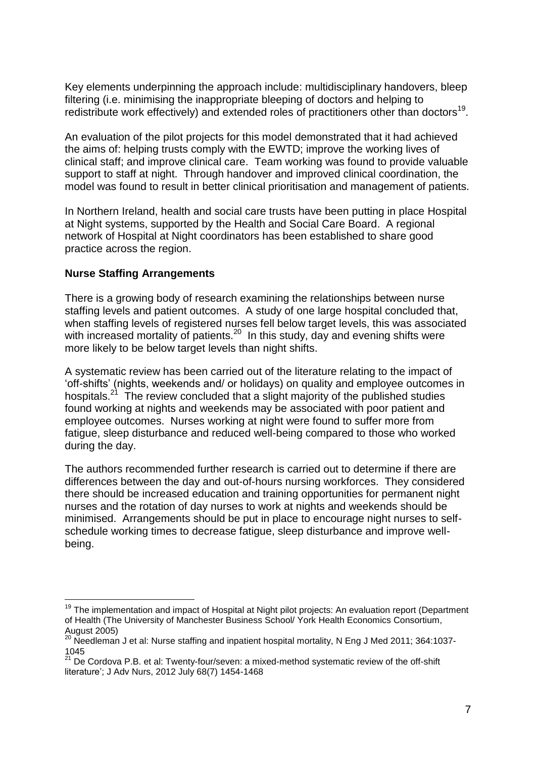Key elements underpinning the approach include: multidisciplinary handovers, bleep filtering (i.e. minimising the inappropriate bleeping of doctors and helping to redistribute work effectively) and extended roles of practitioners other than doctors[19].

An evaluation of the pilot projects for this model demonstrated that it had achieved the aims of: helping trusts comply with the EWTD; improve the working lives of clinical staff; and improve clinical care. Team working was found to provide valuable support to staff at night. Through handover and improved clinical coordination, the model was found to result in better clinical prioritisation and management of patients.

In Northern Ireland, health and social care trusts have been putting in place Hospital at Night systems, supported by the Health and Social Care Board. A regional network of Hospital at Night coordinators has been established to share good practice across the region.

**Nurse Staffing Arrangements**

There is a growing body of research examining the relationships between nurse staffing levels and patient outcomes. A study of one large hospital concluded that, when staffing levels of registered nurses fell below target levels, this was associated with increased mortality of patients.[20] In this study, day and evening shifts were more likely to be below target levels than night shifts.

A systematic review has been carried out of the literature relating to the impact of 'off-shifts' (nights, weekends and/ or holidays) on quality and employee outcomes in hospitals.[21] The review concluded that a slight majority of the published studies found working at nights and weekends may be associated with poor patient and employee outcomes. Nurses working at night were found to suffer more from fatigue, sleep disturbance and reduced well-being compared to those who worked during the day.

The authors recommended further research is carried out to determine if there are differences between the day and out-of-hours nursing workforces. They considered there should be increased education and training opportunities for permanent night nurses and the rotation of day nurses to work at nights and weekends should be minimised. Arrangements should be put in place to encourage night nurses to self-schedule working times to decrease fatigue, sleep disturbance and improve well-being.

---

[19] The implementation and impact of Hospital at Night pilot projects: An evaluation report (Department of Health (The University of Manchester Business School/ York Health Economics Consortium, August 2005)

[20] Needleman J et al: Nurse staffing and inpatient hospital mortality, N Eng J Med 2011; 364:1037-1045

[21] De Cordova P.B. et al: Twenty-four/seven: a mixed-method systematic review of the off-shift literature'; J Adv Nurs, 2012 July 68(7) 1454-1468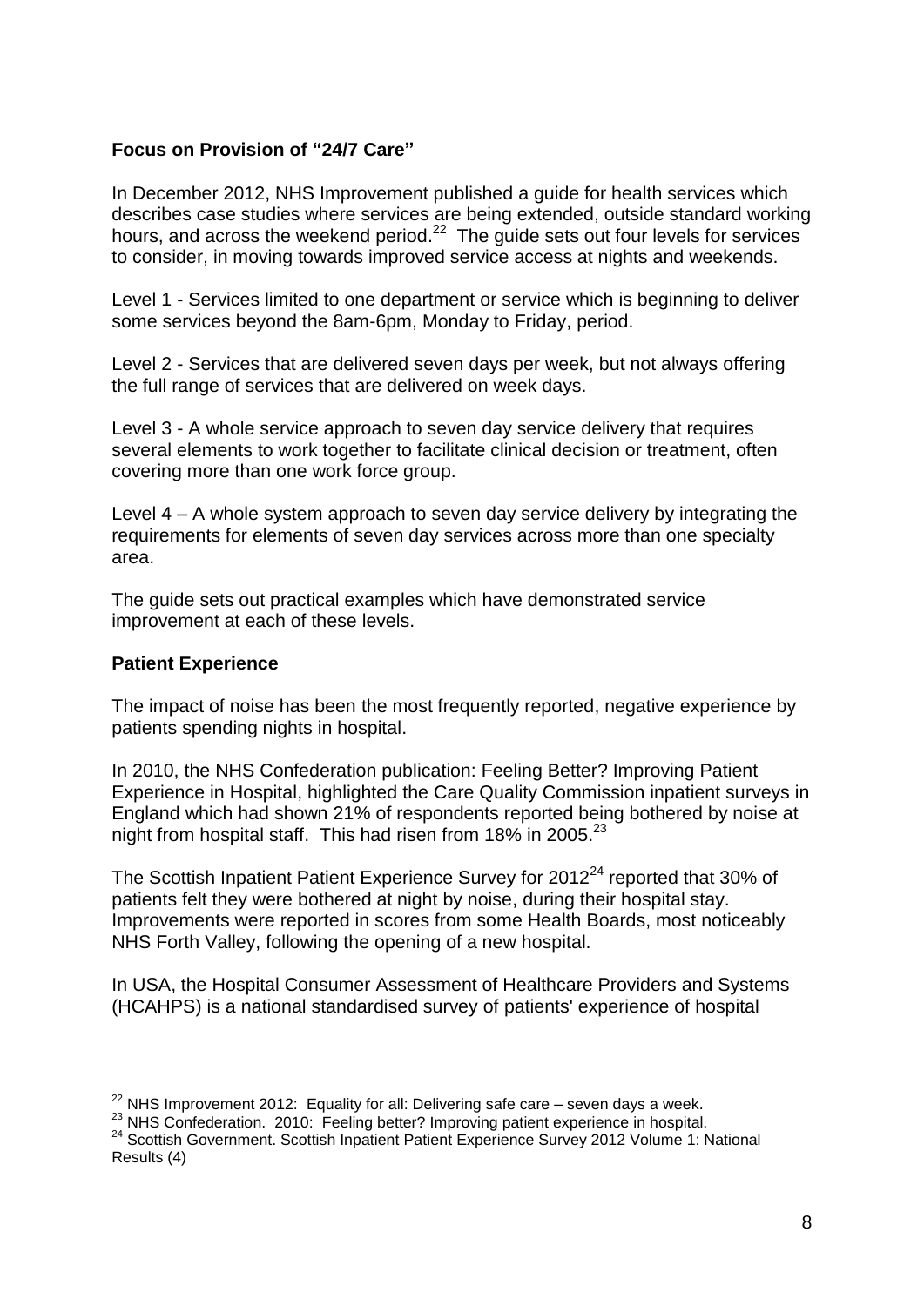**Focus on Provision of "24/7 Care"**

In December 2012, NHS Improvement published a guide for health services which describes case studies where services are being extended, outside standard working hours, and across the weekend period.[22] The guide sets out four levels for services to consider, in moving towards improved service access at nights and weekends.

Level 1 - Services limited to one department or service which is beginning to deliver some services beyond the 8am-6pm, Monday to Friday, period.

Level 2 - Services that are delivered seven days per week, but not always offering the full range of services that are delivered on week days.

Level 3 - A whole service approach to seven day service delivery that requires several elements to work together to facilitate clinical decision or treatment, often covering more than one work force group.

Level 4 – A whole system approach to seven day service delivery by integrating the requirements for elements of seven day services across more than one specialty area.

The guide sets out practical examples which have demonstrated service improvement at each of these levels.

**Patient Experience**

The impact of noise has been the most frequently reported, negative experience by patients spending nights in hospital.

In 2010, the NHS Confederation publication: Feeling Better? Improving Patient Experience in Hospital, highlighted the Care Quality Commission inpatient surveys in England which had shown 21% of respondents reported being bothered by noise at night from hospital staff. This had risen from 18% in 2005.[23]

The Scottish Inpatient Patient Experience Survey for 2012[24] reported that 30% of patients felt they were bothered at night by noise, during their hospital stay. Improvements were reported in scores from some Health Boards, most noticeably NHS Forth Valley, following the opening of a new hospital.

In USA, the Hospital Consumer Assessment of Healthcare Providers and Systems (HCAHPS) is a national standardised survey of patients' experience of hospital

---

[22] NHS Improvement 2012: Equality for all: Delivering safe care – seven days a week.

[23] NHS Confederation. 2010: Feeling better? Improving patient experience in hospital.

[24] Scottish Government. Scottish Inpatient Patient Experience Survey 2012 Volume 1: National Results (4)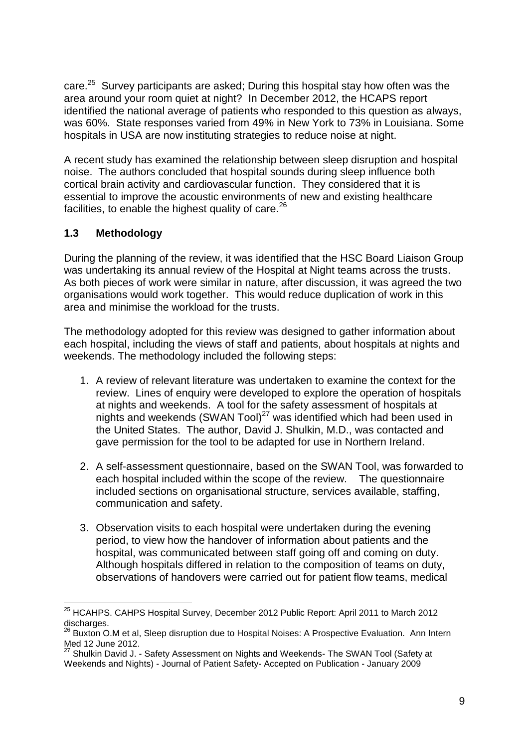care.[25] Survey participants are asked; During this hospital stay how often was the area around your room quiet at night? In December 2012, the HCAPS report identified the national average of patients who responded to this question as always, was 60%. State responses varied from 49% in New York to 73% in Louisiana. Some hospitals in USA are now instituting strategies to reduce noise at night.

A recent study has examined the relationship between sleep disruption and hospital noise. The authors concluded that hospital sounds during sleep influence both cortical brain activity and cardiovascular function. They considered that it is essential to improve the acoustic environments of new and existing healthcare facilities, to enable the highest quality of care.[26]

### 1.3 Methodology

During the planning of the review, it was identified that the HSC Board Liaison Group was undertaking its annual review of the Hospital at Night teams across the trusts. As both pieces of work were similar in nature, after discussion, it was agreed the two organisations would work together. This would reduce duplication of work in this area and minimise the workload for the trusts.

The methodology adopted for this review was designed to gather information about each hospital, including the views of staff and patients, about hospitals at nights and weekends. The methodology included the following steps:

1. A review of relevant literature was undertaken to examine the context for the review. Lines of enquiry were developed to explore the operation of hospitals at nights and weekends. A tool for the safety assessment of hospitals at nights and weekends (SWAN Tool)[27] was identified which had been used in the United States. The author, David J. Shulkin, M.D., was contacted and gave permission for the tool to be adapted for use in Northern Ireland.

2. A self-assessment questionnaire, based on the SWAN Tool, was forwarded to each hospital included within the scope of the review. The questionnaire included sections on organisational structure, services available, staffing, communication and safety.

3. Observation visits to each hospital were undertaken during the evening period, to view how the handover of information about patients and the hospital, was communicated between staff going off and coming on duty. Although hospitals differed in relation to the composition of teams on duty, observations of handovers were carried out for patient flow teams, medical

---

[25] HCAHPS. CAHPS Hospital Survey, December 2012 Public Report: April 2011 to March 2012 discharges.

[26] Buxton O.M et al, Sleep disruption due to Hospital Noises: A Prospective Evaluation. Ann Intern Med 12 June 2012.

[27] Shulkin David J. - Safety Assessment on Nights and Weekends- The SWAN Tool (Safety at Weekends and Nights) - Journal of Patient Safety- Accepted on Publication - January 2009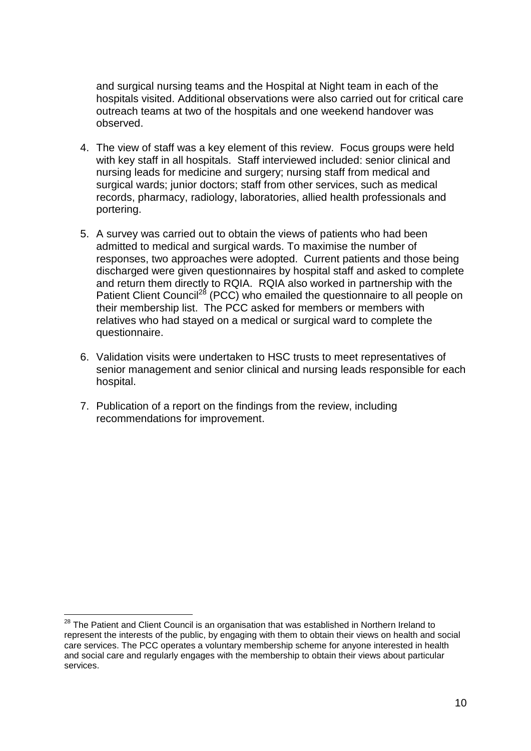and surgical nursing teams and the Hospital at Night team in each of the hospitals visited. Additional observations were also carried out for critical care outreach teams at two of the hospitals and one weekend handover was observed.

4. The view of staff was a key element of this review. Focus groups were held with key staff in all hospitals. Staff interviewed included: senior clinical and nursing leads for medicine and surgery; nursing staff from medical and surgical wards; junior doctors; staff from other services, such as medical records, pharmacy, radiology, laboratories, allied health professionals and portering.

5. A survey was carried out to obtain the views of patients who had been admitted to medical and surgical wards. To maximise the number of responses, two approaches were adopted. Current patients and those being discharged were given questionnaires by hospital staff and asked to complete and return them directly to RQIA. RQIA also worked in partnership with the Patient Client Council[28] (PCC) who emailed the questionnaire to all people on their membership list. The PCC asked for members or members with relatives who had stayed on a medical or surgical ward to complete the questionnaire.

6. Validation visits were undertaken to HSC trusts to meet representatives of senior management and senior clinical and nursing leads responsible for each hospital.

7. Publication of a report on the findings from the review, including recommendations for improvement.

---

[28] The Patient and Client Council is an organisation that was established in Northern Ireland to represent the interests of the public, by engaging with them to obtain their views on health and social care services. The PCC operates a voluntary membership scheme for anyone interested in health and social care and regularly engages with the membership to obtain their views about particular services.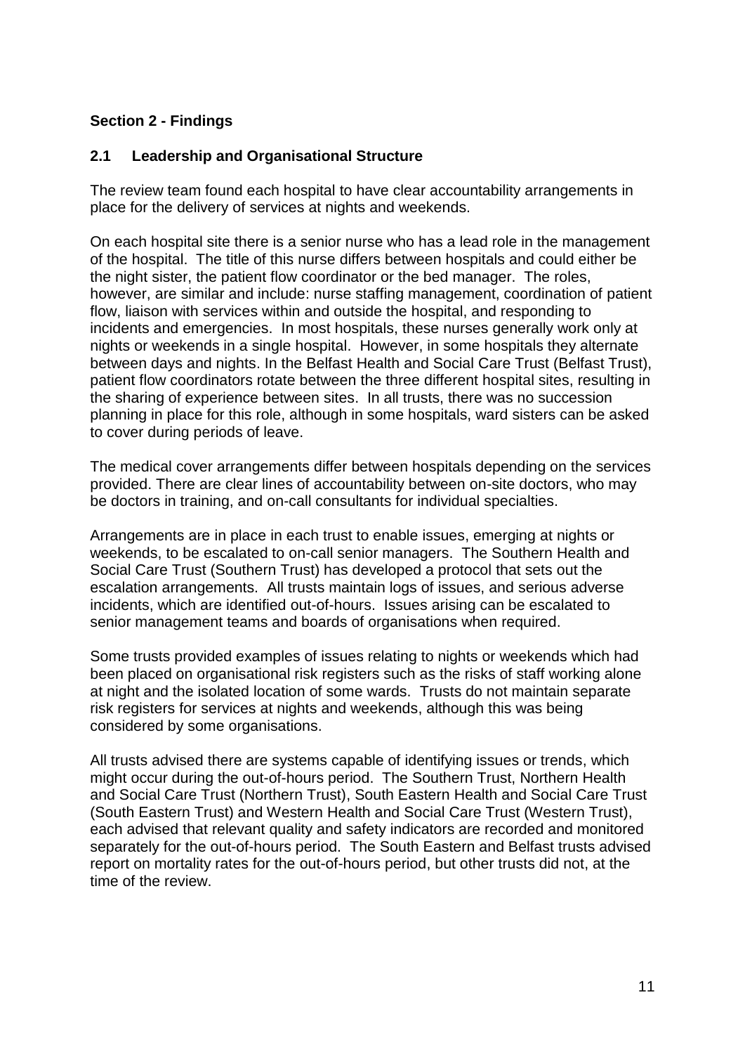## Section 2 - Findings

### 2.1 Leadership and Organisational Structure

The review team found each hospital to have clear accountability arrangements in place for the delivery of services at nights and weekends.

On each hospital site there is a senior nurse who has a lead role in the management of the hospital. The title of this nurse differs between hospitals and could either be the night sister, the patient flow coordinator or the bed manager. The roles, however, are similar and include: nurse staffing management, coordination of patient flow, liaison with services within and outside the hospital, and responding to incidents and emergencies. In most hospitals, these nurses generally work only at nights or weekends in a single hospital. However, in some hospitals they alternate between days and nights. In the Belfast Health and Social Care Trust (Belfast Trust), patient flow coordinators rotate between the three different hospital sites, resulting in the sharing of experience between sites. In all trusts, there was no succession planning in place for this role, although in some hospitals, ward sisters can be asked to cover during periods of leave.

The medical cover arrangements differ between hospitals depending on the services provided. There are clear lines of accountability between on-site doctors, who may be doctors in training, and on-call consultants for individual specialties.

Arrangements are in place in each trust to enable issues, emerging at nights or weekends, to be escalated to on-call senior managers. The Southern Health and Social Care Trust (Southern Trust) has developed a protocol that sets out the escalation arrangements. All trusts maintain logs of issues, and serious adverse incidents, which are identified out-of-hours. Issues arising can be escalated to senior management teams and boards of organisations when required.

Some trusts provided examples of issues relating to nights or weekends which had been placed on organisational risk registers such as the risks of staff working alone at night and the isolated location of some wards. Trusts do not maintain separate risk registers for services at nights and weekends, although this was being considered by some organisations.

All trusts advised there are systems capable of identifying issues or trends, which might occur during the out-of-hours period. The Southern Trust, Northern Health and Social Care Trust (Northern Trust), South Eastern Health and Social Care Trust (South Eastern Trust) and Western Health and Social Care Trust (Western Trust), each advised that relevant quality and safety indicators are recorded and monitored separately for the out-of-hours period. The South Eastern and Belfast trusts advised report on mortality rates for the out-of-hours period, but other trusts did not, at the time of the review.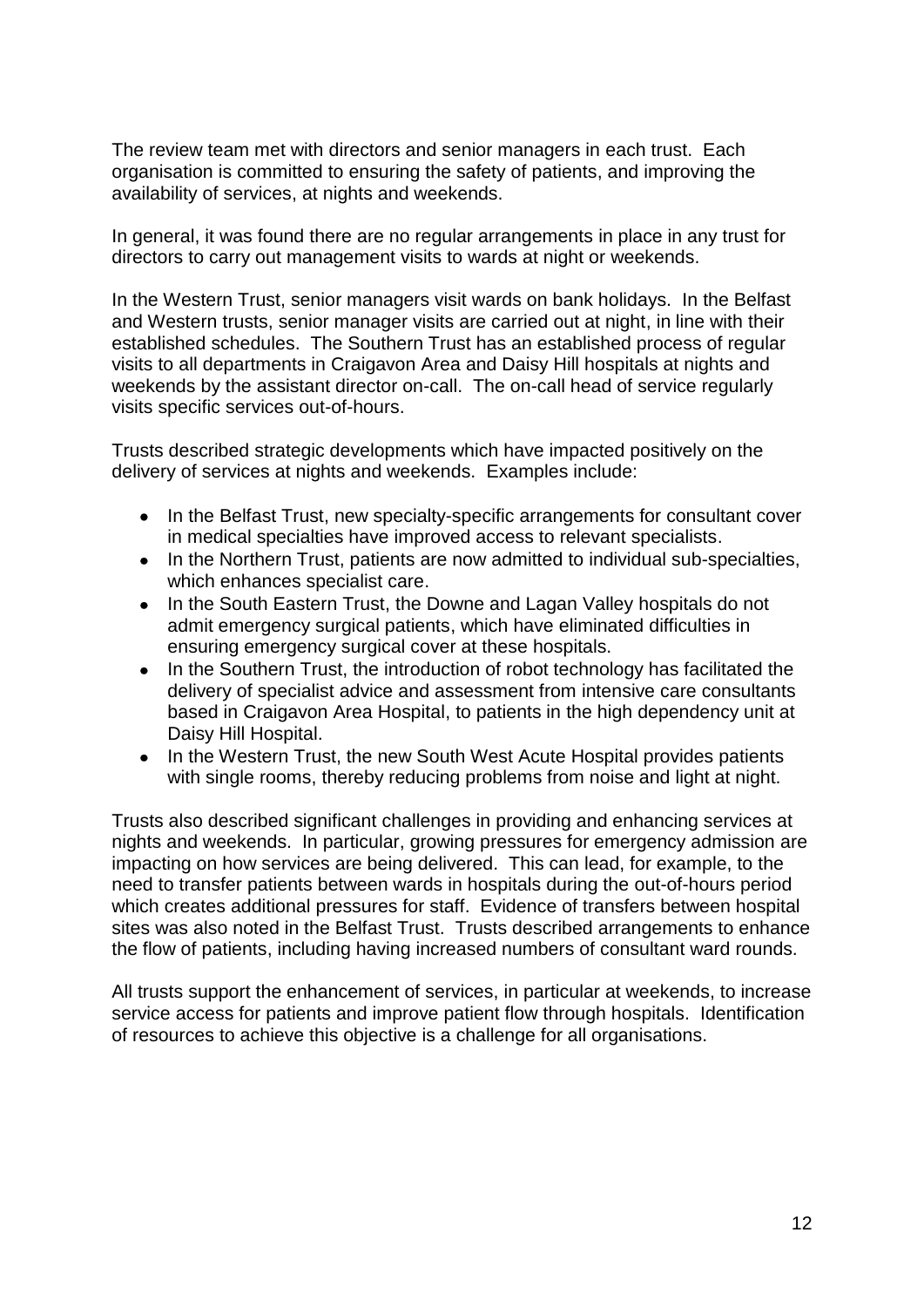The review team met with directors and senior managers in each trust. Each organisation is committed to ensuring the safety of patients, and improving the availability of services, at nights and weekends.

In general, it was found there are no regular arrangements in place in any trust for directors to carry out management visits to wards at night or weekends.

In the Western Trust, senior managers visit wards on bank holidays. In the Belfast and Western trusts, senior manager visits are carried out at night, in line with their established schedules. The Southern Trust has an established process of regular visits to all departments in Craigavon Area and Daisy Hill hospitals at nights and weekends by the assistant director on-call. The on-call head of service regularly visits specific services out-of-hours.

Trusts described strategic developments which have impacted positively on the delivery of services at nights and weekends. Examples include:

- In the Belfast Trust, new specialty-specific arrangements for consultant cover in medical specialties have improved access to relevant specialists.
- In the Northern Trust, patients are now admitted to individual sub-specialties, which enhances specialist care.
- In the South Eastern Trust, the Downe and Lagan Valley hospitals do not admit emergency surgical patients, which have eliminated difficulties in ensuring emergency surgical cover at these hospitals.
- In the Southern Trust, the introduction of robot technology has facilitated the delivery of specialist advice and assessment from intensive care consultants based in Craigavon Area Hospital, to patients in the high dependency unit at Daisy Hill Hospital.
- In the Western Trust, the new South West Acute Hospital provides patients with single rooms, thereby reducing problems from noise and light at night.

Trusts also described significant challenges in providing and enhancing services at nights and weekends. In particular, growing pressures for emergency admission are impacting on how services are being delivered. This can lead, for example, to the need to transfer patients between wards in hospitals during the out-of-hours period which creates additional pressures for staff. Evidence of transfers between hospital sites was also noted in the Belfast Trust. Trusts described arrangements to enhance the flow of patients, including having increased numbers of consultant ward rounds.

All trusts support the enhancement of services, in particular at weekends, to increase service access for patients and improve patient flow through hospitals. Identification of resources to achieve this objective is a challenge for all organisations.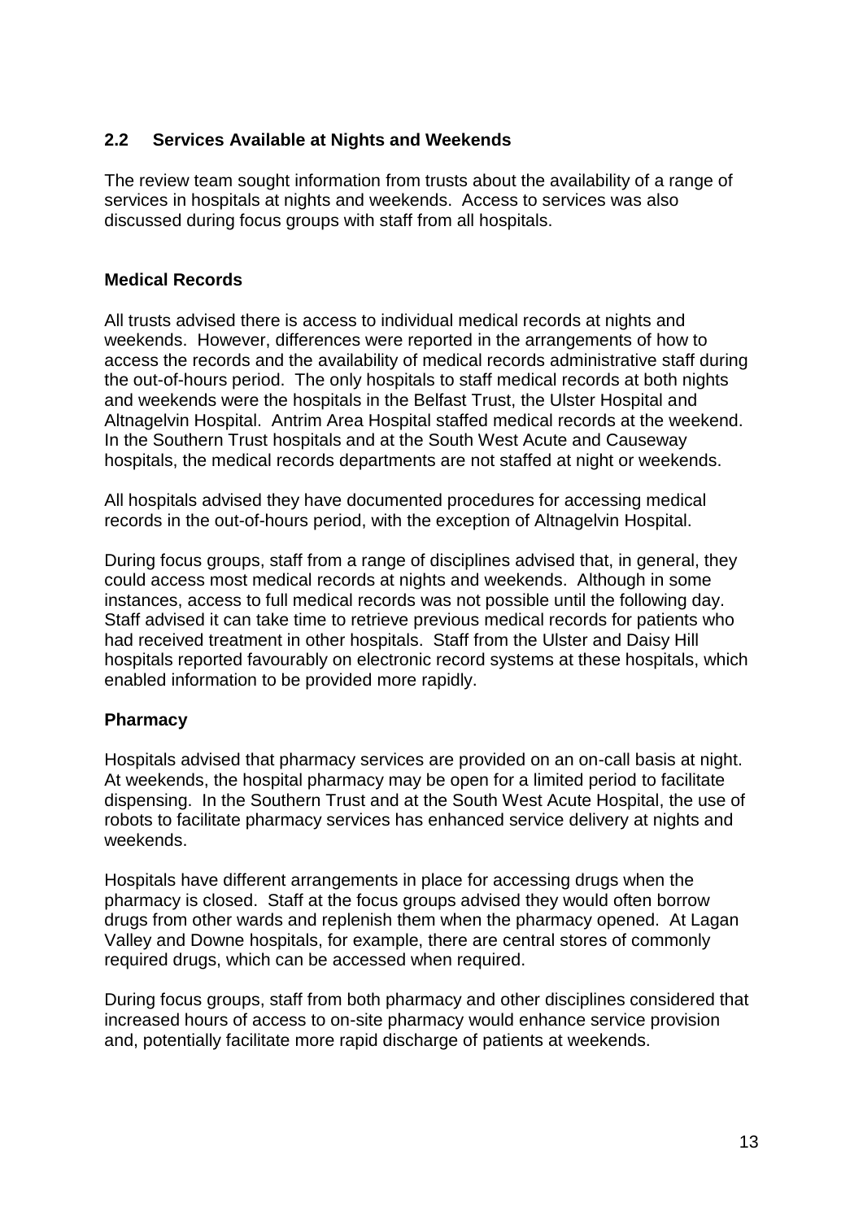## 2.2 Services Available at Nights and Weekends

The review team sought information from trusts about the availability of a range of services in hospitals at nights and weekends. Access to services was also discussed during focus groups with staff from all hospitals.

### Medical Records

All trusts advised there is access to individual medical records at nights and weekends. However, differences were reported in the arrangements of how to access the records and the availability of medical records administrative staff during the out-of-hours period. The only hospitals to staff medical records at both nights and weekends were the hospitals in the Belfast Trust, the Ulster Hospital and Altnagelvin Hospital. Antrim Area Hospital staffed medical records at the weekend. In the Southern Trust hospitals and at the South West Acute and Causeway hospitals, the medical records departments are not staffed at night or weekends.

All hospitals advised they have documented procedures for accessing medical records in the out-of-hours period, with the exception of Altnagelvin Hospital.

During focus groups, staff from a range of disciplines advised that, in general, they could access most medical records at nights and weekends. Although in some instances, access to full medical records was not possible until the following day. Staff advised it can take time to retrieve previous medical records for patients who had received treatment in other hospitals. Staff from the Ulster and Daisy Hill hospitals reported favourably on electronic record systems at these hospitals, which enabled information to be provided more rapidly.

### Pharmacy

Hospitals advised that pharmacy services are provided on an on-call basis at night. At weekends, the hospital pharmacy may be open for a limited period to facilitate dispensing. In the Southern Trust and at the South West Acute Hospital, the use of robots to facilitate pharmacy services has enhanced service delivery at nights and weekends.

Hospitals have different arrangements in place for accessing drugs when the pharmacy is closed. Staff at the focus groups advised they would often borrow drugs from other wards and replenish them when the pharmacy opened. At Lagan Valley and Downe hospitals, for example, there are central stores of commonly required drugs, which can be accessed when required.

During focus groups, staff from both pharmacy and other disciplines considered that increased hours of access to on-site pharmacy would enhance service provision and, potentially facilitate more rapid discharge of patients at weekends.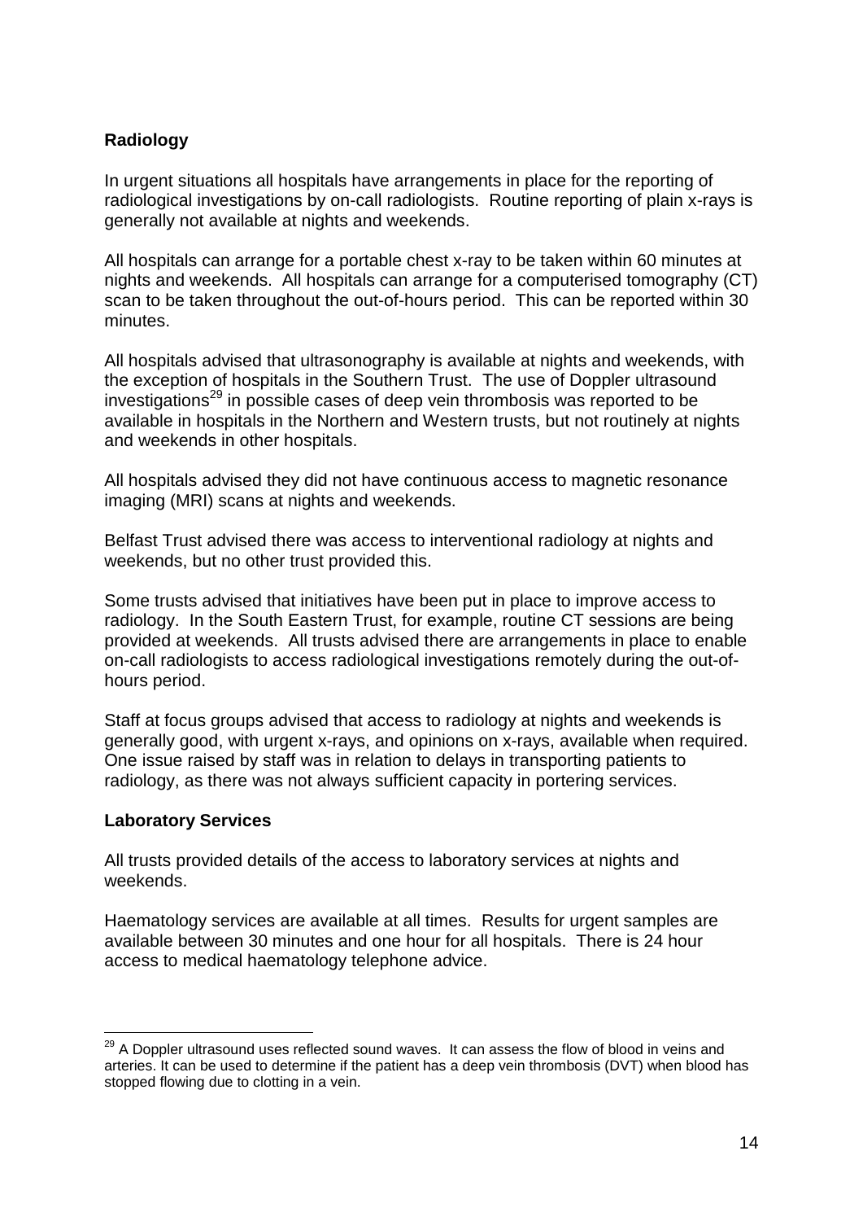**Radiology**

In urgent situations all hospitals have arrangements in place for the reporting of radiological investigations by on-call radiologists. Routine reporting of plain x-rays is generally not available at nights and weekends.

All hospitals can arrange for a portable chest x-ray to be taken within 60 minutes at nights and weekends. All hospitals can arrange for a computerised tomography (CT) scan to be taken throughout the out-of-hours period. This can be reported within 30 minutes.

All hospitals advised that ultrasonography is available at nights and weekends, with the exception of hospitals in the Southern Trust. The use of Doppler ultrasound investigations[29] in possible cases of deep vein thrombosis was reported to be available in hospitals in the Northern and Western trusts, but not routinely at nights and weekends in other hospitals.

All hospitals advised they did not have continuous access to magnetic resonance imaging (MRI) scans at nights and weekends.

Belfast Trust advised there was access to interventional radiology at nights and weekends, but no other trust provided this.

Some trusts advised that initiatives have been put in place to improve access to radiology. In the South Eastern Trust, for example, routine CT sessions are being provided at weekends. All trusts advised there are arrangements in place to enable on-call radiologists to access radiological investigations remotely during the out-of-hours period.

Staff at focus groups advised that access to radiology at nights and weekends is generally good, with urgent x-rays, and opinions on x-rays, available when required. One issue raised by staff was in relation to delays in transporting patients to radiology, as there was not always sufficient capacity in portering services.

**Laboratory Services**

All trusts provided details of the access to laboratory services at nights and weekends.

Haematology services are available at all times. Results for urgent samples are available between 30 minutes and one hour for all hospitals. There is 24 hour access to medical haematology telephone advice.

[29] A Doppler ultrasound uses reflected sound waves. It can assess the flow of blood in veins and arteries. It can be used to determine if the patient has a deep vein thrombosis (DVT) when blood has stopped flowing due to clotting in a vein.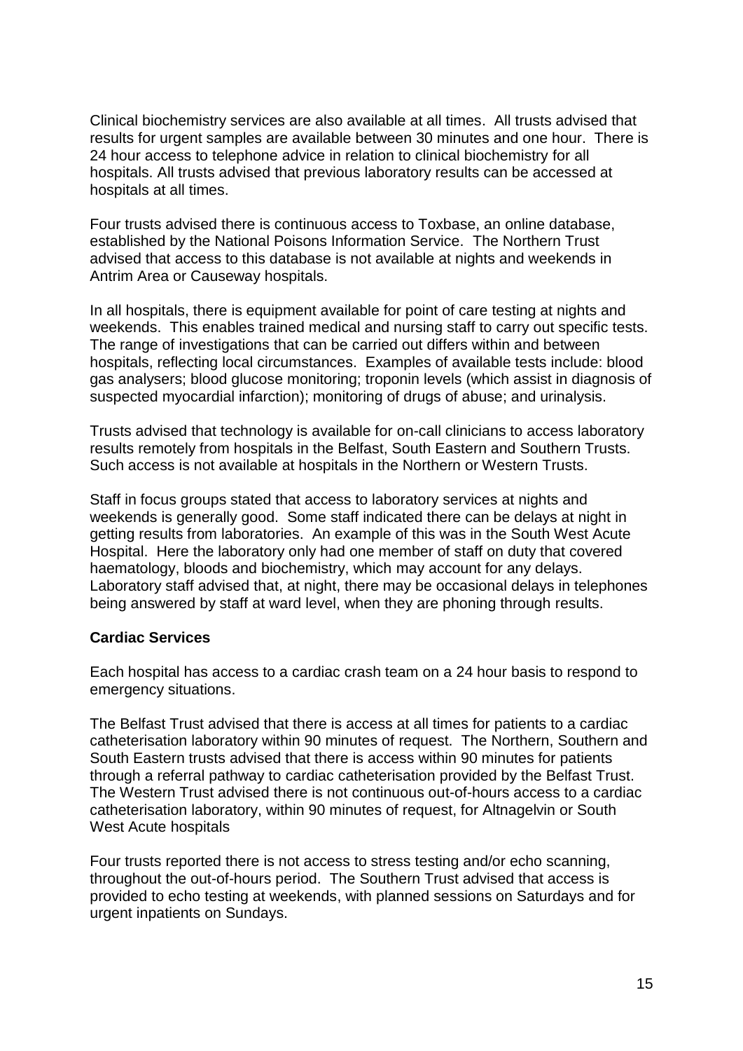Clinical biochemistry services are also available at all times. All trusts advised that results for urgent samples are available between 30 minutes and one hour. There is 24 hour access to telephone advice in relation to clinical biochemistry for all hospitals. All trusts advised that previous laboratory results can be accessed at hospitals at all times.

Four trusts advised there is continuous access to Toxbase, an online database, established by the National Poisons Information Service. The Northern Trust advised that access to this database is not available at nights and weekends in Antrim Area or Causeway hospitals.

In all hospitals, there is equipment available for point of care testing at nights and weekends. This enables trained medical and nursing staff to carry out specific tests. The range of investigations that can be carried out differs within and between hospitals, reflecting local circumstances. Examples of available tests include: blood gas analysers; blood glucose monitoring; troponin levels (which assist in diagnosis of suspected myocardial infarction); monitoring of drugs of abuse; and urinalysis.

Trusts advised that technology is available for on-call clinicians to access laboratory results remotely from hospitals in the Belfast, South Eastern and Southern Trusts. Such access is not available at hospitals in the Northern or Western Trusts.

Staff in focus groups stated that access to laboratory services at nights and weekends is generally good. Some staff indicated there can be delays at night in getting results from laboratories. An example of this was in the South West Acute Hospital. Here the laboratory only had one member of staff on duty that covered haematology, bloods and biochemistry, which may account for any delays. Laboratory staff advised that, at night, there may be occasional delays in telephones being answered by staff at ward level, when they are phoning through results.

**Cardiac Services**

Each hospital has access to a cardiac crash team on a 24 hour basis to respond to emergency situations.

The Belfast Trust advised that there is access at all times for patients to a cardiac catheterisation laboratory within 90 minutes of request. The Northern, Southern and South Eastern trusts advised that there is access within 90 minutes for patients through a referral pathway to cardiac catheterisation provided by the Belfast Trust. The Western Trust advised there is not continuous out-of-hours access to a cardiac catheterisation laboratory, within 90 minutes of request, for Altnagelvin or South West Acute hospitals

Four trusts reported there is not access to stress testing and/or echo scanning, throughout the out-of-hours period. The Southern Trust advised that access is provided to echo testing at weekends, with planned sessions on Saturdays and for urgent inpatients on Sundays.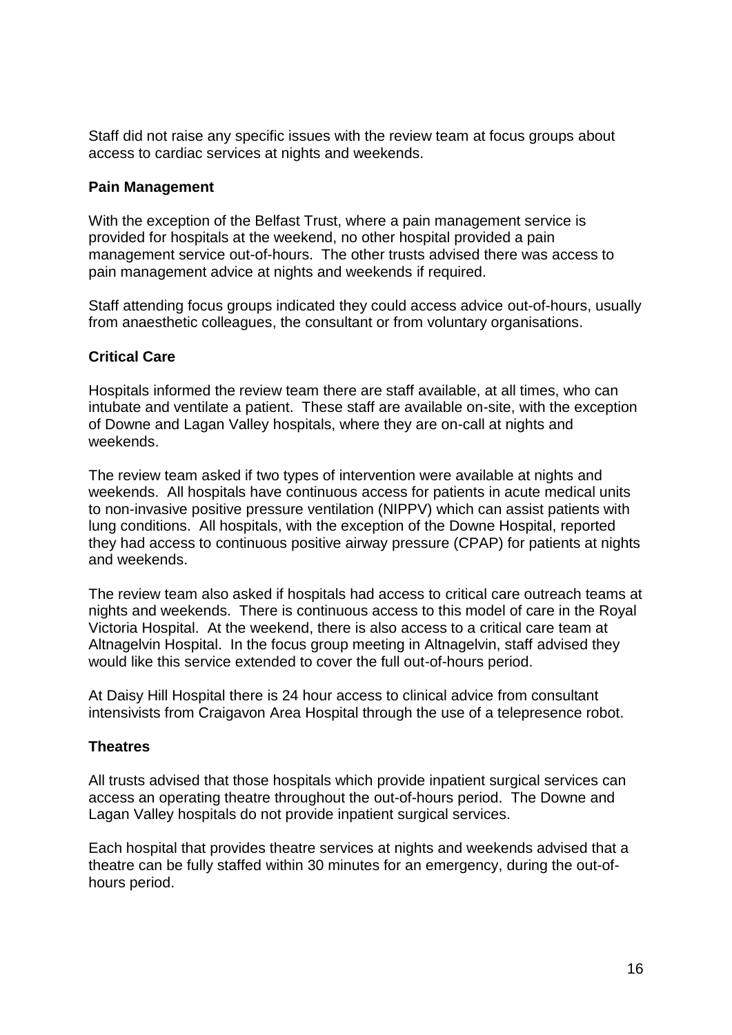Staff did not raise any specific issues with the review team at focus groups about access to cardiac services at nights and weekends.

**Pain Management**

With the exception of the Belfast Trust, where a pain management service is provided for hospitals at the weekend, no other hospital provided a pain management service out-of-hours. The other trusts advised there was access to pain management advice at nights and weekends if required.

Staff attending focus groups indicated they could access advice out-of-hours, usually from anaesthetic colleagues, the consultant or from voluntary organisations.

**Critical Care**

Hospitals informed the review team there are staff available, at all times, who can intubate and ventilate a patient. These staff are available on-site, with the exception of Downe and Lagan Valley hospitals, where they are on-call at nights and weekends.

The review team asked if two types of intervention were available at nights and weekends. All hospitals have continuous access for patients in acute medical units to non-invasive positive pressure ventilation (NIPPV) which can assist patients with lung conditions. All hospitals, with the exception of the Downe Hospital, reported they had access to continuous positive airway pressure (CPAP) for patients at nights and weekends.

The review team also asked if hospitals had access to critical care outreach teams at nights and weekends. There is continuous access to this model of care in the Royal Victoria Hospital. At the weekend, there is also access to a critical care team at Altnagelvin Hospital. In the focus group meeting in Altnagelvin, staff advised they would like this service extended to cover the full out-of-hours period.

At Daisy Hill Hospital there is 24 hour access to clinical advice from consultant intensivists from Craigavon Area Hospital through the use of a telepresence robot.

**Theatres**

All trusts advised that those hospitals which provide inpatient surgical services can access an operating theatre throughout the out-of-hours period. The Downe and Lagan Valley hospitals do not provide inpatient surgical services.

Each hospital that provides theatre services at nights and weekends advised that a theatre can be fully staffed within 30 minutes for an emergency, during the out-of-hours period.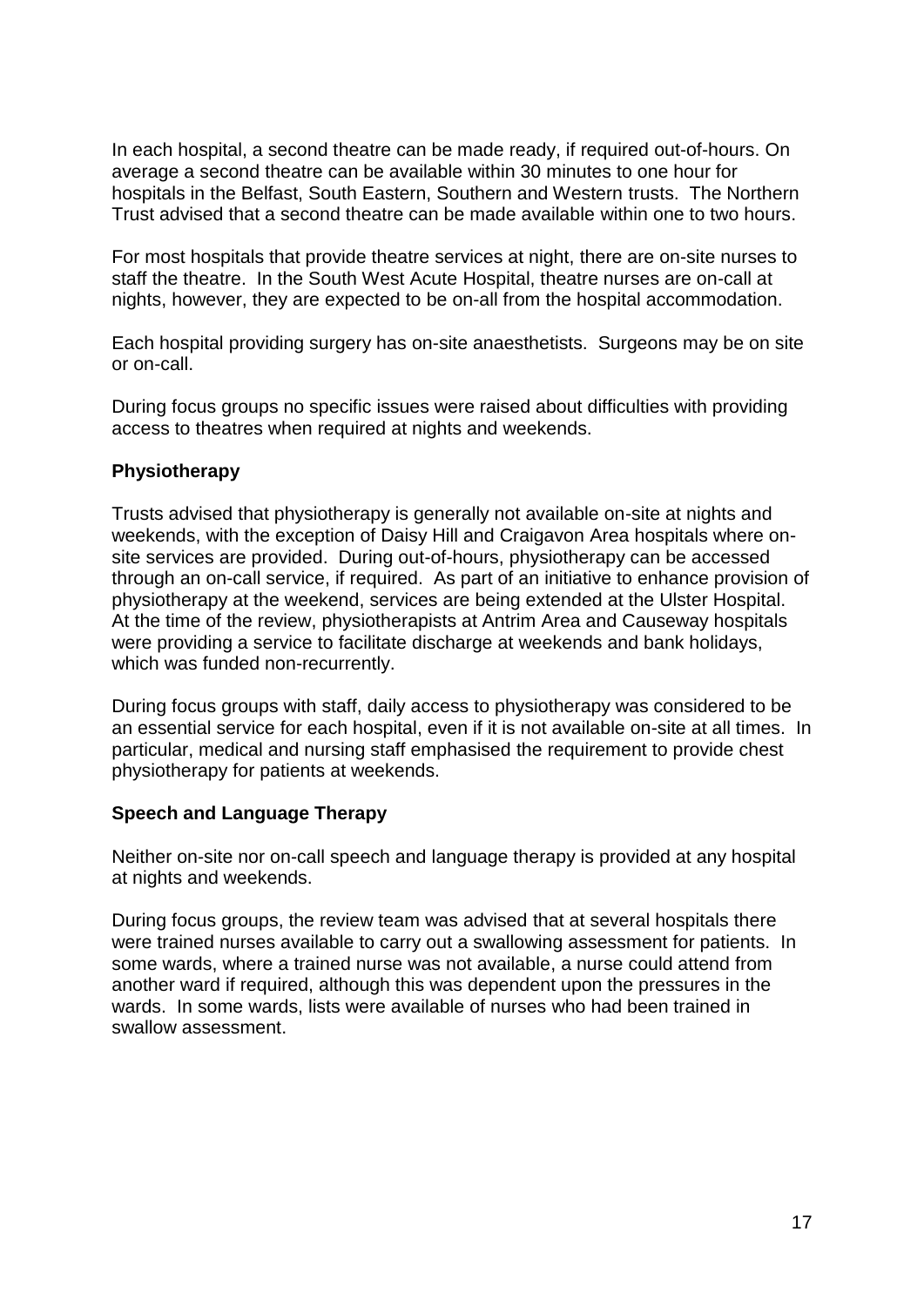In each hospital, a second theatre can be made ready, if required out-of-hours. On average a second theatre can be available within 30 minutes to one hour for hospitals in the Belfast, South Eastern, Southern and Western trusts. The Northern Trust advised that a second theatre can be made available within one to two hours.

For most hospitals that provide theatre services at night, there are on-site nurses to staff the theatre. In the South West Acute Hospital, theatre nurses are on-call at nights, however, they are expected to be on-all from the hospital accommodation.

Each hospital providing surgery has on-site anaesthetists. Surgeons may be on site or on-call.

During focus groups no specific issues were raised about difficulties with providing access to theatres when required at nights and weekends.

**Physiotherapy**

Trusts advised that physiotherapy is generally not available on-site at nights and weekends, with the exception of Daisy Hill and Craigavon Area hospitals where on-site services are provided. During out-of-hours, physiotherapy can be accessed through an on-call service, if required. As part of an initiative to enhance provision of physiotherapy at the weekend, services are being extended at the Ulster Hospital. At the time of the review, physiotherapists at Antrim Area and Causeway hospitals were providing a service to facilitate discharge at weekends and bank holidays, which was funded non-recurrently.

During focus groups with staff, daily access to physiotherapy was considered to be an essential service for each hospital, even if it is not available on-site at all times. In particular, medical and nursing staff emphasised the requirement to provide chest physiotherapy for patients at weekends.

**Speech and Language Therapy**

Neither on-site nor on-call speech and language therapy is provided at any hospital at nights and weekends.

During focus groups, the review team was advised that at several hospitals there were trained nurses available to carry out a swallowing assessment for patients. In some wards, where a trained nurse was not available, a nurse could attend from another ward if required, although this was dependent upon the pressures in the wards. In some wards, lists were available of nurses who had been trained in swallow assessment.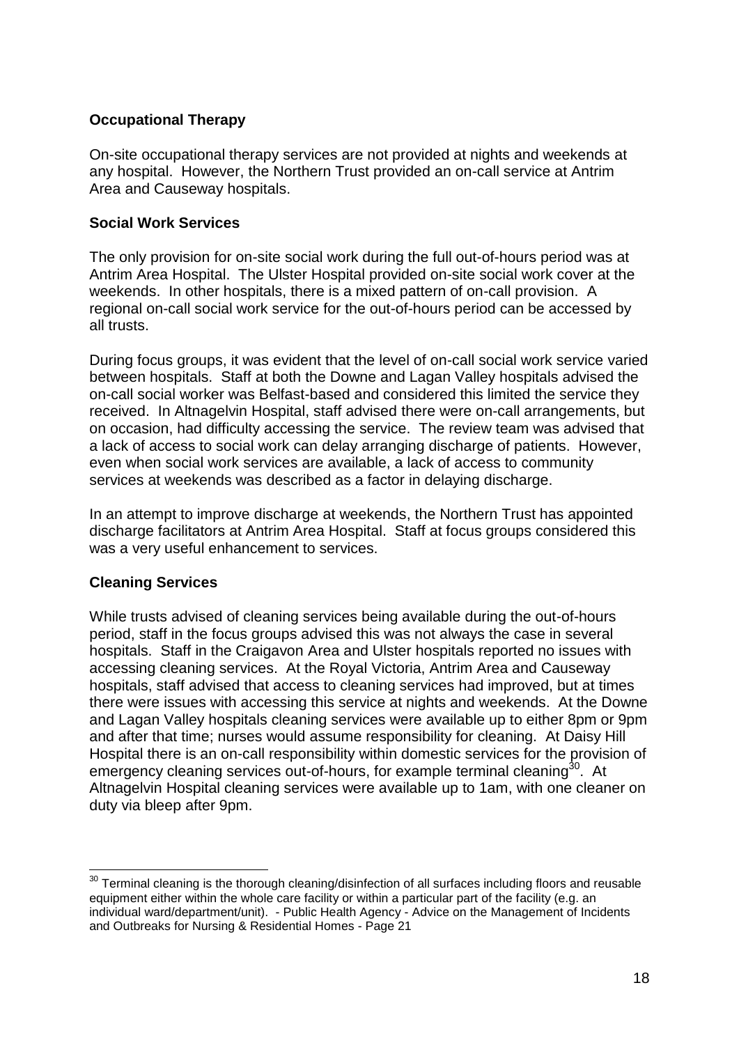**Occupational Therapy**

On-site occupational therapy services are not provided at nights and weekends at any hospital. However, the Northern Trust provided an on-call service at Antrim Area and Causeway hospitals.

**Social Work Services**

The only provision for on-site social work during the full out-of-hours period was at Antrim Area Hospital. The Ulster Hospital provided on-site social work cover at the weekends. In other hospitals, there is a mixed pattern of on-call provision. A regional on-call social work service for the out-of-hours period can be accessed by all trusts.

During focus groups, it was evident that the level of on-call social work service varied between hospitals. Staff at both the Downe and Lagan Valley hospitals advised the on-call social worker was Belfast-based and considered this limited the service they received. In Altnagelvin Hospital, staff advised there were on-call arrangements, but on occasion, had difficulty accessing the service. The review team was advised that a lack of access to social work can delay arranging discharge of patients. However, even when social work services are available, a lack of access to community services at weekends was described as a factor in delaying discharge.

In an attempt to improve discharge at weekends, the Northern Trust has appointed discharge facilitators at Antrim Area Hospital. Staff at focus groups considered this was a very useful enhancement to services.

**Cleaning Services**

While trusts advised of cleaning services being available during the out-of-hours period, staff in the focus groups advised this was not always the case in several hospitals. Staff in the Craigavon Area and Ulster hospitals reported no issues with accessing cleaning services. At the Royal Victoria, Antrim Area and Causeway hospitals, staff advised that access to cleaning services had improved, but at times there were issues with accessing this service at nights and weekends. At the Downe and Lagan Valley hospitals cleaning services were available up to either 8pm or 9pm and after that time; nurses would assume responsibility for cleaning. At Daisy Hill Hospital there is an on-call responsibility within domestic services for the provision of emergency cleaning services out-of-hours, for example terminal cleaning[30]. At Altnagelvin Hospital cleaning services were available up to 1am, with one cleaner on duty via bleep after 9pm.

---

[30] Terminal cleaning is the thorough cleaning/disinfection of all surfaces including floors and reusable equipment either within the whole care facility or within a particular part of the facility (e.g. an individual ward/department/unit). - Public Health Agency - Advice on the Management of Incidents and Outbreaks for Nursing & Residential Homes - Page 21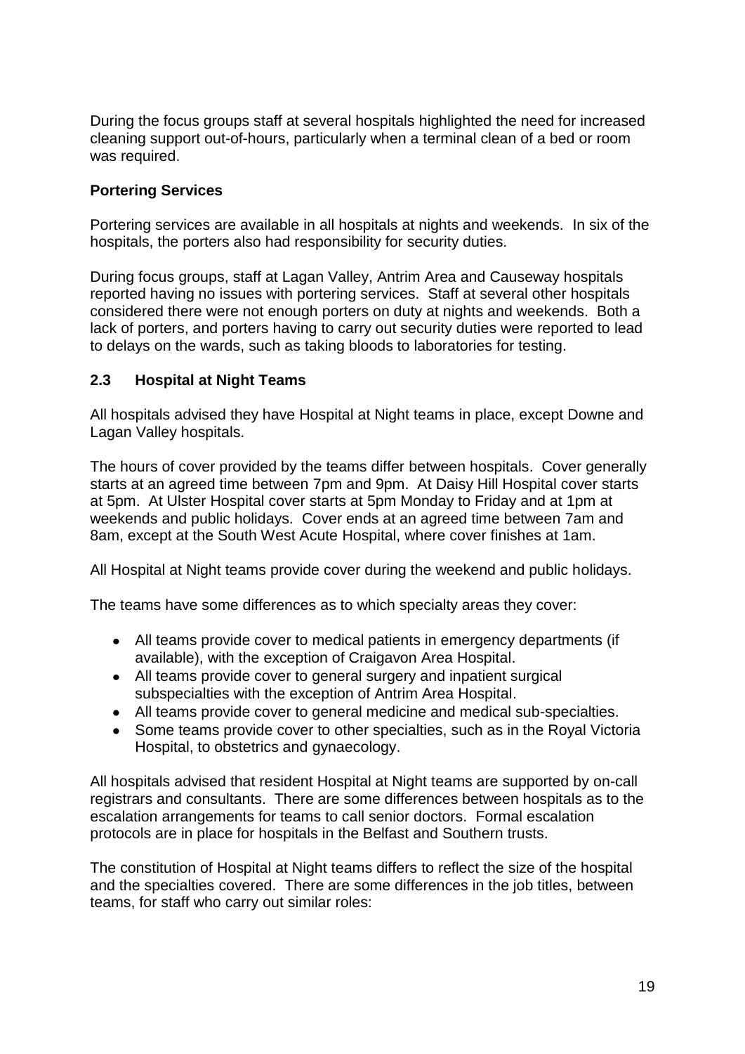During the focus groups staff at several hospitals highlighted the need for increased cleaning support out-of-hours, particularly when a terminal clean of a bed or room was required.

**Portering Services**

Portering services are available in all hospitals at nights and weekends. In six of the hospitals, the porters also had responsibility for security duties.

During focus groups, staff at Lagan Valley, Antrim Area and Causeway hospitals reported having no issues with portering services. Staff at several other hospitals considered there were not enough porters on duty at nights and weekends. Both a lack of porters, and porters having to carry out security duties were reported to lead to delays on the wards, such as taking bloods to laboratories for testing.

## 2.3 Hospital at Night Teams

All hospitals advised they have Hospital at Night teams in place, except Downe and Lagan Valley hospitals.

The hours of cover provided by the teams differ between hospitals. Cover generally starts at an agreed time between 7pm and 9pm. At Daisy Hill Hospital cover starts at 5pm. At Ulster Hospital cover starts at 5pm Monday to Friday and at 1pm at weekends and public holidays. Cover ends at an agreed time between 7am and 8am, except at the South West Acute Hospital, where cover finishes at 1am.

All Hospital at Night teams provide cover during the weekend and public holidays.

The teams have some differences as to which specialty areas they cover:

- All teams provide cover to medical patients in emergency departments (if available), with the exception of Craigavon Area Hospital.
- All teams provide cover to general surgery and inpatient surgical subspecialties with the exception of Antrim Area Hospital.
- All teams provide cover to general medicine and medical sub-specialties.
- Some teams provide cover to other specialties, such as in the Royal Victoria Hospital, to obstetrics and gynaecology.

All hospitals advised that resident Hospital at Night teams are supported by on-call registrars and consultants. There are some differences between hospitals as to the escalation arrangements for teams to call senior doctors. Formal escalation protocols are in place for hospitals in the Belfast and Southern trusts.

The constitution of Hospital at Night teams differs to reflect the size of the hospital and the specialties covered. There are some differences in the job titles, between teams, for staff who carry out similar roles: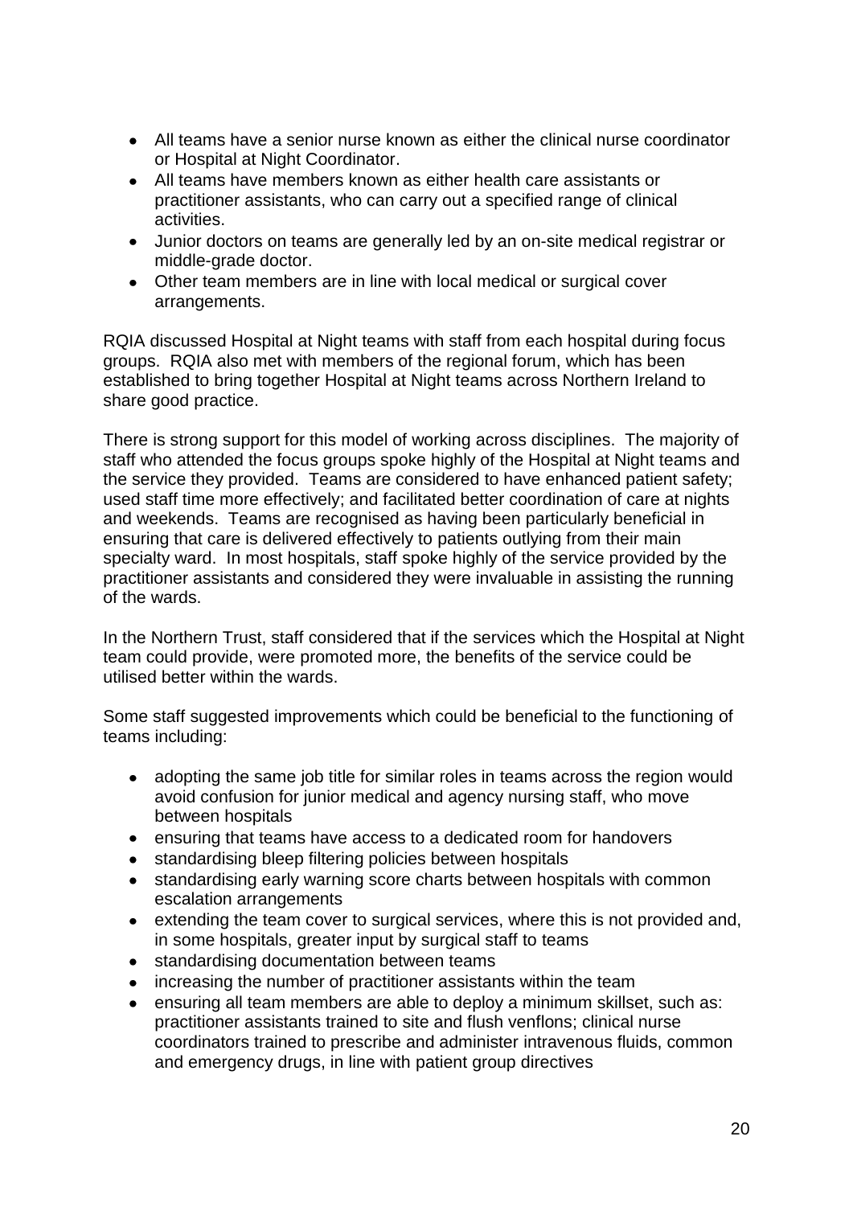- All teams have a senior nurse known as either the clinical nurse coordinator or Hospital at Night Coordinator.
- All teams have members known as either health care assistants or practitioner assistants, who can carry out a specified range of clinical activities.
- Junior doctors on teams are generally led by an on-site medical registrar or middle-grade doctor.
- Other team members are in line with local medical or surgical cover arrangements.

RQIA discussed Hospital at Night teams with staff from each hospital during focus groups. RQIA also met with members of the regional forum, which has been established to bring together Hospital at Night teams across Northern Ireland to share good practice.

There is strong support for this model of working across disciplines. The majority of staff who attended the focus groups spoke highly of the Hospital at Night teams and the service they provided. Teams are considered to have enhanced patient safety; used staff time more effectively; and facilitated better coordination of care at nights and weekends. Teams are recognised as having been particularly beneficial in ensuring that care is delivered effectively to patients outlying from their main specialty ward. In most hospitals, staff spoke highly of the service provided by the practitioner assistants and considered they were invaluable in assisting the running of the wards.

In the Northern Trust, staff considered that if the services which the Hospital at Night team could provide, were promoted more, the benefits of the service could be utilised better within the wards.

Some staff suggested improvements which could be beneficial to the functioning of teams including:

- adopting the same job title for similar roles in teams across the region would avoid confusion for junior medical and agency nursing staff, who move between hospitals
- ensuring that teams have access to a dedicated room for handovers
- standardising bleep filtering policies between hospitals
- standardising early warning score charts between hospitals with common escalation arrangements
- extending the team cover to surgical services, where this is not provided and, in some hospitals, greater input by surgical staff to teams
- standardising documentation between teams
- increasing the number of practitioner assistants within the team
- ensuring all team members are able to deploy a minimum skillset, such as: practitioner assistants trained to site and flush venflons; clinical nurse coordinators trained to prescribe and administer intravenous fluids, common and emergency drugs, in line with patient group directives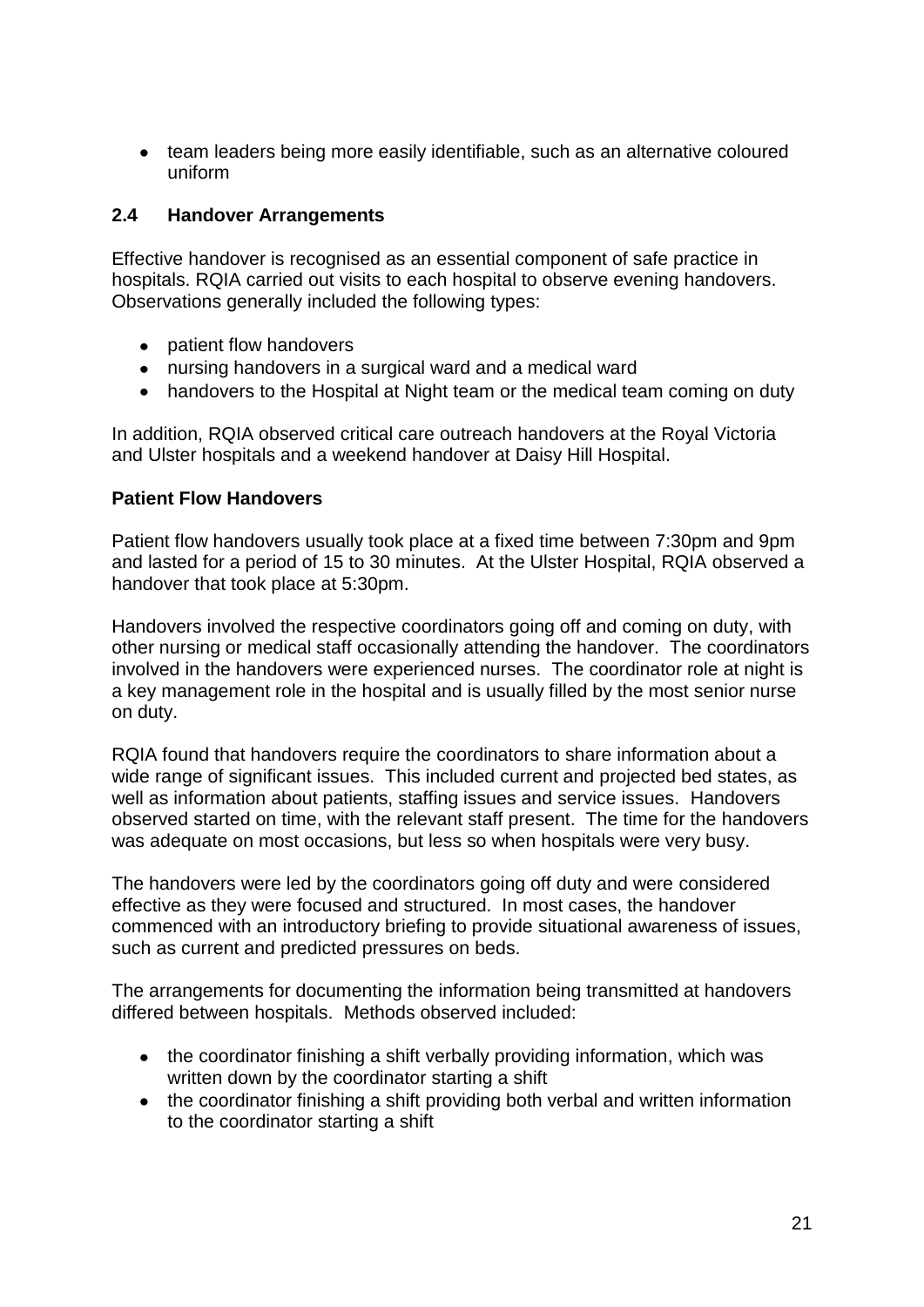- team leaders being more easily identifiable, such as an alternative coloured uniform

## 2.4 Handover Arrangements

Effective handover is recognised as an essential component of safe practice in hospitals. RQIA carried out visits to each hospital to observe evening handovers. Observations generally included the following types:

- patient flow handovers
- nursing handovers in a surgical ward and a medical ward
- handovers to the Hospital at Night team or the medical team coming on duty

In addition, RQIA observed critical care outreach handovers at the Royal Victoria and Ulster hospitals and a weekend handover at Daisy Hill Hospital.

**Patient Flow Handovers**

Patient flow handovers usually took place at a fixed time between 7:30pm and 9pm and lasted for a period of 15 to 30 minutes. At the Ulster Hospital, RQIA observed a handover that took place at 5:30pm.

Handovers involved the respective coordinators going off and coming on duty, with other nursing or medical staff occasionally attending the handover. The coordinators involved in the handovers were experienced nurses. The coordinator role at night is a key management role in the hospital and is usually filled by the most senior nurse on duty.

RQIA found that handovers require the coordinators to share information about a wide range of significant issues. This included current and projected bed states, as well as information about patients, staffing issues and service issues. Handovers observed started on time, with the relevant staff present. The time for the handovers was adequate on most occasions, but less so when hospitals were very busy.

The handovers were led by the coordinators going off duty and were considered effective as they were focused and structured. In most cases, the handover commenced with an introductory briefing to provide situational awareness of issues, such as current and predicted pressures on beds.

The arrangements for documenting the information being transmitted at handovers differed between hospitals. Methods observed included:

- the coordinator finishing a shift verbally providing information, which was written down by the coordinator starting a shift
- the coordinator finishing a shift providing both verbal and written information to the coordinator starting a shift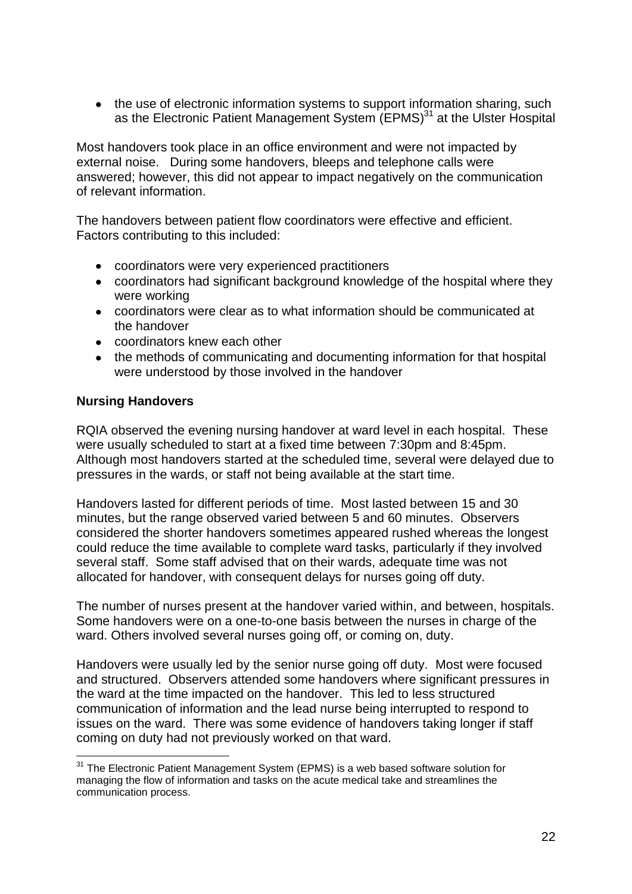- the use of electronic information systems to support information sharing, such as the Electronic Patient Management System (EPMS)[31] at the Ulster Hospital

Most handovers took place in an office environment and were not impacted by external noise. During some handovers, bleeps and telephone calls were answered; however, this did not appear to impact negatively on the communication of relevant information.

The handovers between patient flow coordinators were effective and efficient. Factors contributing to this included:

- coordinators were very experienced practitioners
- coordinators had significant background knowledge of the hospital where they were working
- coordinators were clear as to what information should be communicated at the handover
- coordinators knew each other
- the methods of communicating and documenting information for that hospital were understood by those involved in the handover

**Nursing Handovers**

RQIA observed the evening nursing handover at ward level in each hospital. These were usually scheduled to start at a fixed time between 7:30pm and 8:45pm. Although most handovers started at the scheduled time, several were delayed due to pressures in the wards, or staff not being available at the start time.

Handovers lasted for different periods of time. Most lasted between 15 and 30 minutes, but the range observed varied between 5 and 60 minutes. Observers considered the shorter handovers sometimes appeared rushed whereas the longest could reduce the time available to complete ward tasks, particularly if they involved several staff. Some staff advised that on their wards, adequate time was not allocated for handover, with consequent delays for nurses going off duty.

The number of nurses present at the handover varied within, and between, hospitals. Some handovers were on a one-to-one basis between the nurses in charge of the ward. Others involved several nurses going off, or coming on, duty.

Handovers were usually led by the senior nurse going off duty. Most were focused and structured. Observers attended some handovers where significant pressures in the ward at the time impacted on the handover. This led to less structured communication of information and the lead nurse being interrupted to respond to issues on the ward. There was some evidence of handovers taking longer if staff coming on duty had not previously worked on that ward.

[31] The Electronic Patient Management System (EPMS) is a web based software solution for managing the flow of information and tasks on the acute medical take and streamlines the communication process.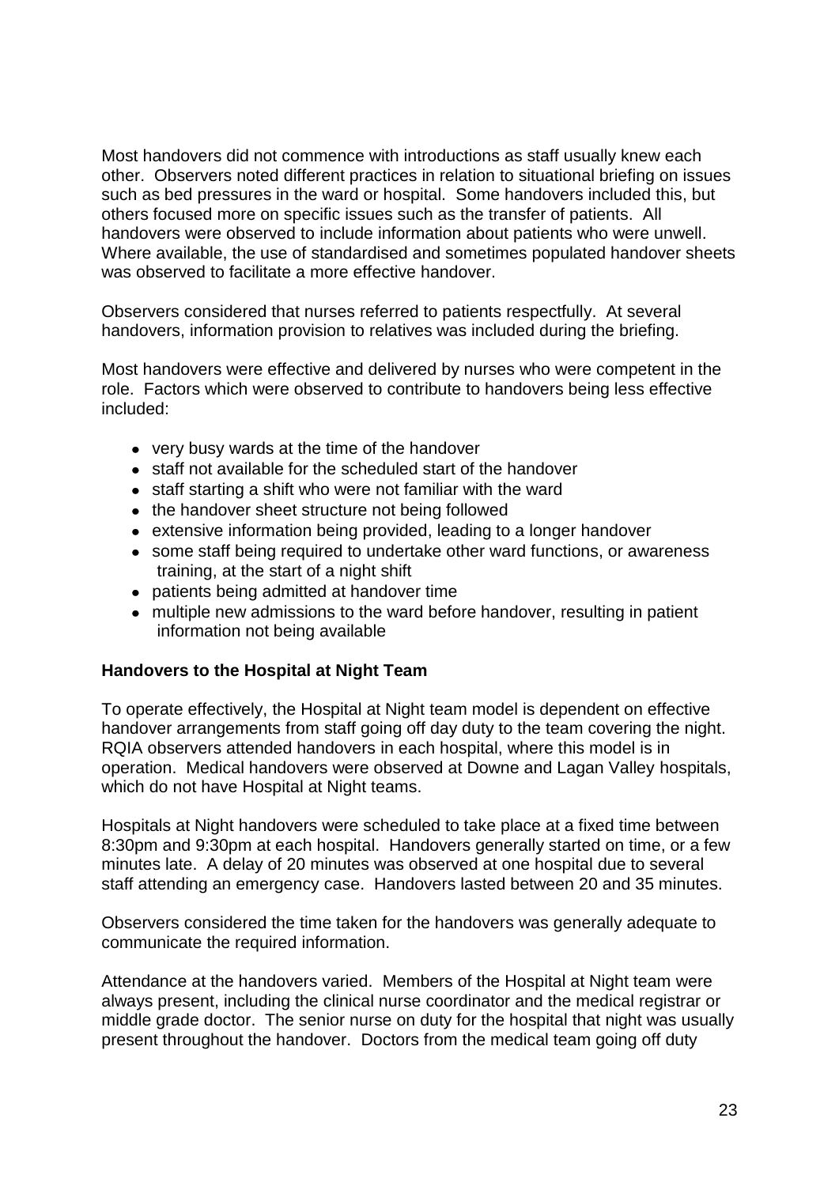Most handovers did not commence with introductions as staff usually knew each other. Observers noted different practices in relation to situational briefing on issues such as bed pressures in the ward or hospital. Some handovers included this, but others focused more on specific issues such as the transfer of patients. All handovers were observed to include information about patients who were unwell. Where available, the use of standardised and sometimes populated handover sheets was observed to facilitate a more effective handover.

Observers considered that nurses referred to patients respectfully. At several handovers, information provision to relatives was included during the briefing.

Most handovers were effective and delivered by nurses who were competent in the role. Factors which were observed to contribute to handovers being less effective included:

- very busy wards at the time of the handover
- staff not available for the scheduled start of the handover
- staff starting a shift who were not familiar with the ward
- the handover sheet structure not being followed
- extensive information being provided, leading to a longer handover
- some staff being required to undertake other ward functions, or awareness training, at the start of a night shift
- patients being admitted at handover time
- multiple new admissions to the ward before handover, resulting in patient information not being available

**Handovers to the Hospital at Night Team**

To operate effectively, the Hospital at Night team model is dependent on effective handover arrangements from staff going off day duty to the team covering the night. RQIA observers attended handovers in each hospital, where this model is in operation. Medical handovers were observed at Downe and Lagan Valley hospitals, which do not have Hospital at Night teams.

Hospitals at Night handovers were scheduled to take place at a fixed time between 8:30pm and 9:30pm at each hospital. Handovers generally started on time, or a few minutes late. A delay of 20 minutes was observed at one hospital due to several staff attending an emergency case. Handovers lasted between 20 and 35 minutes.

Observers considered the time taken for the handovers was generally adequate to communicate the required information.

Attendance at the handovers varied. Members of the Hospital at Night team were always present, including the clinical nurse coordinator and the medical registrar or middle grade doctor. The senior nurse on duty for the hospital that night was usually present throughout the handover. Doctors from the medical team going off duty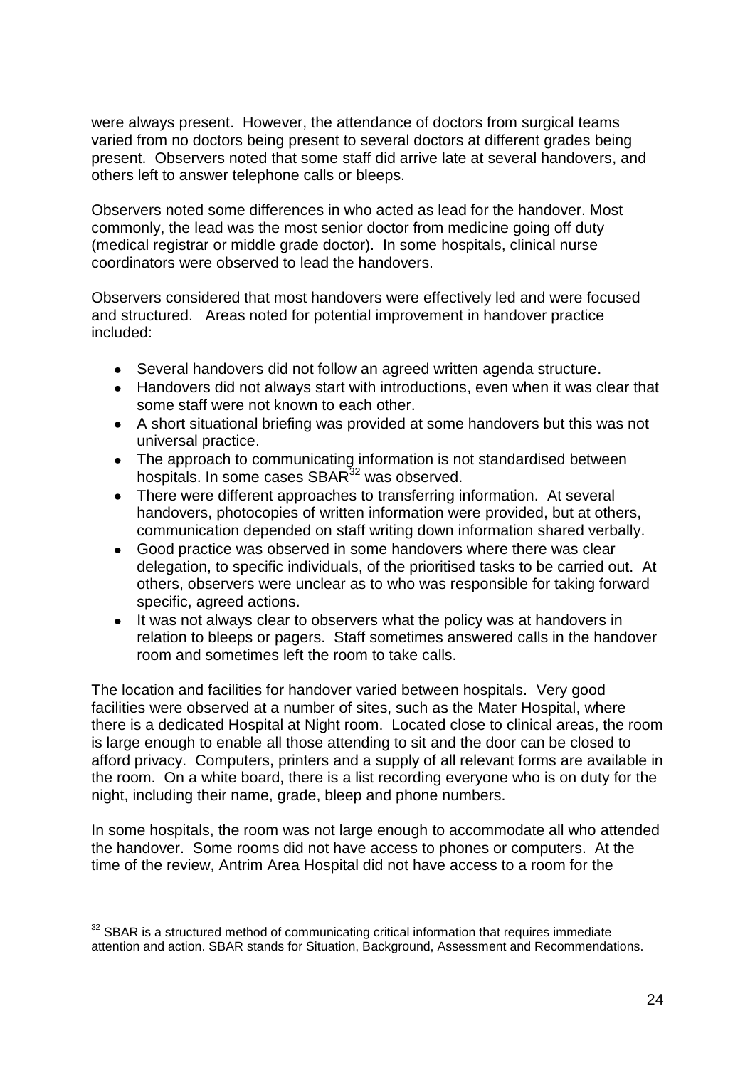were always present. However, the attendance of doctors from surgical teams varied from no doctors being present to several doctors at different grades being present. Observers noted that some staff did arrive late at several handovers, and others left to answer telephone calls or bleeps.

Observers noted some differences in who acted as lead for the handover. Most commonly, the lead was the most senior doctor from medicine going off duty (medical registrar or middle grade doctor). In some hospitals, clinical nurse coordinators were observed to lead the handovers.

Observers considered that most handovers were effectively led and were focused and structured. Areas noted for potential improvement in handover practice included:

- Several handovers did not follow an agreed written agenda structure.
- Handovers did not always start with introductions, even when it was clear that some staff were not known to each other.
- A short situational briefing was provided at some handovers but this was not universal practice.
- The approach to communicating information is not standardised between hospitals. In some cases SBAR[32] was observed.
- There were different approaches to transferring information. At several handovers, photocopies of written information were provided, but at others, communication depended on staff writing down information shared verbally.
- Good practice was observed in some handovers where there was clear delegation, to specific individuals, of the prioritised tasks to be carried out. At others, observers were unclear as to who was responsible for taking forward specific, agreed actions.
- It was not always clear to observers what the policy was at handovers in relation to bleeps or pagers. Staff sometimes answered calls in the handover room and sometimes left the room to take calls.

The location and facilities for handover varied between hospitals. Very good facilities were observed at a number of sites, such as the Mater Hospital, where there is a dedicated Hospital at Night room. Located close to clinical areas, the room is large enough to enable all those attending to sit and the door can be closed to afford privacy. Computers, printers and a supply of all relevant forms are available in the room. On a white board, there is a list recording everyone who is on duty for the night, including their name, grade, bleep and phone numbers.

In some hospitals, the room was not large enough to accommodate all who attended the handover. Some rooms did not have access to phones or computers. At the time of the review, Antrim Area Hospital did not have access to a room for the

[32] SBAR is a structured method of communicating critical information that requires immediate attention and action. SBAR stands for Situation, Background, Assessment and Recommendations.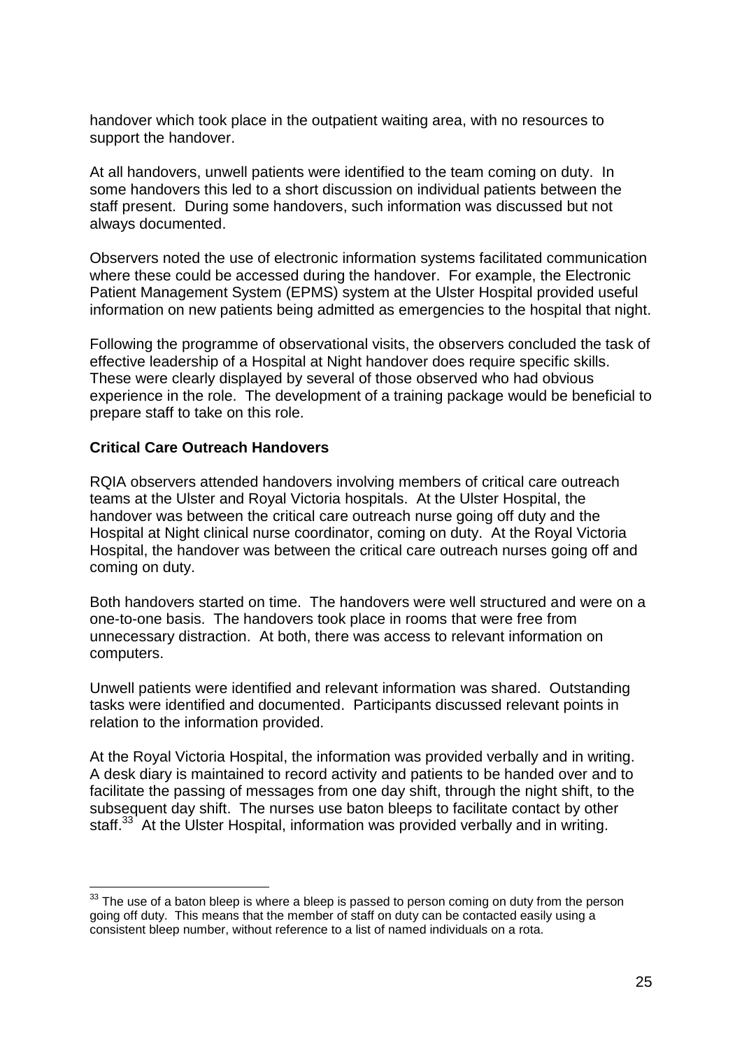handover which took place in the outpatient waiting area, with no resources to support the handover.

At all handovers, unwell patients were identified to the team coming on duty. In some handovers this led to a short discussion on individual patients between the staff present. During some handovers, such information was discussed but not always documented.

Observers noted the use of electronic information systems facilitated communication where these could be accessed during the handover. For example, the Electronic Patient Management System (EPMS) system at the Ulster Hospital provided useful information on new patients being admitted as emergencies to the hospital that night.

Following the programme of observational visits, the observers concluded the task of effective leadership of a Hospital at Night handover does require specific skills. These were clearly displayed by several of those observed who had obvious experience in the role. The development of a training package would be beneficial to prepare staff to take on this role.

**Critical Care Outreach Handovers**

RQIA observers attended handovers involving members of critical care outreach teams at the Ulster and Royal Victoria hospitals. At the Ulster Hospital, the handover was between the critical care outreach nurse going off duty and the Hospital at Night clinical nurse coordinator, coming on duty. At the Royal Victoria Hospital, the handover was between the critical care outreach nurses going off and coming on duty.

Both handovers started on time. The handovers were well structured and were on a one-to-one basis. The handovers took place in rooms that were free from unnecessary distraction. At both, there was access to relevant information on computers.

Unwell patients were identified and relevant information was shared. Outstanding tasks were identified and documented. Participants discussed relevant points in relation to the information provided.

At the Royal Victoria Hospital, the information was provided verbally and in writing. A desk diary is maintained to record activity and patients to be handed over and to facilitate the passing of messages from one day shift, through the night shift, to the subsequent day shift. The nurses use baton bleeps to facilitate contact by other staff.[33] At the Ulster Hospital, information was provided verbally and in writing.

[33] The use of a baton bleep is where a bleep is passed to person coming on duty from the person going off duty. This means that the member of staff on duty can be contacted easily using a consistent bleep number, without reference to a list of named individuals on a rota.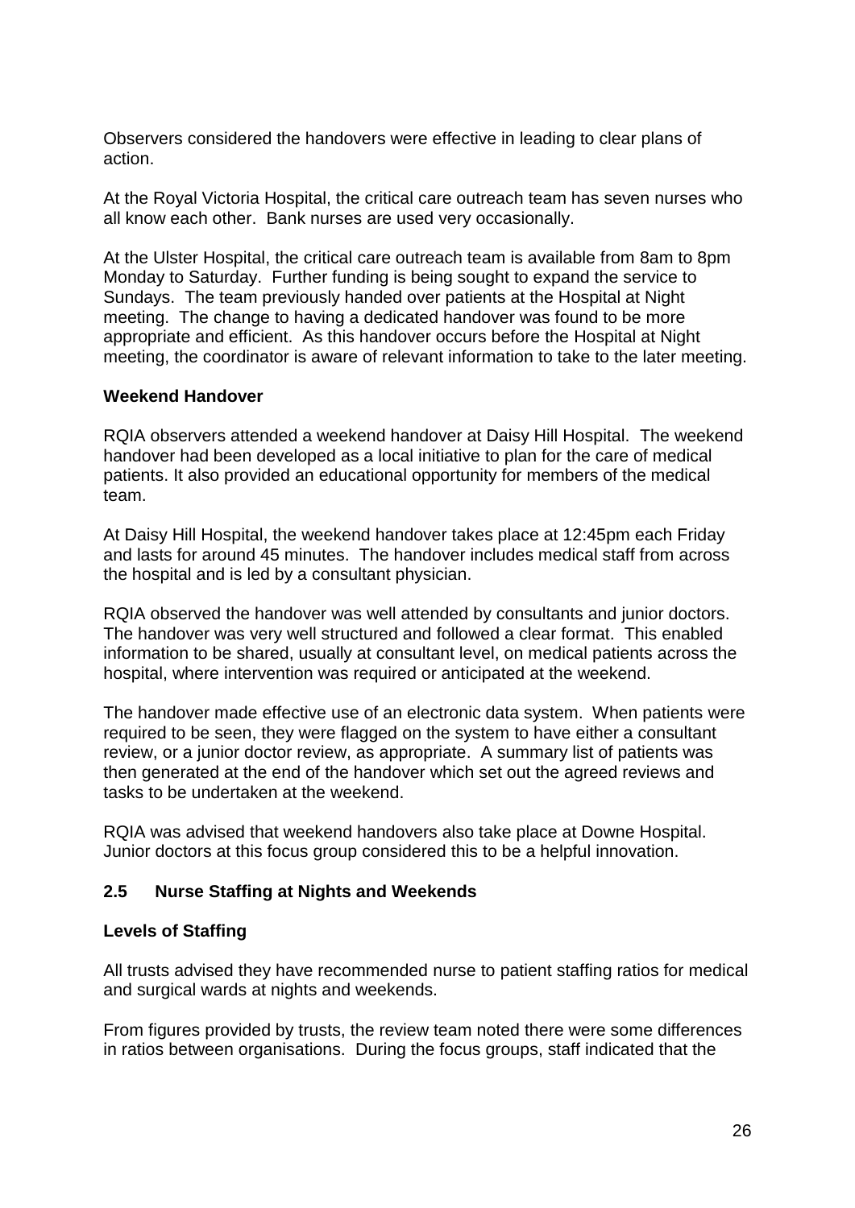Observers considered the handovers were effective in leading to clear plans of action.

At the Royal Victoria Hospital, the critical care outreach team has seven nurses who all know each other. Bank nurses are used very occasionally.

At the Ulster Hospital, the critical care outreach team is available from 8am to 8pm Monday to Saturday. Further funding is being sought to expand the service to Sundays. The team previously handed over patients at the Hospital at Night meeting. The change to having a dedicated handover was found to be more appropriate and efficient. As this handover occurs before the Hospital at Night meeting, the coordinator is aware of relevant information to take to the later meeting.

**Weekend Handover**

RQIA observers attended a weekend handover at Daisy Hill Hospital. The weekend handover had been developed as a local initiative to plan for the care of medical patients. It also provided an educational opportunity for members of the medical team.

At Daisy Hill Hospital, the weekend handover takes place at 12:45pm each Friday and lasts for around 45 minutes. The handover includes medical staff from across the hospital and is led by a consultant physician.

RQIA observed the handover was well attended by consultants and junior doctors. The handover was very well structured and followed a clear format. This enabled information to be shared, usually at consultant level, on medical patients across the hospital, where intervention was required or anticipated at the weekend.

The handover made effective use of an electronic data system. When patients were required to be seen, they were flagged on the system to have either a consultant review, or a junior doctor review, as appropriate. A summary list of patients was then generated at the end of the handover which set out the agreed reviews and tasks to be undertaken at the weekend.

RQIA was advised that weekend handovers also take place at Downe Hospital. Junior doctors at this focus group considered this to be a helpful innovation.

## 2.5 Nurse Staffing at Nights and Weekends

**Levels of Staffing**

All trusts advised they have recommended nurse to patient staffing ratios for medical and surgical wards at nights and weekends.

From figures provided by trusts, the review team noted there were some differences in ratios between organisations. During the focus groups, staff indicated that the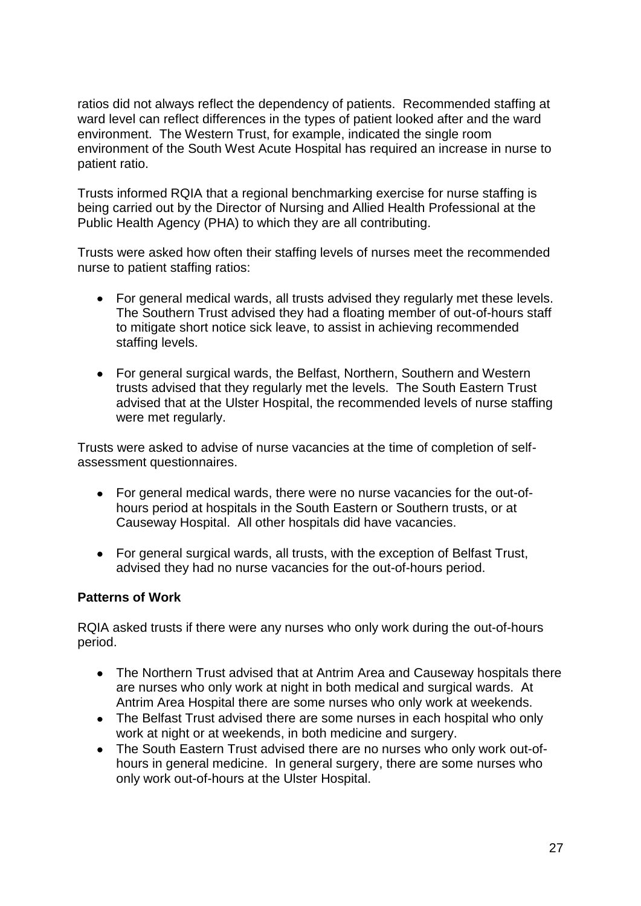ratios did not always reflect the dependency of patients. Recommended staffing at ward level can reflect differences in the types of patient looked after and the ward environment. The Western Trust, for example, indicated the single room environment of the South West Acute Hospital has required an increase in nurse to patient ratio.

Trusts informed RQIA that a regional benchmarking exercise for nurse staffing is being carried out by the Director of Nursing and Allied Health Professional at the Public Health Agency (PHA) to which they are all contributing.

Trusts were asked how often their staffing levels of nurses meet the recommended nurse to patient staffing ratios:

- For general medical wards, all trusts advised they regularly met these levels. The Southern Trust advised they had a floating member of out-of-hours staff to mitigate short notice sick leave, to assist in achieving recommended staffing levels.
- For general surgical wards, the Belfast, Northern, Southern and Western trusts advised that they regularly met the levels. The South Eastern Trust advised that at the Ulster Hospital, the recommended levels of nurse staffing were met regularly.

Trusts were asked to advise of nurse vacancies at the time of completion of self-assessment questionnaires.

- For general medical wards, there were no nurse vacancies for the out-of-hours period at hospitals in the South Eastern or Southern trusts, or at Causeway Hospital. All other hospitals did have vacancies.
- For general surgical wards, all trusts, with the exception of Belfast Trust, advised they had no nurse vacancies for the out-of-hours period.

**Patterns of Work**

RQIA asked trusts if there were any nurses who only work during the out-of-hours period.

- The Northern Trust advised that at Antrim Area and Causeway hospitals there are nurses who only work at night in both medical and surgical wards. At Antrim Area Hospital there are some nurses who only work at weekends.
- The Belfast Trust advised there are some nurses in each hospital who only work at night or at weekends, in both medicine and surgery.
- The South Eastern Trust advised there are no nurses who only work out-of-hours in general medicine. In general surgery, there are some nurses who only work out-of-hours at the Ulster Hospital.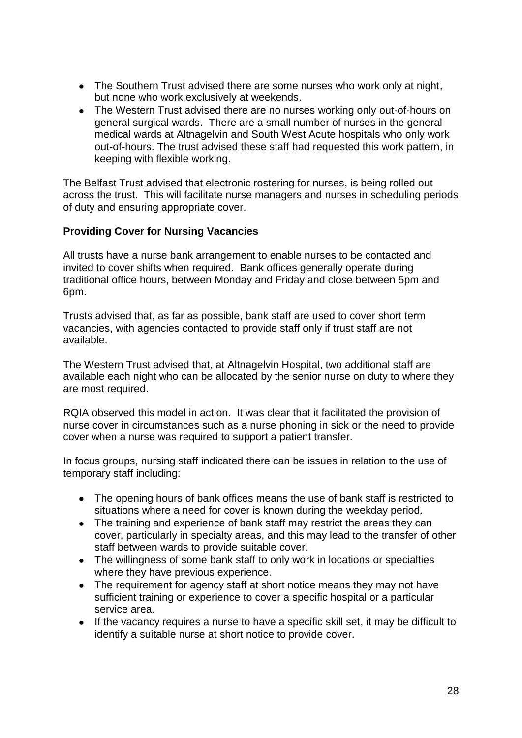- The Southern Trust advised there are some nurses who work only at night, but none who work exclusively at weekends.
- The Western Trust advised there are no nurses working only out-of-hours on general surgical wards. There are a small number of nurses in the general medical wards at Altnagelvin and South West Acute hospitals who only work out-of-hours. The trust advised these staff had requested this work pattern, in keeping with flexible working.

The Belfast Trust advised that electronic rostering for nurses, is being rolled out across the trust. This will facilitate nurse managers and nurses in scheduling periods of duty and ensuring appropriate cover.

**Providing Cover for Nursing Vacancies**

All trusts have a nurse bank arrangement to enable nurses to be contacted and invited to cover shifts when required. Bank offices generally operate during traditional office hours, between Monday and Friday and close between 5pm and 6pm.

Trusts advised that, as far as possible, bank staff are used to cover short term vacancies, with agencies contacted to provide staff only if trust staff are not available.

The Western Trust advised that, at Altnagelvin Hospital, two additional staff are available each night who can be allocated by the senior nurse on duty to where they are most required.

RQIA observed this model in action. It was clear that it facilitated the provision of nurse cover in circumstances such as a nurse phoning in sick or the need to provide cover when a nurse was required to support a patient transfer.

In focus groups, nursing staff indicated there can be issues in relation to the use of temporary staff including:

- The opening hours of bank offices means the use of bank staff is restricted to situations where a need for cover is known during the weekday period.
- The training and experience of bank staff may restrict the areas they can cover, particularly in specialty areas, and this may lead to the transfer of other staff between wards to provide suitable cover.
- The willingness of some bank staff to only work in locations or specialties where they have previous experience.
- The requirement for agency staff at short notice means they may not have sufficient training or experience to cover a specific hospital or a particular service area.
- If the vacancy requires a nurse to have a specific skill set, it may be difficult to identify a suitable nurse at short notice to provide cover.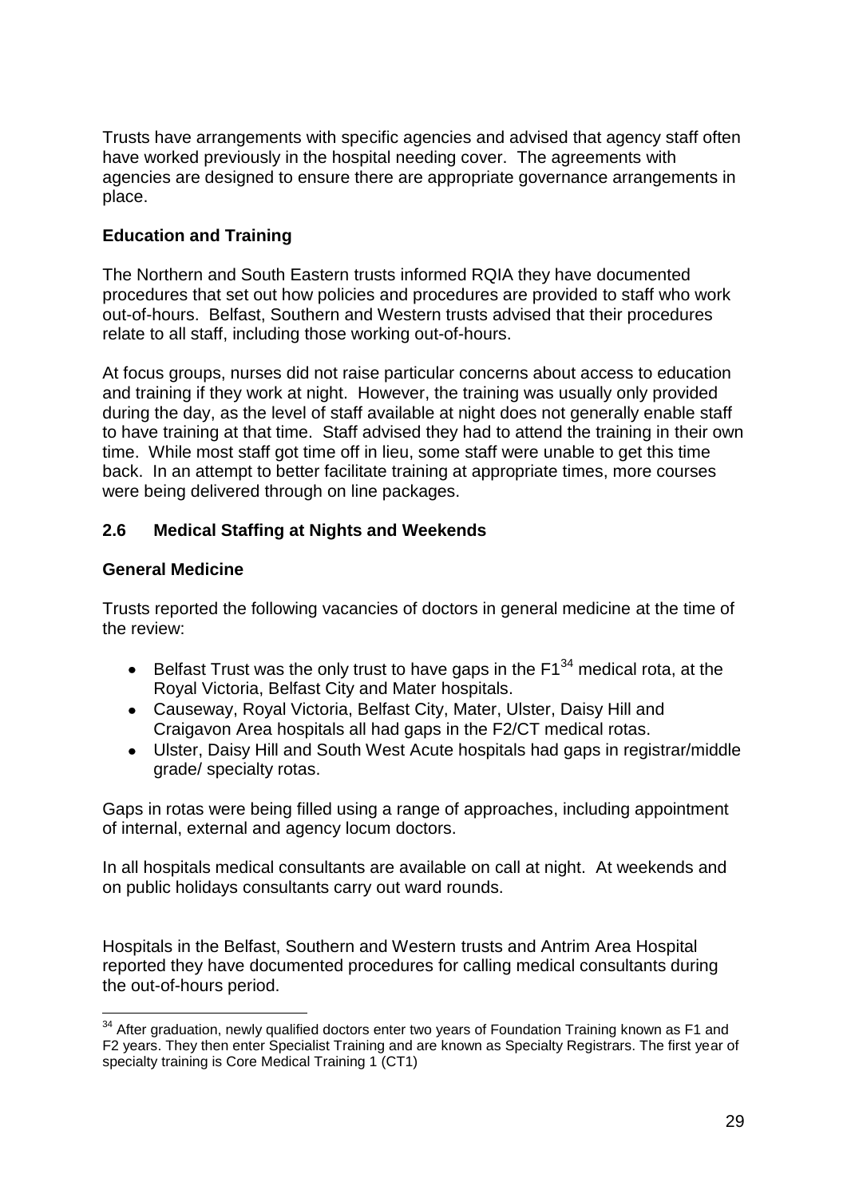Trusts have arrangements with specific agencies and advised that agency staff often have worked previously in the hospital needing cover. The agreements with agencies are designed to ensure there are appropriate governance arrangements in place.

**Education and Training**

The Northern and South Eastern trusts informed RQIA they have documented procedures that set out how policies and procedures are provided to staff who work out-of-hours. Belfast, Southern and Western trusts advised that their procedures relate to all staff, including those working out-of-hours.

At focus groups, nurses did not raise particular concerns about access to education and training if they work at night. However, the training was usually only provided during the day, as the level of staff available at night does not generally enable staff to have training at that time. Staff advised they had to attend the training in their own time. While most staff got time off in lieu, some staff were unable to get this time back. In an attempt to better facilitate training at appropriate times, more courses were being delivered through on line packages.

## 2.6 Medical Staffing at Nights and Weekends

**General Medicine**

Trusts reported the following vacancies of doctors in general medicine at the time of the review:

- Belfast Trust was the only trust to have gaps in the F1[34] medical rota, at the Royal Victoria, Belfast City and Mater hospitals.
- Causeway, Royal Victoria, Belfast City, Mater, Ulster, Daisy Hill and Craigavon Area hospitals all had gaps in the F2/CT medical rotas.
- Ulster, Daisy Hill and South West Acute hospitals had gaps in registrar/middle grade/ specialty rotas.

Gaps in rotas were being filled using a range of approaches, including appointment of internal, external and agency locum doctors.

In all hospitals medical consultants are available on call at night. At weekends and on public holidays consultants carry out ward rounds.

Hospitals in the Belfast, Southern and Western trusts and Antrim Area Hospital reported they have documented procedures for calling medical consultants during the out-of-hours period.

---

[34] After graduation, newly qualified doctors enter two years of Foundation Training known as F1 and F2 years. They then enter Specialist Training and are known as Specialty Registrars. The first year of specialty training is Core Medical Training 1 (CT1)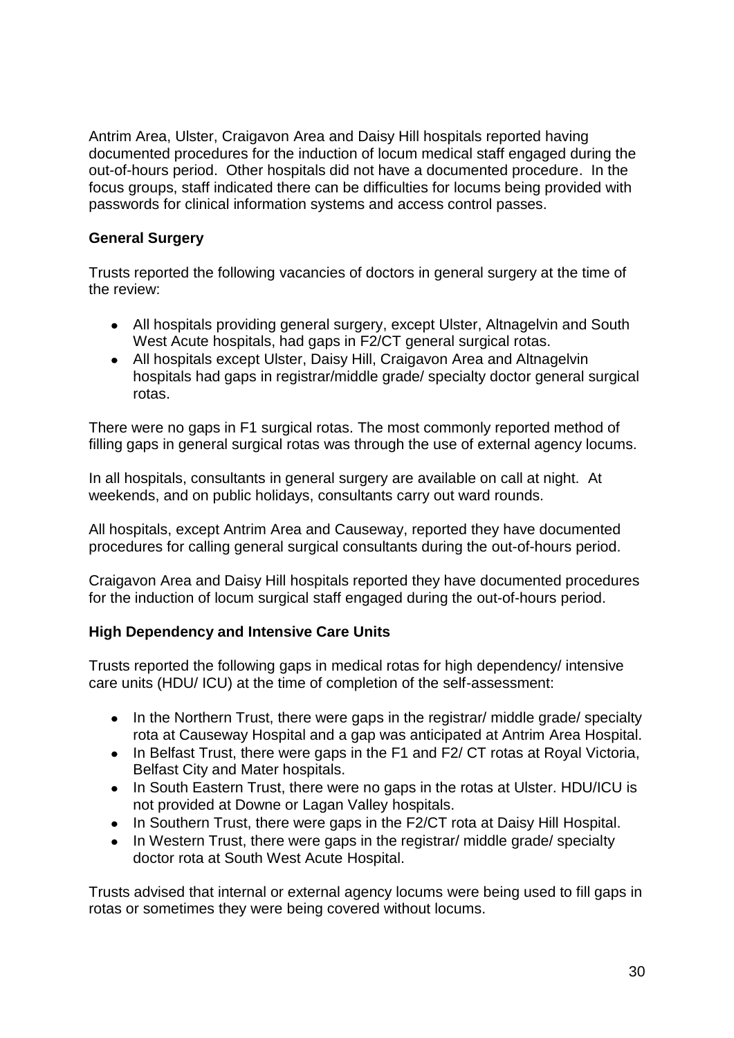Antrim Area, Ulster, Craigavon Area and Daisy Hill hospitals reported having documented procedures for the induction of locum medical staff engaged during the out-of-hours period. Other hospitals did not have a documented procedure. In the focus groups, staff indicated there can be difficulties for locums being provided with passwords for clinical information systems and access control passes.

**General Surgery**

Trusts reported the following vacancies of doctors in general surgery at the time of the review:

- All hospitals providing general surgery, except Ulster, Altnagelvin and South West Acute hospitals, had gaps in F2/CT general surgical rotas.
- All hospitals except Ulster, Daisy Hill, Craigavon Area and Altnagelvin hospitals had gaps in registrar/middle grade/ specialty doctor general surgical rotas.

There were no gaps in F1 surgical rotas. The most commonly reported method of filling gaps in general surgical rotas was through the use of external agency locums.

In all hospitals, consultants in general surgery are available on call at night. At weekends, and on public holidays, consultants carry out ward rounds.

All hospitals, except Antrim Area and Causeway, reported they have documented procedures for calling general surgical consultants during the out-of-hours period.

Craigavon Area and Daisy Hill hospitals reported they have documented procedures for the induction of locum surgical staff engaged during the out-of-hours period.

**High Dependency and Intensive Care Units**

Trusts reported the following gaps in medical rotas for high dependency/ intensive care units (HDU/ ICU) at the time of completion of the self-assessment:

- In the Northern Trust, there were gaps in the registrar/ middle grade/ specialty rota at Causeway Hospital and a gap was anticipated at Antrim Area Hospital.
- In Belfast Trust, there were gaps in the F1 and F2/ CT rotas at Royal Victoria, Belfast City and Mater hospitals.
- In South Eastern Trust, there were no gaps in the rotas at Ulster. HDU/ICU is not provided at Downe or Lagan Valley hospitals.
- In Southern Trust, there were gaps in the F2/CT rota at Daisy Hill Hospital.
- In Western Trust, there were gaps in the registrar/ middle grade/ specialty doctor rota at South West Acute Hospital.

Trusts advised that internal or external agency locums were being used to fill gaps in rotas or sometimes they were being covered without locums.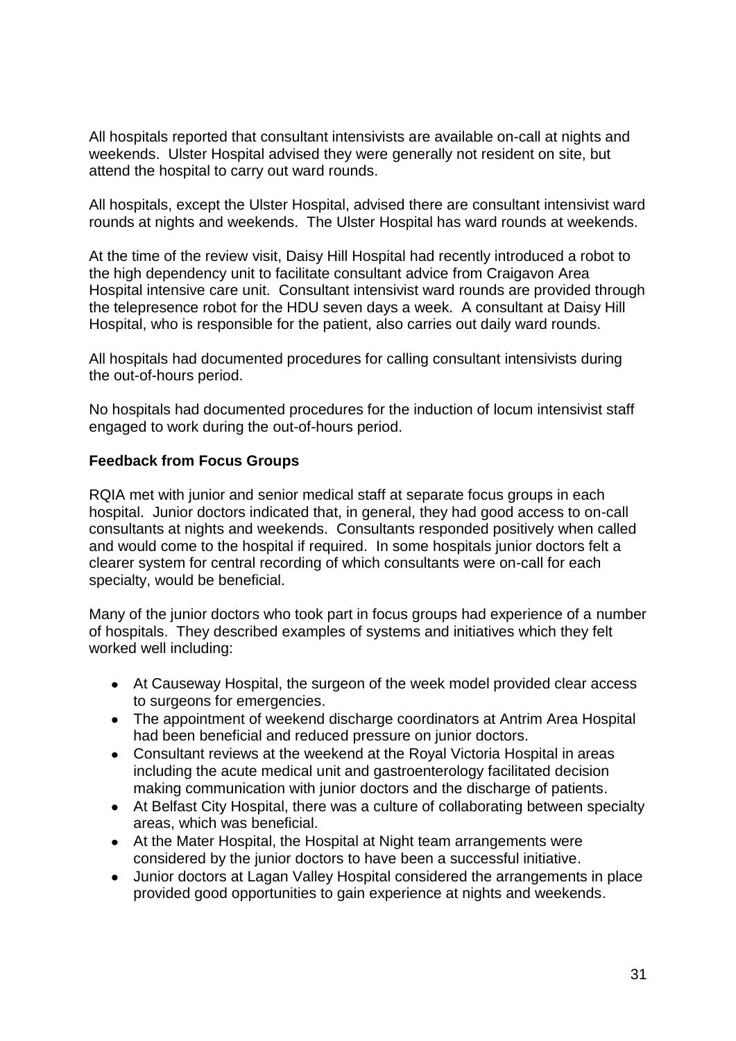All hospitals reported that consultant intensivists are available on-call at nights and weekends. Ulster Hospital advised they were generally not resident on site, but attend the hospital to carry out ward rounds.

All hospitals, except the Ulster Hospital, advised there are consultant intensivist ward rounds at nights and weekends. The Ulster Hospital has ward rounds at weekends.

At the time of the review visit, Daisy Hill Hospital had recently introduced a robot to the high dependency unit to facilitate consultant advice from Craigavon Area Hospital intensive care unit. Consultant intensivist ward rounds are provided through the telepresence robot for the HDU seven days a week. A consultant at Daisy Hill Hospital, who is responsible for the patient, also carries out daily ward rounds.

All hospitals had documented procedures for calling consultant intensivists during the out-of-hours period.

No hospitals had documented procedures for the induction of locum intensivist staff engaged to work during the out-of-hours period.

**Feedback from Focus Groups**

RQIA met with junior and senior medical staff at separate focus groups in each hospital. Junior doctors indicated that, in general, they had good access to on-call consultants at nights and weekends. Consultants responded positively when called and would come to the hospital if required. In some hospitals junior doctors felt a clearer system for central recording of which consultants were on-call for each specialty, would be beneficial.

Many of the junior doctors who took part in focus groups had experience of a number of hospitals. They described examples of systems and initiatives which they felt worked well including:

- At Causeway Hospital, the surgeon of the week model provided clear access to surgeons for emergencies.
- The appointment of weekend discharge coordinators at Antrim Area Hospital had been beneficial and reduced pressure on junior doctors.
- Consultant reviews at the weekend at the Royal Victoria Hospital in areas including the acute medical unit and gastroenterology facilitated decision making communication with junior doctors and the discharge of patients.
- At Belfast City Hospital, there was a culture of collaborating between specialty areas, which was beneficial.
- At the Mater Hospital, the Hospital at Night team arrangements were considered by the junior doctors to have been a successful initiative.
- Junior doctors at Lagan Valley Hospital considered the arrangements in place provided good opportunities to gain experience at nights and weekends.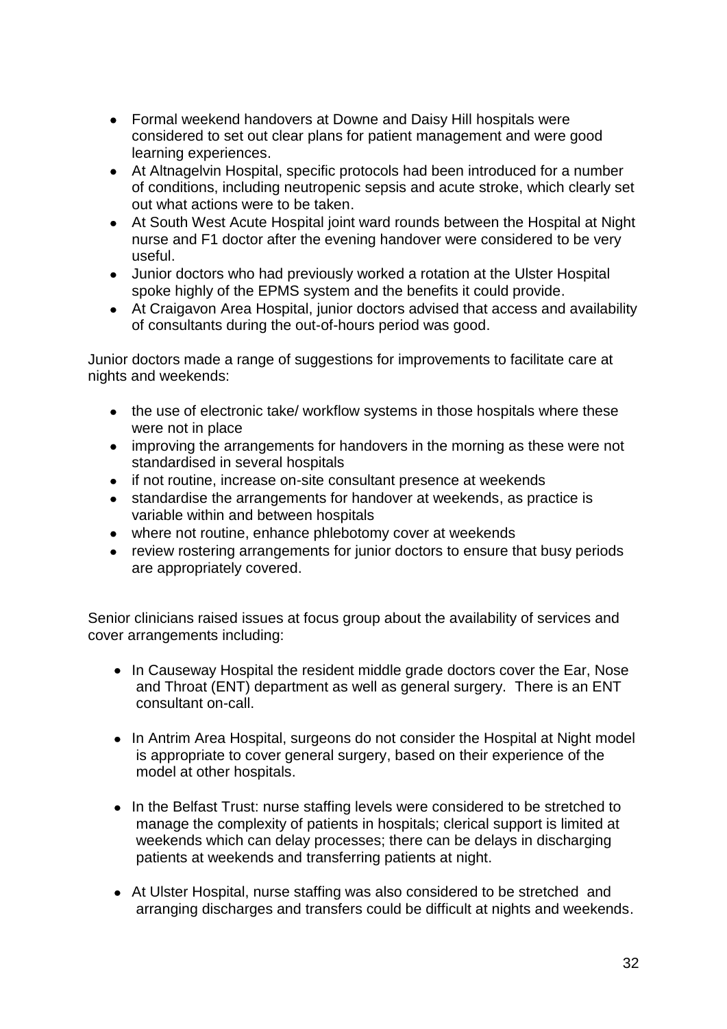- Formal weekend handovers at Downe and Daisy Hill hospitals were considered to set out clear plans for patient management and were good learning experiences.
- At Altnagelvin Hospital, specific protocols had been introduced for a number of conditions, including neutropenic sepsis and acute stroke, which clearly set out what actions were to be taken.
- At South West Acute Hospital joint ward rounds between the Hospital at Night nurse and F1 doctor after the evening handover were considered to be very useful.
- Junior doctors who had previously worked a rotation at the Ulster Hospital spoke highly of the EPMS system and the benefits it could provide.
- At Craigavon Area Hospital, junior doctors advised that access and availability of consultants during the out-of-hours period was good.

Junior doctors made a range of suggestions for improvements to facilitate care at nights and weekends:

- the use of electronic take/ workflow systems in those hospitals where these were not in place
- improving the arrangements for handovers in the morning as these were not standardised in several hospitals
- if not routine, increase on-site consultant presence at weekends
- standardise the arrangements for handover at weekends, as practice is variable within and between hospitals
- where not routine, enhance phlebotomy cover at weekends
- review rostering arrangements for junior doctors to ensure that busy periods are appropriately covered.

Senior clinicians raised issues at focus group about the availability of services and cover arrangements including:

- In Causeway Hospital the resident middle grade doctors cover the Ear, Nose and Throat (ENT) department as well as general surgery. There is an ENT consultant on-call.

- In Antrim Area Hospital, surgeons do not consider the Hospital at Night model is appropriate to cover general surgery, based on their experience of the model at other hospitals.

- In the Belfast Trust: nurse staffing levels were considered to be stretched to manage the complexity of patients in hospitals; clerical support is limited at weekends which can delay processes; there can be delays in discharging patients at weekends and transferring patients at night.

- At Ulster Hospital, nurse staffing was also considered to be stretched and arranging discharges and transfers could be difficult at nights and weekends.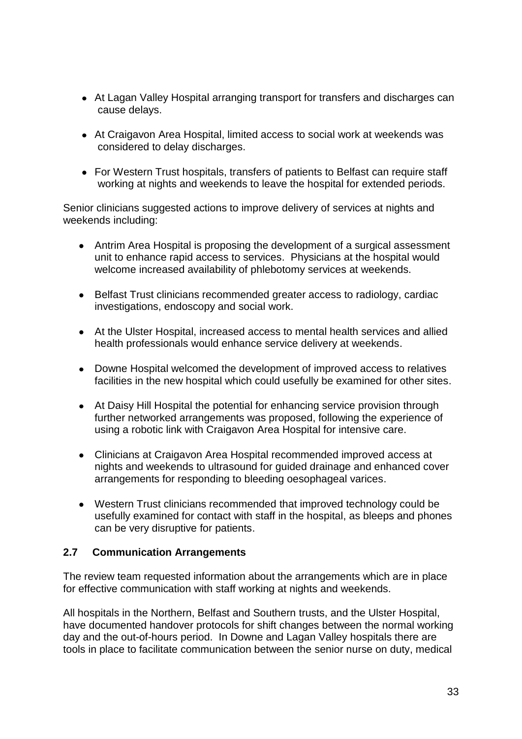- At Lagan Valley Hospital arranging transport for transfers and discharges can cause delays.

- At Craigavon Area Hospital, limited access to social work at weekends was considered to delay discharges.

- For Western Trust hospitals, transfers of patients to Belfast can require staff working at nights and weekends to leave the hospital for extended periods.

Senior clinicians suggested actions to improve delivery of services at nights and weekends including:

- Antrim Area Hospital is proposing the development of a surgical assessment unit to enhance rapid access to services. Physicians at the hospital would welcome increased availability of phlebotomy services at weekends.

- Belfast Trust clinicians recommended greater access to radiology, cardiac investigations, endoscopy and social work.

- At the Ulster Hospital, increased access to mental health services and allied health professionals would enhance service delivery at weekends.

- Downe Hospital welcomed the development of improved access to relatives facilities in the new hospital which could usefully be examined for other sites.

- At Daisy Hill Hospital the potential for enhancing service provision through further networked arrangements was proposed, following the experience of using a robotic link with Craigavon Area Hospital for intensive care.

- Clinicians at Craigavon Area Hospital recommended improved access at nights and weekends to ultrasound for guided drainage and enhanced cover arrangements for responding to bleeding oesophageal varices.

- Western Trust clinicians recommended that improved technology could be usefully examined for contact with staff in the hospital, as bleeps and phones can be very disruptive for patients.

### 2.7 Communication Arrangements

The review team requested information about the arrangements which are in place for effective communication with staff working at nights and weekends.

All hospitals in the Northern, Belfast and Southern trusts, and the Ulster Hospital, have documented handover protocols for shift changes between the normal working day and the out-of-hours period. In Downe and Lagan Valley hospitals there are tools in place to facilitate communication between the senior nurse on duty, medical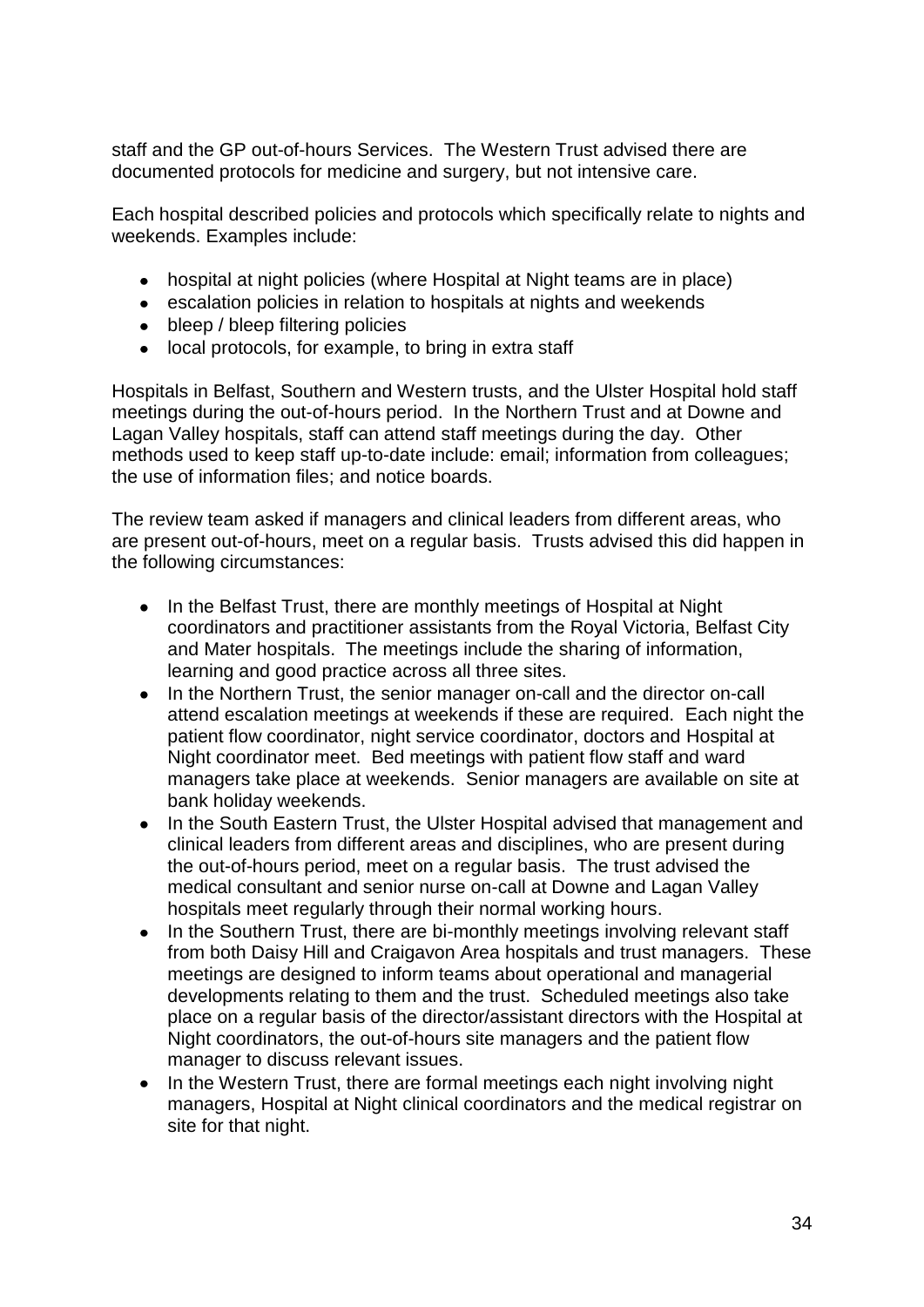staff and the GP out-of-hours Services. The Western Trust advised there are documented protocols for medicine and surgery, but not intensive care.

Each hospital described policies and protocols which specifically relate to nights and weekends. Examples include:

- hospital at night policies (where Hospital at Night teams are in place)
- escalation policies in relation to hospitals at nights and weekends
- bleep / bleep filtering policies
- local protocols, for example, to bring in extra staff

Hospitals in Belfast, Southern and Western trusts, and the Ulster Hospital hold staff meetings during the out-of-hours period. In the Northern Trust and at Downe and Lagan Valley hospitals, staff can attend staff meetings during the day. Other methods used to keep staff up-to-date include: email; information from colleagues; the use of information files; and notice boards.

The review team asked if managers and clinical leaders from different areas, who are present out-of-hours, meet on a regular basis. Trusts advised this did happen in the following circumstances:

- In the Belfast Trust, there are monthly meetings of Hospital at Night coordinators and practitioner assistants from the Royal Victoria, Belfast City and Mater hospitals. The meetings include the sharing of information, learning and good practice across all three sites.
- In the Northern Trust, the senior manager on-call and the director on-call attend escalation meetings at weekends if these are required. Each night the patient flow coordinator, night service coordinator, doctors and Hospital at Night coordinator meet. Bed meetings with patient flow staff and ward managers take place at weekends. Senior managers are available on site at bank holiday weekends.
- In the South Eastern Trust, the Ulster Hospital advised that management and clinical leaders from different areas and disciplines, who are present during the out-of-hours period, meet on a regular basis. The trust advised the medical consultant and senior nurse on-call at Downe and Lagan Valley hospitals meet regularly through their normal working hours.
- In the Southern Trust, there are bi-monthly meetings involving relevant staff from both Daisy Hill and Craigavon Area hospitals and trust managers. These meetings are designed to inform teams about operational and managerial developments relating to them and the trust. Scheduled meetings also take place on a regular basis of the director/assistant directors with the Hospital at Night coordinators, the out-of-hours site managers and the patient flow manager to discuss relevant issues.
- In the Western Trust, there are formal meetings each night involving night managers, Hospital at Night clinical coordinators and the medical registrar on site for that night.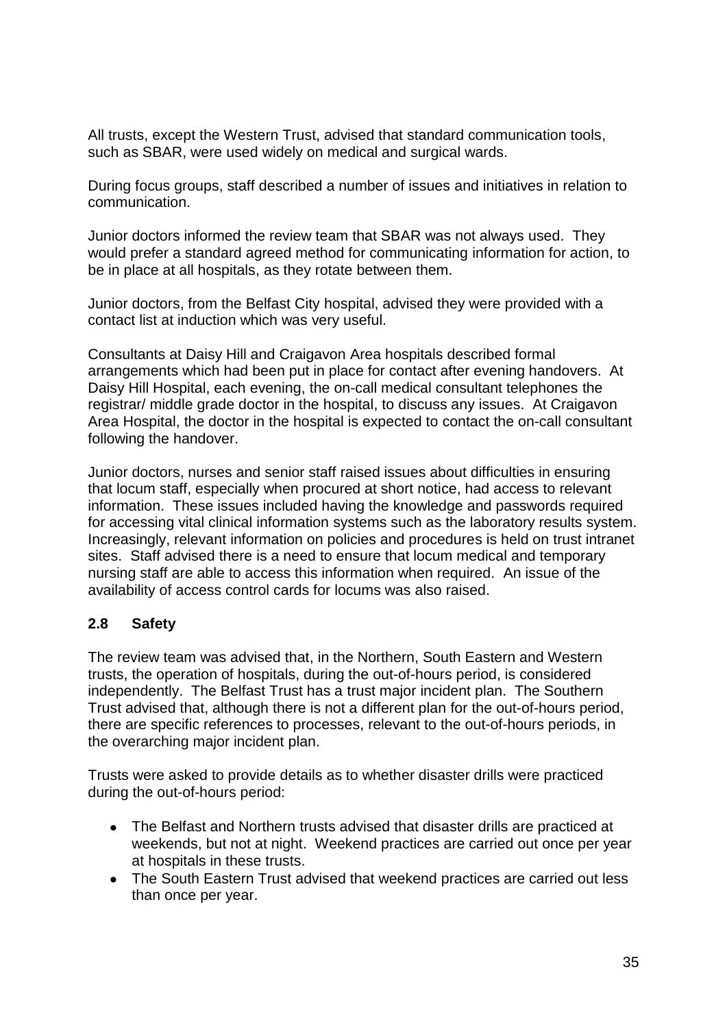All trusts, except the Western Trust, advised that standard communication tools, such as SBAR, were used widely on medical and surgical wards.

During focus groups, staff described a number of issues and initiatives in relation to communication.

Junior doctors informed the review team that SBAR was not always used. They would prefer a standard agreed method for communicating information for action, to be in place at all hospitals, as they rotate between them.

Junior doctors, from the Belfast City hospital, advised they were provided with a contact list at induction which was very useful.

Consultants at Daisy Hill and Craigavon Area hospitals described formal arrangements which had been put in place for contact after evening handovers. At Daisy Hill Hospital, each evening, the on-call medical consultant telephones the registrar/ middle grade doctor in the hospital, to discuss any issues. At Craigavon Area Hospital, the doctor in the hospital is expected to contact the on-call consultant following the handover.

Junior doctors, nurses and senior staff raised issues about difficulties in ensuring that locum staff, especially when procured at short notice, had access to relevant information. These issues included having the knowledge and passwords required for accessing vital clinical information systems such as the laboratory results system. Increasingly, relevant information on policies and procedures is held on trust intranet sites. Staff advised there is a need to ensure that locum medical and temporary nursing staff are able to access this information when required. An issue of the availability of access control cards for locums was also raised.

## 2.8 Safety

The review team was advised that, in the Northern, South Eastern and Western trusts, the operation of hospitals, during the out-of-hours period, is considered independently. The Belfast Trust has a trust major incident plan. The Southern Trust advised that, although there is not a different plan for the out-of-hours period, there are specific references to processes, relevant to the out-of-hours periods, in the overarching major incident plan.

Trusts were asked to provide details as to whether disaster drills were practiced during the out-of-hours period:

- The Belfast and Northern trusts advised that disaster drills are practiced at weekends, but not at night. Weekend practices are carried out once per year at hospitals in these trusts.
- The South Eastern Trust advised that weekend practices are carried out less than once per year.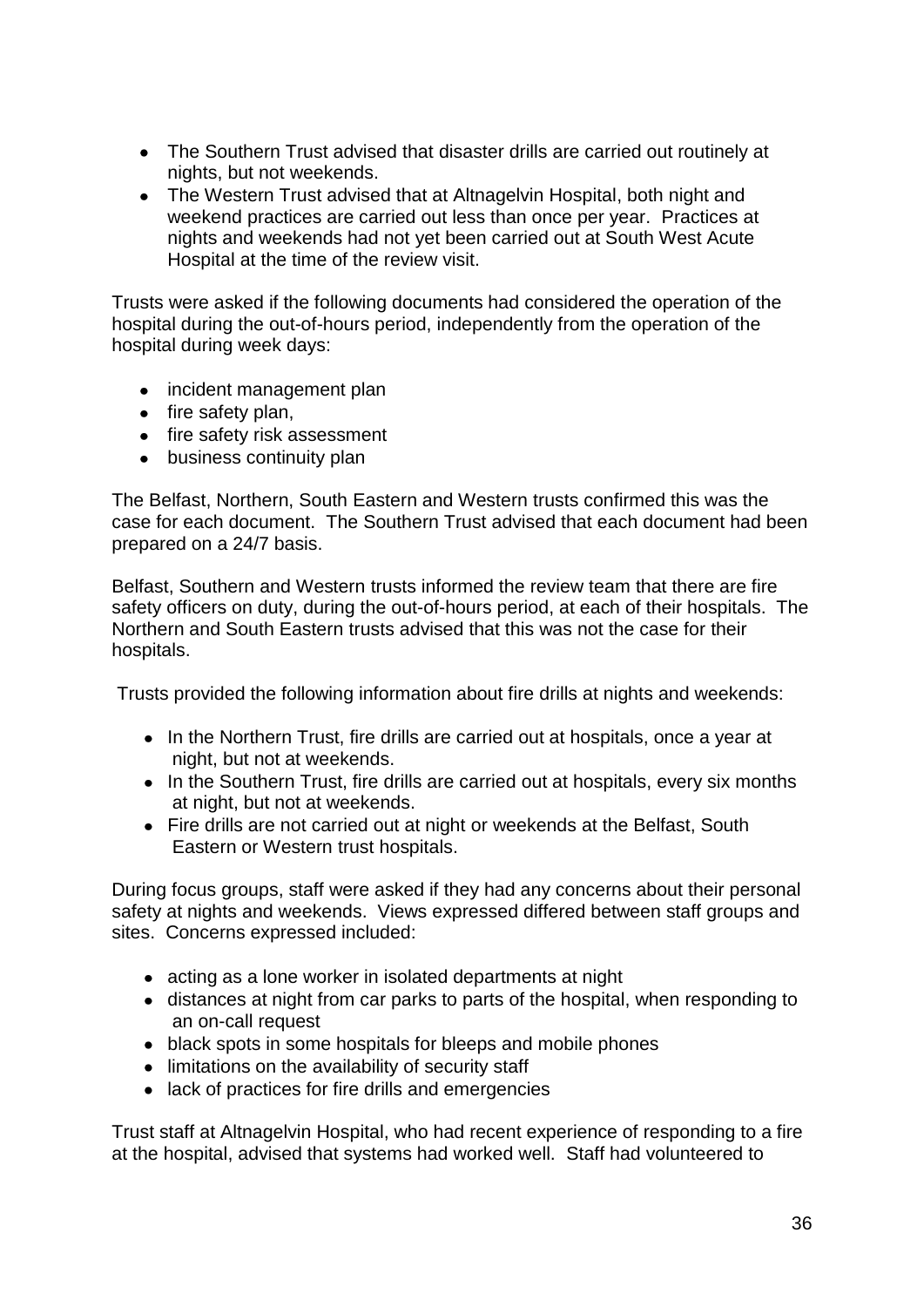- The Southern Trust advised that disaster drills are carried out routinely at nights, but not weekends.
- The Western Trust advised that at Altnagelvin Hospital, both night and weekend practices are carried out less than once per year. Practices at nights and weekends had not yet been carried out at South West Acute Hospital at the time of the review visit.

Trusts were asked if the following documents had considered the operation of the hospital during the out-of-hours period, independently from the operation of the hospital during week days:

- incident management plan
- fire safety plan,
- fire safety risk assessment
- business continuity plan

The Belfast, Northern, South Eastern and Western trusts confirmed this was the case for each document. The Southern Trust advised that each document had been prepared on a 24/7 basis.

Belfast, Southern and Western trusts informed the review team that there are fire safety officers on duty, during the out-of-hours period, at each of their hospitals. The Northern and South Eastern trusts advised that this was not the case for their hospitals.

Trusts provided the following information about fire drills at nights and weekends:

- In the Northern Trust, fire drills are carried out at hospitals, once a year at night, but not at weekends.
- In the Southern Trust, fire drills are carried out at hospitals, every six months at night, but not at weekends.
- Fire drills are not carried out at night or weekends at the Belfast, South Eastern or Western trust hospitals.

During focus groups, staff were asked if they had any concerns about their personal safety at nights and weekends. Views expressed differed between staff groups and sites. Concerns expressed included:

- acting as a lone worker in isolated departments at night
- distances at night from car parks to parts of the hospital, when responding to an on-call request
- black spots in some hospitals for bleeps and mobile phones
- limitations on the availability of security staff
- lack of practices for fire drills and emergencies

Trust staff at Altnagelvin Hospital, who had recent experience of responding to a fire at the hospital, advised that systems had worked well. Staff had volunteered to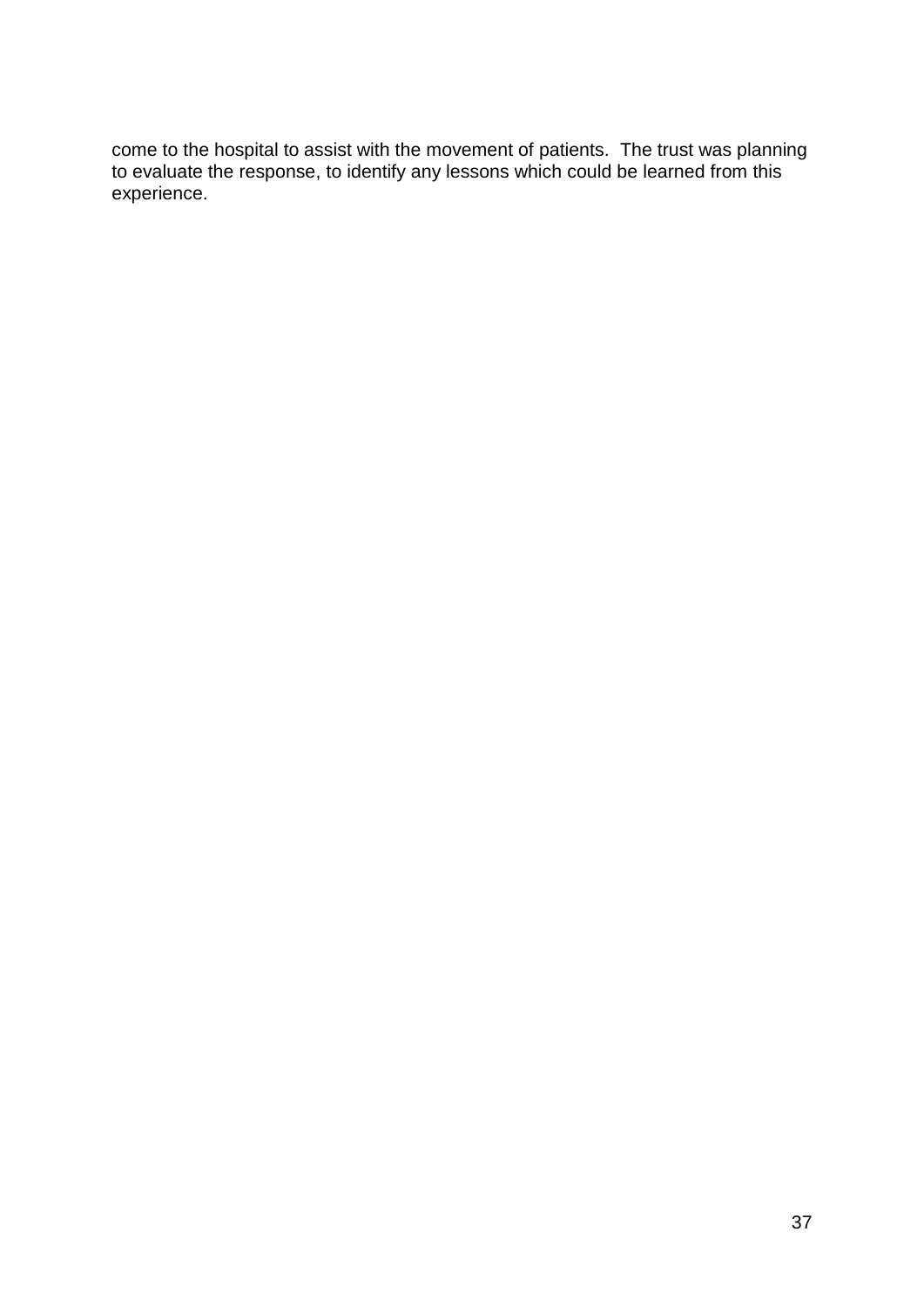come to the hospital to assist with the movement of patients. The trust was planning to evaluate the response, to identify any lessons which could be learned from this experience.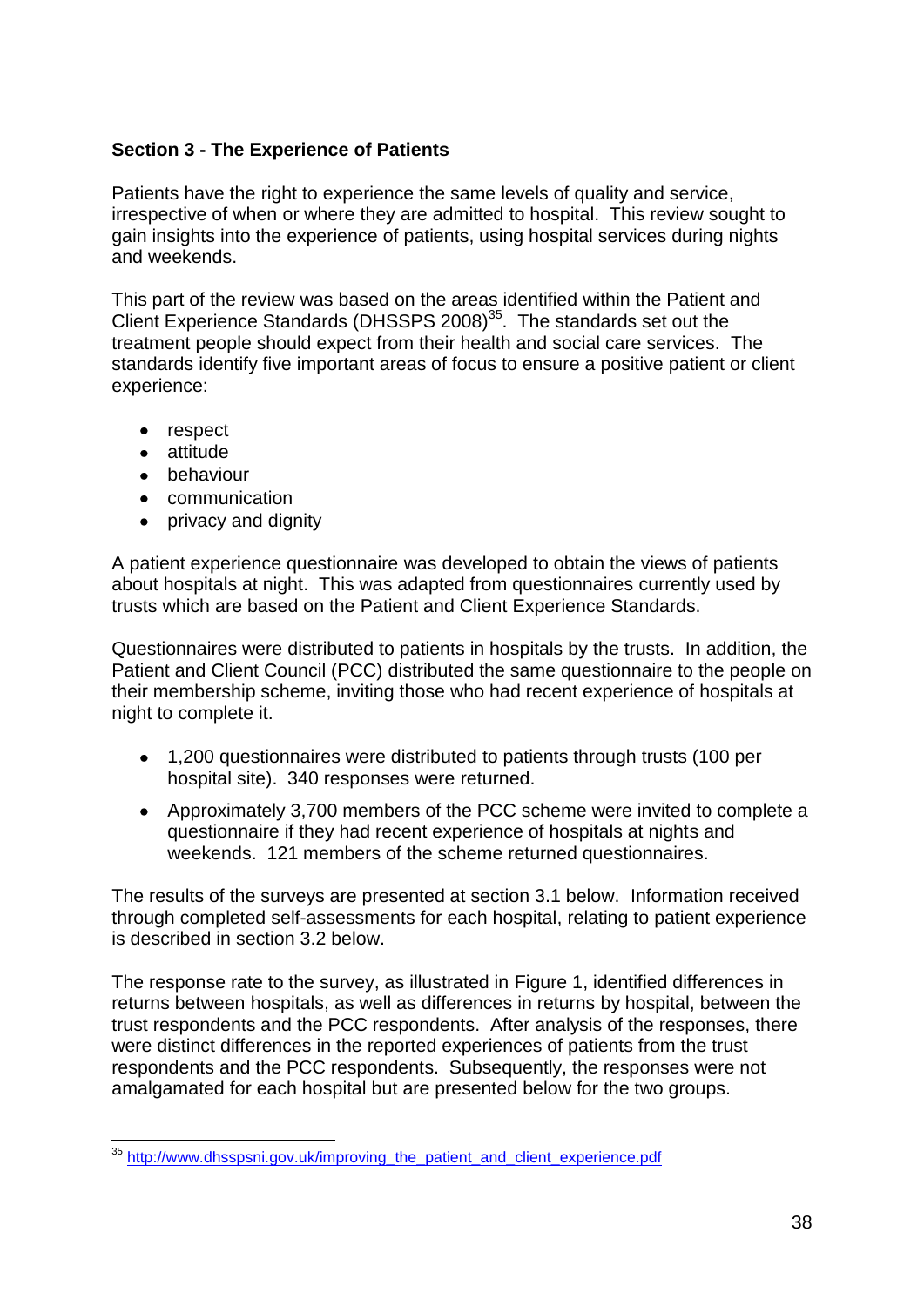**Section 3 - The Experience of Patients**

Patients have the right to experience the same levels of quality and service, irrespective of when or where they are admitted to hospital. This review sought to gain insights into the experience of patients, using hospital services during nights and weekends.

This part of the review was based on the areas identified within the Patient and Client Experience Standards (DHSSPS 2008)[35]. The standards set out the treatment people should expect from their health and social care services. The standards identify five important areas of focus to ensure a positive patient or client experience:

- respect
- attitude
- behaviour
- communication
- privacy and dignity

A patient experience questionnaire was developed to obtain the views of patients about hospitals at night. This was adapted from questionnaires currently used by trusts which are based on the Patient and Client Experience Standards.

Questionnaires were distributed to patients in hospitals by the trusts. In addition, the Patient and Client Council (PCC) distributed the same questionnaire to the people on their membership scheme, inviting those who had recent experience of hospitals at night to complete it.

- 1,200 questionnaires were distributed to patients through trusts (100 per hospital site). 340 responses were returned.
- Approximately 3,700 members of the PCC scheme were invited to complete a questionnaire if they had recent experience of hospitals at nights and weekends. 121 members of the scheme returned questionnaires.

The results of the surveys are presented at section 3.1 below. Information received through completed self-assessments for each hospital, relating to patient experience is described in section 3.2 below.

The response rate to the survey, as illustrated in Figure 1, identified differences in returns between hospitals, as well as differences in returns by hospital, between the trust respondents and the PCC respondents. After analysis of the responses, there were distinct differences in the reported experiences of patients from the trust respondents and the PCC respondents. Subsequently, the responses were not amalgamated for each hospital but are presented below for the two groups.

---

[35] http://www.dhsspsni.gov.uk/improving_the_patient_and_client_experience.pdf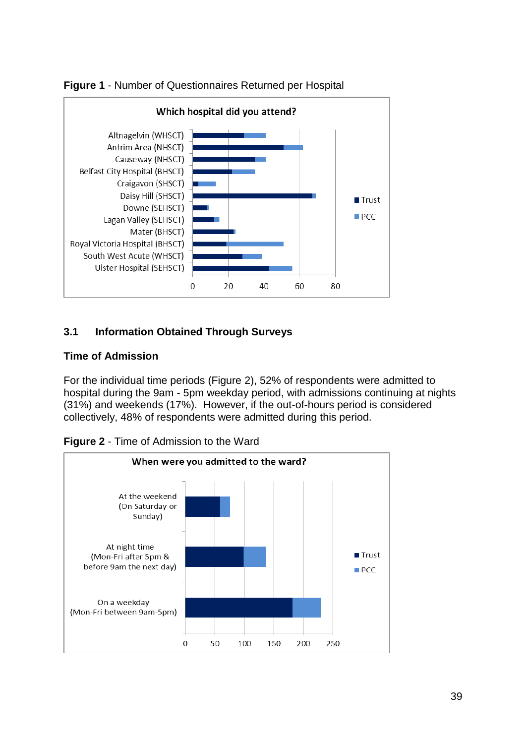**Figure 1** - Number of Questionnaires Returned per Hospital

**Which hospital did you attend?**

- Altnagelvin (WHSCT)
- Antrim Area (NHSCT)
- Causeway (NHSCT)
- Belfast City Hospital (BHSCT)
- Craigavon (SHSCT)
- Daisy Hill (SHSCT)
- Downe (SEHSCT)
- Lagan Valley (SEHSCT)
- Mater (BHSCT)
- Royal Victoria Hospital (BHSCT)
- South West Acute (WHSCT)
- Ulster Hospital (SEHSCT)

Legend: Trust, PCC

Axis: 0, 20, 40, 60, 80

### 3.1 Information Obtained Through Surveys

**Time of Admission**

For the individual time periods (Figure 2), 52% of respondents were admitted to hospital during the 9am - 5pm weekday period, with admissions continuing at nights (31%) and weekends (17%). However, if the out-of-hours period is considered collectively, 48% of respondents were admitted during this period.

**Figure 2** - Time of Admission to the Ward

**When were you admitted to the ward?**

- At the weekend (On Saturday or Sunday)
- At night time (Mon-Fri after 5pm & before 9am the next day)
- On a weekday (Mon-Fri between 9am-5pm)

Legend: Trust, PCC

Axis: 0, 50, 100, 150, 200, 250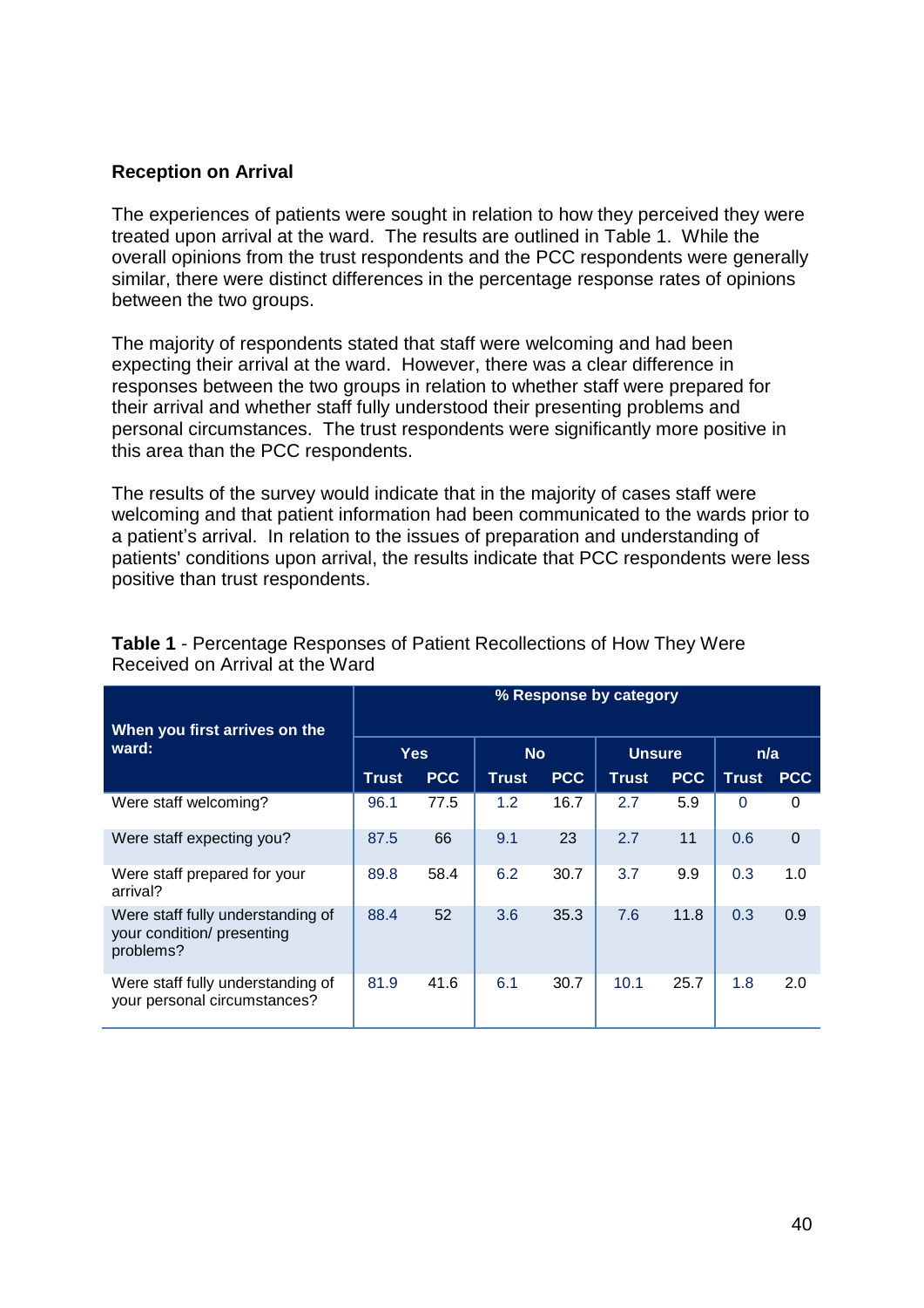**Reception on Arrival**

The experiences of patients were sought in relation to how they perceived they were treated upon arrival at the ward. The results are outlined in Table 1. While the overall opinions from the trust respondents and the PCC respondents were generally similar, there were distinct differences in the percentage response rates of opinions between the two groups.

The majority of respondents stated that staff were welcoming and had been expecting their arrival at the ward. However, there was a clear difference in responses between the two groups in relation to whether staff were prepared for their arrival and whether staff fully understood their presenting problems and personal circumstances. The trust respondents were significantly more positive in this area than the PCC respondents.

The results of the survey would indicate that in the majority of cases staff were welcoming and that patient information had been communicated to the wards prior to a patient's arrival. In relation to the issues of preparation and understanding of patients' conditions upon arrival, the results indicate that PCC respondents were less positive than trust respondents.

**Table 1** - Percentage Responses of Patient Recollections of How They Were Received on Arrival at the Ward

| When you first arrives on the ward: | % Response by category | | | | | | | |
|---|---|---|---|---|---|---|---|---|
| | Yes | | No | | Unsure | | n/a | |
| | Trust | PCC | Trust | PCC | Trust | PCC | Trust | PCC |
| Were staff welcoming? | 96.1 | 77.5 | 1.2 | 16.7 | 2.7 | 5.9 | 0 | 0 |
| Were staff expecting you? | 87.5 | 66 | 9.1 | 23 | 2.7 | 11 | 0.6 | 0 |
| Were staff prepared for your arrival? | 89.8 | 58.4 | 6.2 | 30.7 | 3.7 | 9.9 | 0.3 | 1.0 |
| Were staff fully understanding of your condition/ presenting problems? | 88.4 | 52 | 3.6 | 35.3 | 7.6 | 11.8 | 0.3 | 0.9 |
| Were staff fully understanding of your personal circumstances? | 81.9 | 41.6 | 6.1 | 30.7 | 10.1 | 25.7 | 1.8 | 2.0 |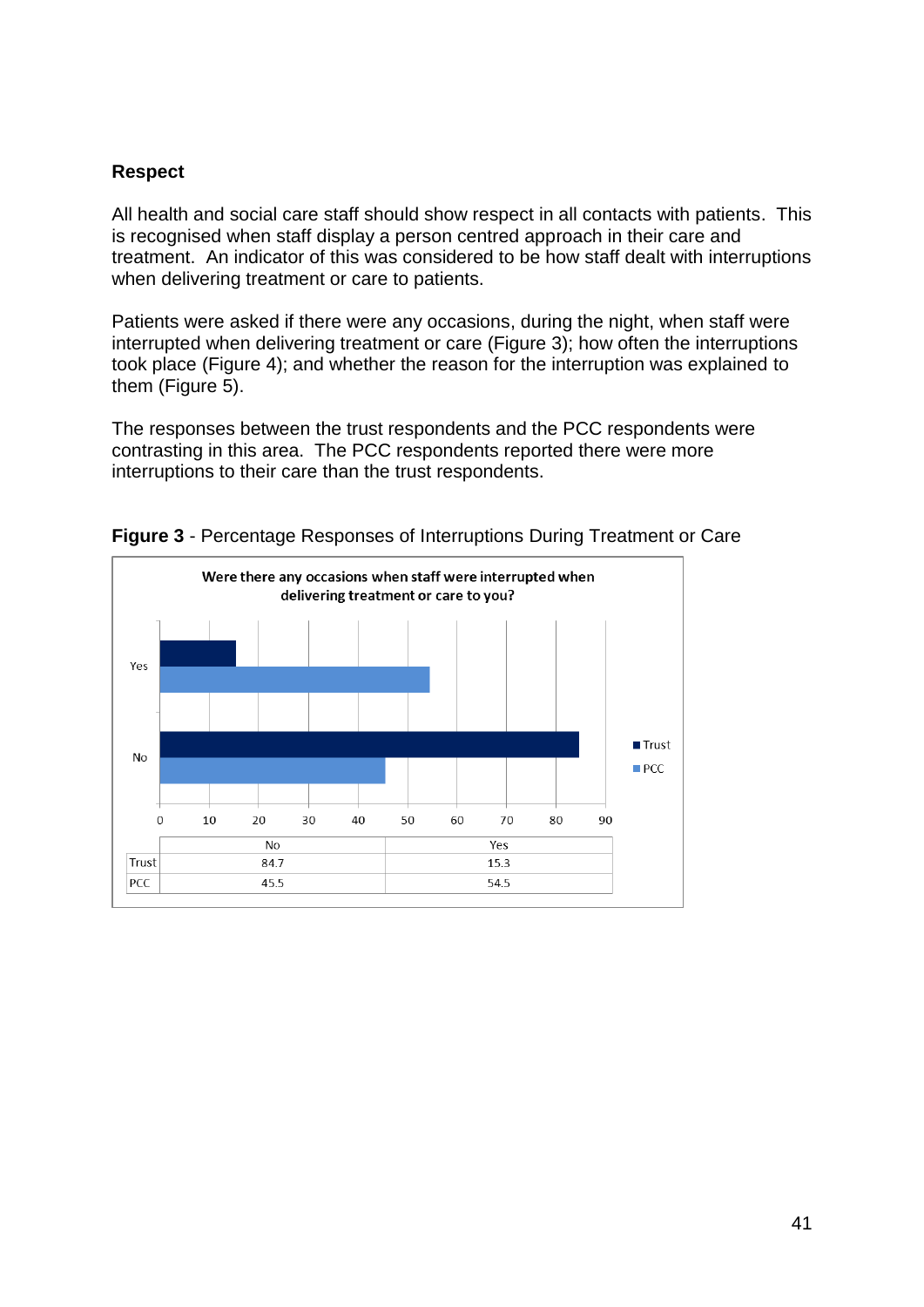## Respect

All health and social care staff should show respect in all contacts with patients. This is recognised when staff display a person centred approach in their care and treatment. An indicator of this was considered to be how staff dealt with interruptions when delivering treatment or care to patients.

Patients were asked if there were any occasions, during the night, when staff were interrupted when delivering treatment or care (Figure 3); how often the interruptions took place (Figure 4); and whether the reason for the interruption was explained to them (Figure 5).

The responses between the trust respondents and the PCC respondents were contrasting in this area. The PCC respondents reported there were more interruptions to their care than the trust respondents.

**Figure 3** - Percentage Responses of Interruptions During Treatment or Care

Were there any occasions when staff were interrupted when delivering treatment or care to you?

| | No | Yes |
|---|---|---|
| Trust | 84.7 | 15.3 |
| PCC | 45.5 | 54.5 |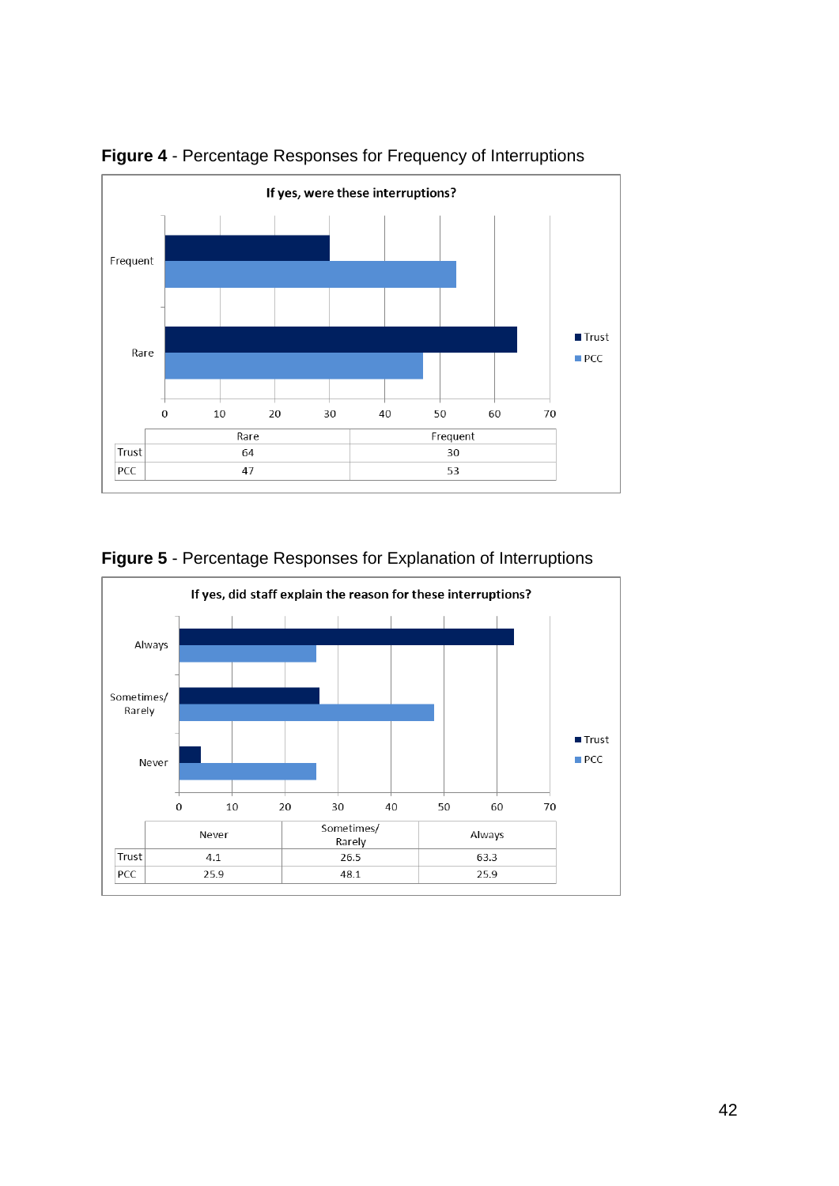**Figure 4** - Percentage Responses for Frequency of Interruptions

**If yes, were these interruptions?**

| | Rare | Frequent |
|---|---|---|
| Trust | 64 | 30 |
| PCC | 47 | 53 |

**Figure 5** - Percentage Responses for Explanation of Interruptions

**If yes, did staff explain the reason for these interruptions?**

| | Never | Sometimes/ Rarely | Always |
|---|---|---|---|
| Trust | 4.1 | 26.5 | 63.3 |
| PCC | 25.9 | 48.1 | 25.9 |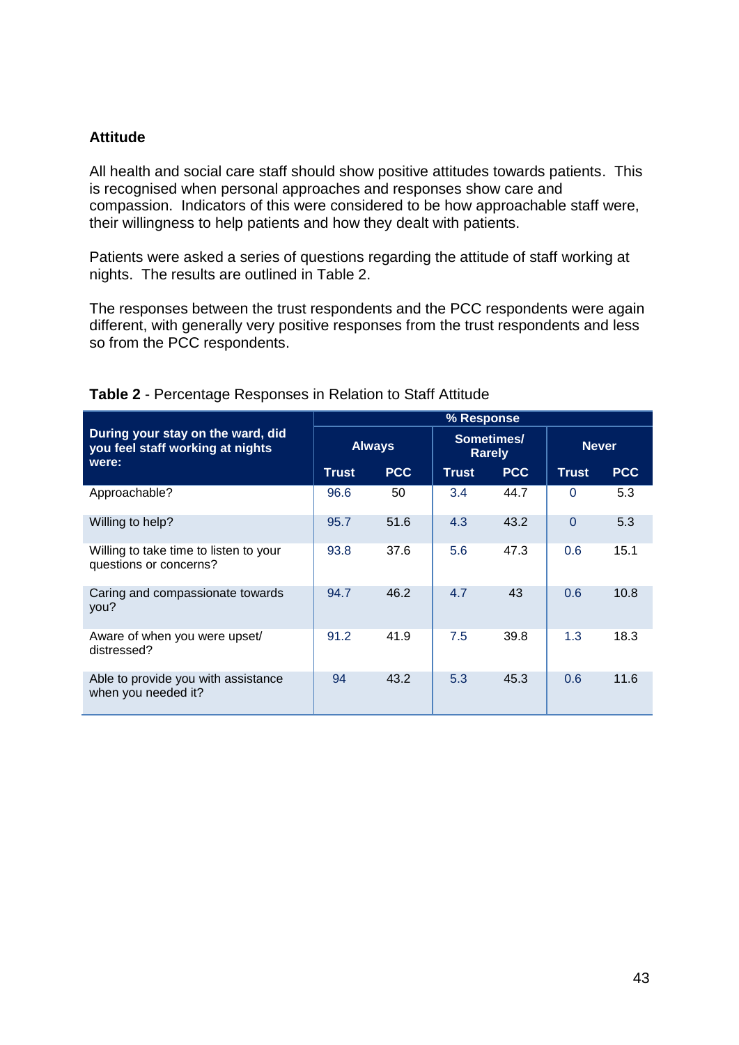**Attitude**

All health and social care staff should show positive attitudes towards patients. This is recognised when personal approaches and responses show care and compassion. Indicators of this were considered to be how approachable staff were, their willingness to help patients and how they dealt with patients.

Patients were asked a series of questions regarding the attitude of staff working at nights. The results are outlined in Table 2.

The responses between the trust respondents and the PCC respondents were again different, with generally very positive responses from the trust respondents and less so from the PCC respondents.

**Table 2** - Percentage Responses in Relation to Staff Attitude

| During your stay on the ward, did you feel staff working at nights were: | % Response | | | | | |
|---|---|---|---|---|---|---|
| | Always | | Sometimes/ Rarely | | Never | |
| | Trust | PCC | Trust | PCC | Trust | PCC |
| Approachable? | 96.6 | 50 | 3.4 | 44.7 | 0 | 5.3 |
| Willing to help? | 95.7 | 51.6 | 4.3 | 43.2 | 0 | 5.3 |
| Willing to take time to listen to your questions or concerns? | 93.8 | 37.6 | 5.6 | 47.3 | 0.6 | 15.1 |
| Caring and compassionate towards you? | 94.7 | 46.2 | 4.7 | 43 | 0.6 | 10.8 |
| Aware of when you were upset/ distressed? | 91.2 | 41.9 | 7.5 | 39.8 | 1.3 | 18.3 |
| Able to provide you with assistance when you needed it? | 94 | 43.2 | 5.3 | 45.3 | 0.6 | 11.6 |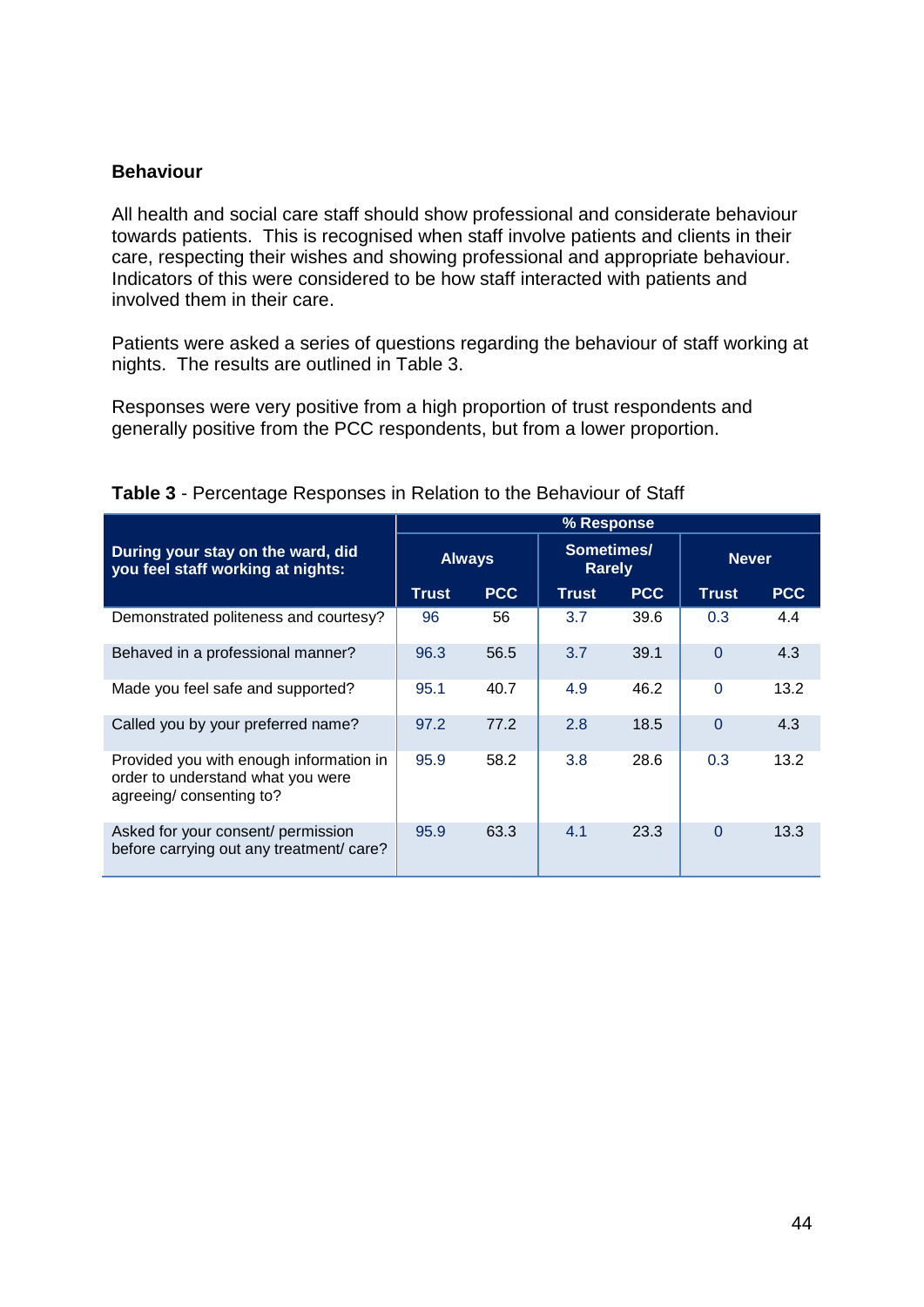**Behaviour**

All health and social care staff should show professional and considerate behaviour towards patients. This is recognised when staff involve patients and clients in their care, respecting their wishes and showing professional and appropriate behaviour. Indicators of this were considered to be how staff interacted with patients and involved them in their care.

Patients were asked a series of questions regarding the behaviour of staff working at nights. The results are outlined in Table 3.

Responses were very positive from a high proportion of trust respondents and generally positive from the PCC respondents, but from a lower proportion.

**Table 3** - Percentage Responses in Relation to the Behaviour of Staff

| During your stay on the ward, did you feel staff working at nights: | % Response | | | | | |
|---|---|---|---|---|---|---|
| | Always | | Sometimes/ Rarely | | Never | |
| | Trust | PCC | Trust | PCC | Trust | PCC |
| Demonstrated politeness and courtesy? | 96 | 56 | 3.7 | 39.6 | 0.3 | 4.4 |
| Behaved in a professional manner? | 96.3 | 56.5 | 3.7 | 39.1 | 0 | 4.3 |
| Made you feel safe and supported? | 95.1 | 40.7 | 4.9 | 46.2 | 0 | 13.2 |
| Called you by your preferred name? | 97.2 | 77.2 | 2.8 | 18.5 | 0 | 4.3 |
| Provided you with enough information in order to understand what you were agreeing/ consenting to? | 95.9 | 58.2 | 3.8 | 28.6 | 0.3 | 13.2 |
| Asked for your consent/ permission before carrying out any treatment/ care? | 95.9 | 63.3 | 4.1 | 23.3 | 0 | 13.3 |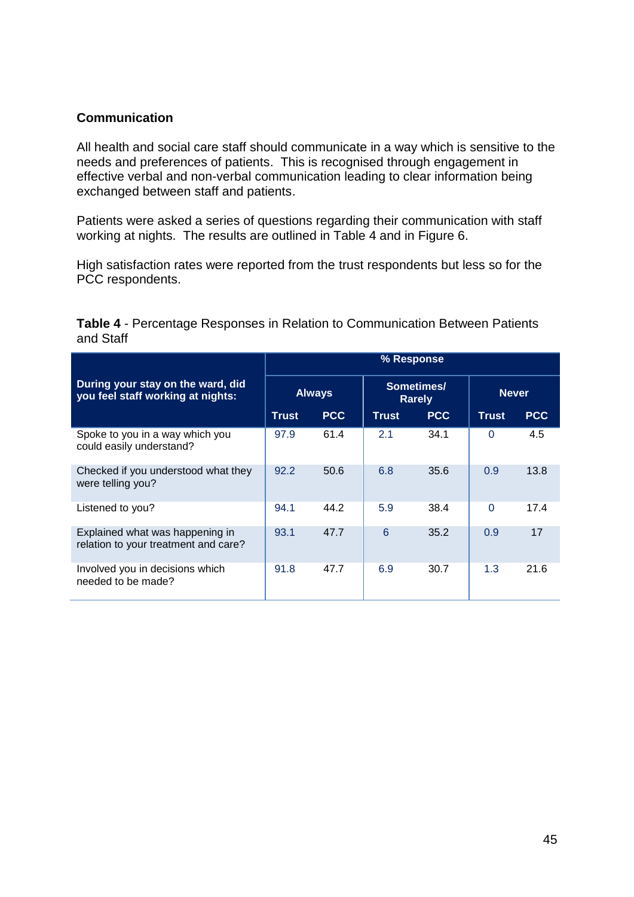**Communication**

All health and social care staff should communicate in a way which is sensitive to the needs and preferences of patients. This is recognised through engagement in effective verbal and non-verbal communication leading to clear information being exchanged between staff and patients.

Patients were asked a series of questions regarding their communication with staff working at nights. The results are outlined in Table 4 and in Figure 6.

High satisfaction rates were reported from the trust respondents but less so for the PCC respondents.

**Table 4** - Percentage Responses in Relation to Communication Between Patients and Staff

| During your stay on the ward, did you feel staff working at nights: | % Response | | | | | |
|---|---|---|---|---|---|---|
| | Always | | Sometimes/ Rarely | | Never | |
| | Trust | PCC | Trust | PCC | Trust | PCC |
| Spoke to you in a way which you could easily understand? | 97.9 | 61.4 | 2.1 | 34.1 | 0 | 4.5 |
| Checked if you understood what they were telling you? | 92.2 | 50.6 | 6.8 | 35.6 | 0.9 | 13.8 |
| Listened to you? | 94.1 | 44.2 | 5.9 | 38.4 | 0 | 17.4 |
| Explained what was happening in relation to your treatment and care? | 93.1 | 47.7 | 6 | 35.2 | 0.9 | 17 |
| Involved you in decisions which needed to be made? | 91.8 | 47.7 | 6.9 | 30.7 | 1.3 | 21.6 |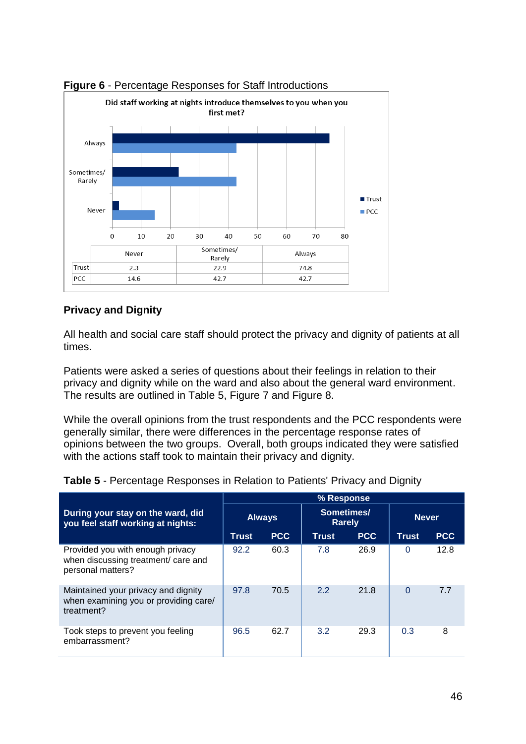**Figure 6** - Percentage Responses for Staff Introductions

Did staff working at nights introduce themselves to you when you first met?

| | Never | Sometimes/ Rarely | Always |
|---|---|---|---|
| Trust | 2.3 | 22.9 | 74.8 |
| PCC | 14.6 | 42.7 | 42.7 |

### Privacy and Dignity

All health and social care staff should protect the privacy and dignity of patients at all times.

Patients were asked a series of questions about their feelings in relation to their privacy and dignity while on the ward and also about the general ward environment. The results are outlined in Table 5, Figure 7 and Figure 8.

While the overall opinions from the trust respondents and the PCC respondents were generally similar, there were differences in the percentage response rates of opinions between the two groups. Overall, both groups indicated they were satisfied with the actions staff took to maintain their privacy and dignity.

**Table 5** - Percentage Responses in Relation to Patients' Privacy and Dignity

| During your stay on the ward, did you feel staff working at nights: | % Response | | | | | |
|---|---|---|---|---|---|---|
| | Always | | Sometimes/ Rarely | | Never | |
| | Trust | PCC | Trust | PCC | Trust | PCC |
| Provided you with enough privacy when discussing treatment/ care and personal matters? | 92.2 | 60.3 | 7.8 | 26.9 | 0 | 12.8 |
| Maintained your privacy and dignity when examining you or providing care/ treatment? | 97.8 | 70.5 | 2.2 | 21.8 | 0 | 7.7 |
| Took steps to prevent you feeling embarrassment? | 96.5 | 62.7 | 3.2 | 29.3 | 0.3 | 8 |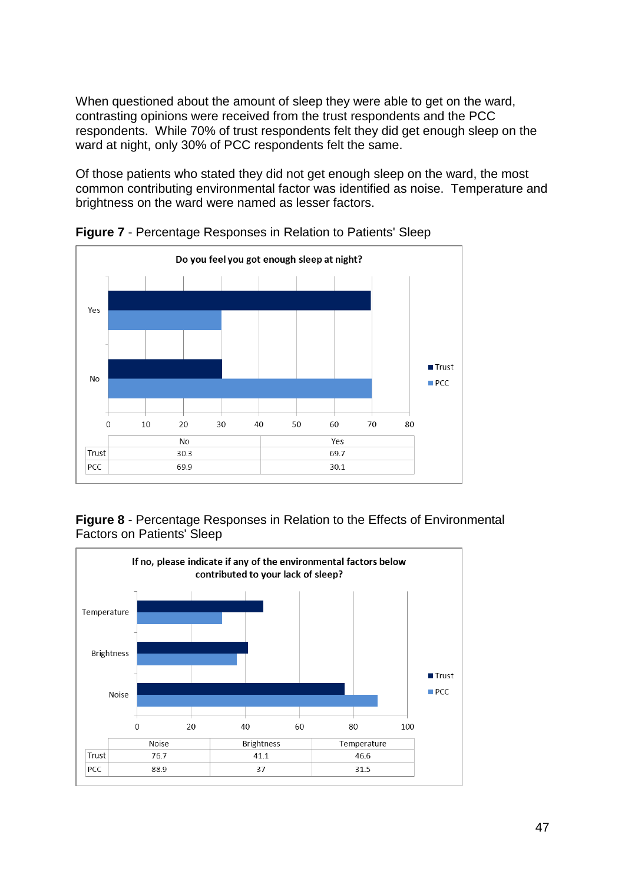When questioned about the amount of sleep they were able to get on the ward, contrasting opinions were received from the trust respondents and the PCC respondents. While 70% of trust respondents felt they did get enough sleep on the ward at night, only 30% of PCC respondents felt the same.

Of those patients who stated they did not get enough sleep on the ward, the most common contributing environmental factor was identified as noise. Temperature and brightness on the ward were named as lesser factors.

**Figure 7** - Percentage Responses in Relation to Patients' Sleep

**Do you feel you got enough sleep at night?**

| | No | Yes |
|---|---|---|
| Trust | 30.3 | 69.7 |
| PCC | 69.9 | 30.1 |

**Figure 8** - Percentage Responses in Relation to the Effects of Environmental Factors on Patients' Sleep

**If no, please indicate if any of the environmental factors below contributed to your lack of sleep?**

| | Noise | Brightness | Temperature |
|---|---|---|---|
| Trust | 76.7 | 41.1 | 46.6 |
| PCC | 88.9 | 37 | 31.5 |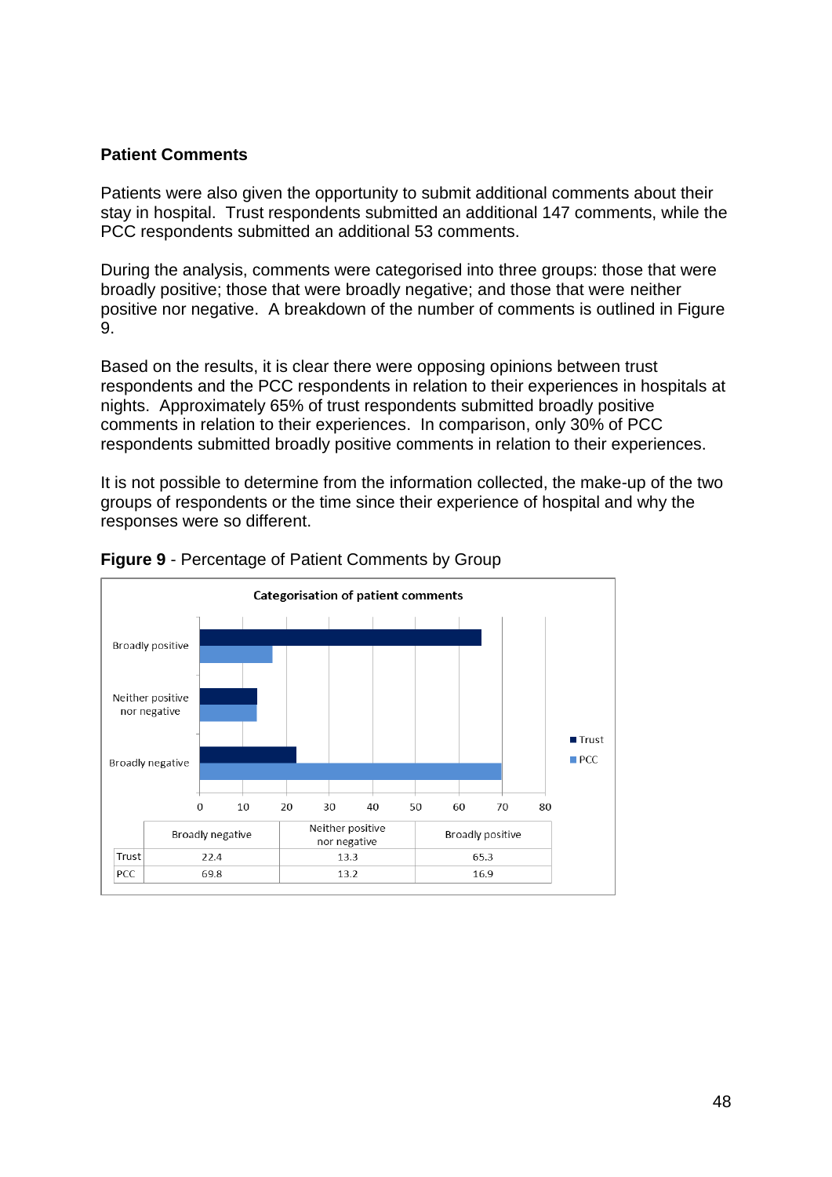**Patient Comments**

Patients were also given the opportunity to submit additional comments about their stay in hospital. Trust respondents submitted an additional 147 comments, while the PCC respondents submitted an additional 53 comments.

During the analysis, comments were categorised into three groups: those that were broadly positive; those that were broadly negative; and those that were neither positive nor negative. A breakdown of the number of comments is outlined in Figure 9.

Based on the results, it is clear there were opposing opinions between trust respondents and the PCC respondents in relation to their experiences in hospitals at nights. Approximately 65% of trust respondents submitted broadly positive comments in relation to their experiences. In comparison, only 30% of PCC respondents submitted broadly positive comments in relation to their experiences.

It is not possible to determine from the information collected, the make-up of the two groups of respondents or the time since their experience of hospital and why the responses were so different.

**Figure 9** - Percentage of Patient Comments by Group

Categorisation of patient comments

| | Broadly negative | Neither positive nor negative | Broadly positive |
|---|---|---|---|
| Trust | 22.4 | 13.3 | 65.3 |
| PCC | 69.8 | 13.2 | 16.9 |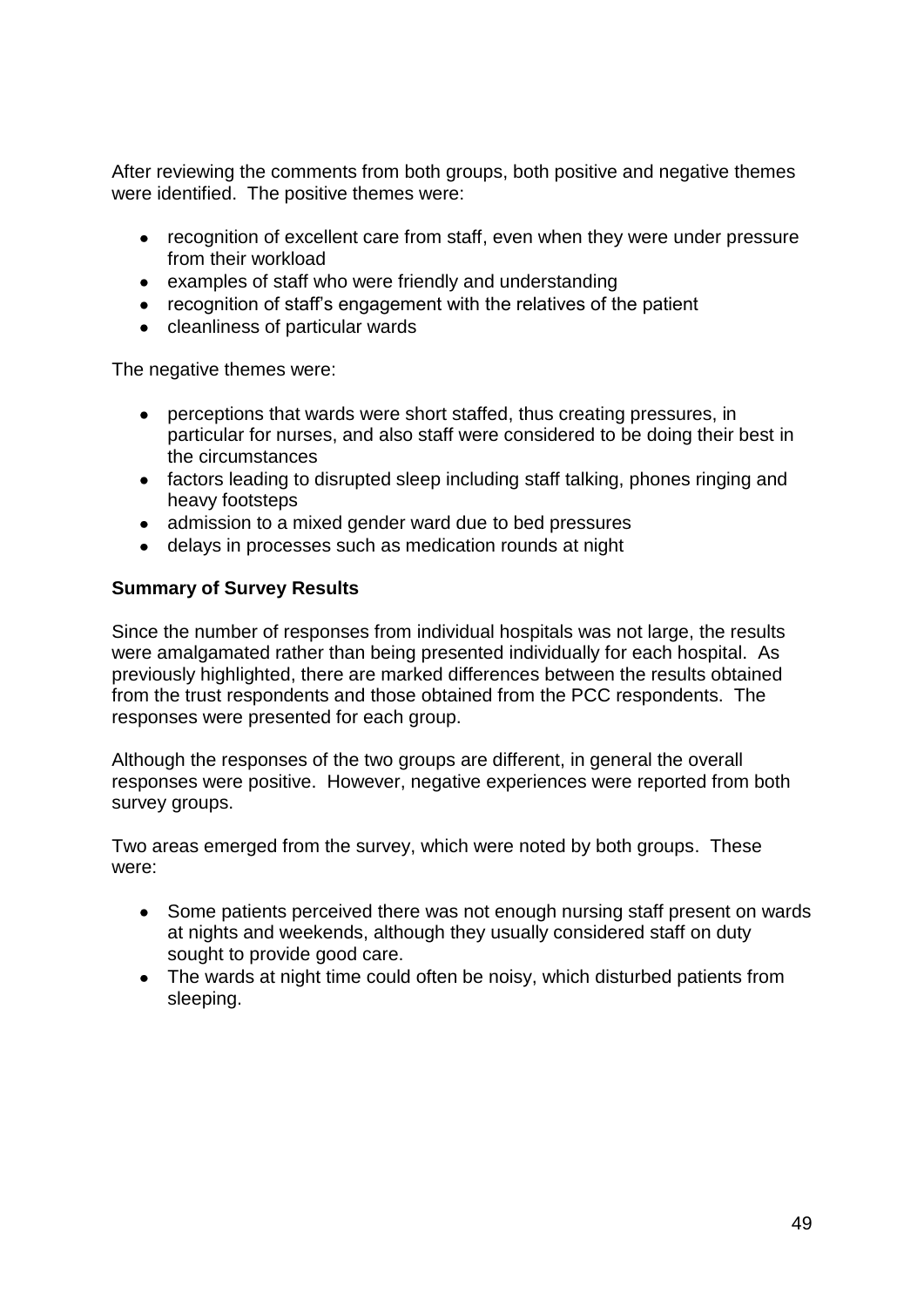After reviewing the comments from both groups, both positive and negative themes were identified. The positive themes were:

- recognition of excellent care from staff, even when they were under pressure from their workload
- examples of staff who were friendly and understanding
- recognition of staff's engagement with the relatives of the patient
- cleanliness of particular wards

The negative themes were:

- perceptions that wards were short staffed, thus creating pressures, in particular for nurses, and also staff were considered to be doing their best in the circumstances
- factors leading to disrupted sleep including staff talking, phones ringing and heavy footsteps
- admission to a mixed gender ward due to bed pressures
- delays in processes such as medication rounds at night

**Summary of Survey Results**

Since the number of responses from individual hospitals was not large, the results were amalgamated rather than being presented individually for each hospital. As previously highlighted, there are marked differences between the results obtained from the trust respondents and those obtained from the PCC respondents. The responses were presented for each group.

Although the responses of the two groups are different, in general the overall responses were positive. However, negative experiences were reported from both survey groups.

Two areas emerged from the survey, which were noted by both groups. These were:

- Some patients perceived there was not enough nursing staff present on wards at nights and weekends, although they usually considered staff on duty sought to provide good care.
- The wards at night time could often be noisy, which disturbed patients from sleeping.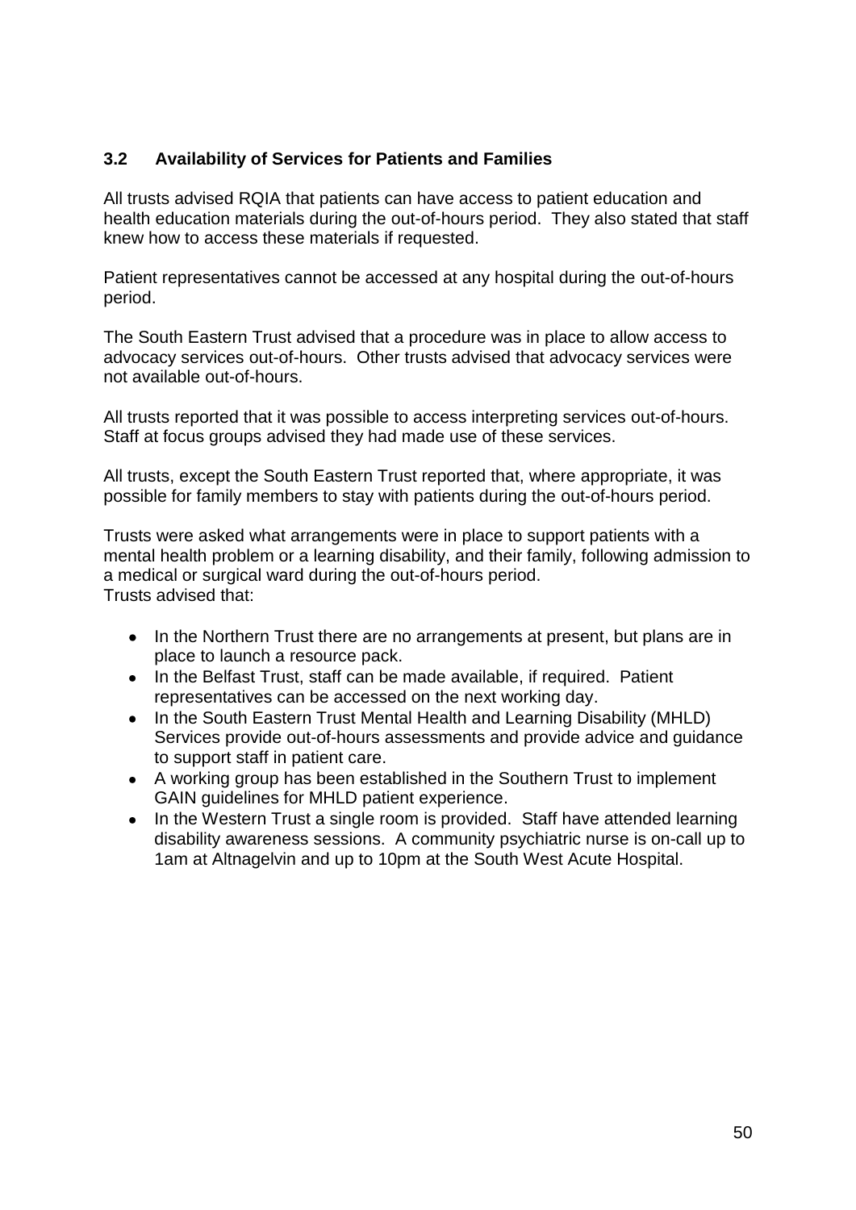### 3.2 Availability of Services for Patients and Families

All trusts advised RQIA that patients can have access to patient education and health education materials during the out-of-hours period. They also stated that staff knew how to access these materials if requested.

Patient representatives cannot be accessed at any hospital during the out-of-hours period.

The South Eastern Trust advised that a procedure was in place to allow access to advocacy services out-of-hours. Other trusts advised that advocacy services were not available out-of-hours.

All trusts reported that it was possible to access interpreting services out-of-hours. Staff at focus groups advised they had made use of these services.

All trusts, except the South Eastern Trust reported that, where appropriate, it was possible for family members to stay with patients during the out-of-hours period.

Trusts were asked what arrangements were in place to support patients with a mental health problem or a learning disability, and their family, following admission to a medical or surgical ward during the out-of-hours period.
Trusts advised that:

- In the Northern Trust there are no arrangements at present, but plans are in place to launch a resource pack.
- In the Belfast Trust, staff can be made available, if required. Patient representatives can be accessed on the next working day.
- In the South Eastern Trust Mental Health and Learning Disability (MHLD) Services provide out-of-hours assessments and provide advice and guidance to support staff in patient care.
- A working group has been established in the Southern Trust to implement GAIN guidelines for MHLD patient experience.
- In the Western Trust a single room is provided. Staff have attended learning disability awareness sessions. A community psychiatric nurse is on-call up to 1am at Altnagelvin and up to 10pm at the South West Acute Hospital.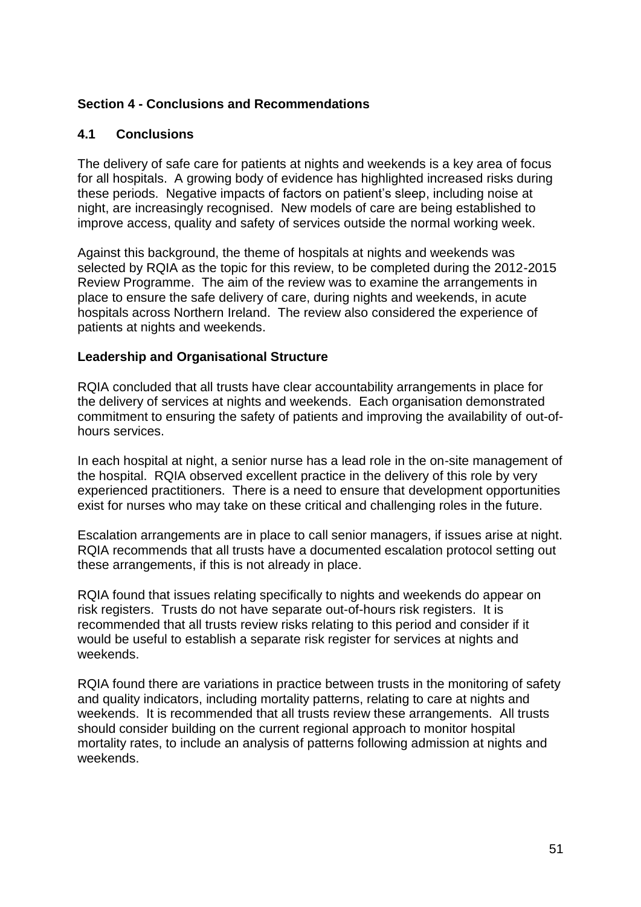## Section 4 - Conclusions and Recommendations

### 4.1 Conclusions

The delivery of safe care for patients at nights and weekends is a key area of focus for all hospitals. A growing body of evidence has highlighted increased risks during these periods. Negative impacts of factors on patient's sleep, including noise at night, are increasingly recognised. New models of care are being established to improve access, quality and safety of services outside the normal working week.

Against this background, the theme of hospitals at nights and weekends was selected by RQIA as the topic for this review, to be completed during the 2012-2015 Review Programme. The aim of the review was to examine the arrangements in place to ensure the safe delivery of care, during nights and weekends, in acute hospitals across Northern Ireland. The review also considered the experience of patients at nights and weekends.

**Leadership and Organisational Structure**

RQIA concluded that all trusts have clear accountability arrangements in place for the delivery of services at nights and weekends. Each organisation demonstrated commitment to ensuring the safety of patients and improving the availability of out-of-hours services.

In each hospital at night, a senior nurse has a lead role in the on-site management of the hospital. RQIA observed excellent practice in the delivery of this role by very experienced practitioners. There is a need to ensure that development opportunities exist for nurses who may take on these critical and challenging roles in the future.

Escalation arrangements are in place to call senior managers, if issues arise at night. RQIA recommends that all trusts have a documented escalation protocol setting out these arrangements, if this is not already in place.

RQIA found that issues relating specifically to nights and weekends do appear on risk registers. Trusts do not have separate out-of-hours risk registers. It is recommended that all trusts review risks relating to this period and consider if it would be useful to establish a separate risk register for services at nights and weekends.

RQIA found there are variations in practice between trusts in the monitoring of safety and quality indicators, including mortality patterns, relating to care at nights and weekends. It is recommended that all trusts review these arrangements. All trusts should consider building on the current regional approach to monitor hospital mortality rates, to include an analysis of patterns following admission at nights and weekends.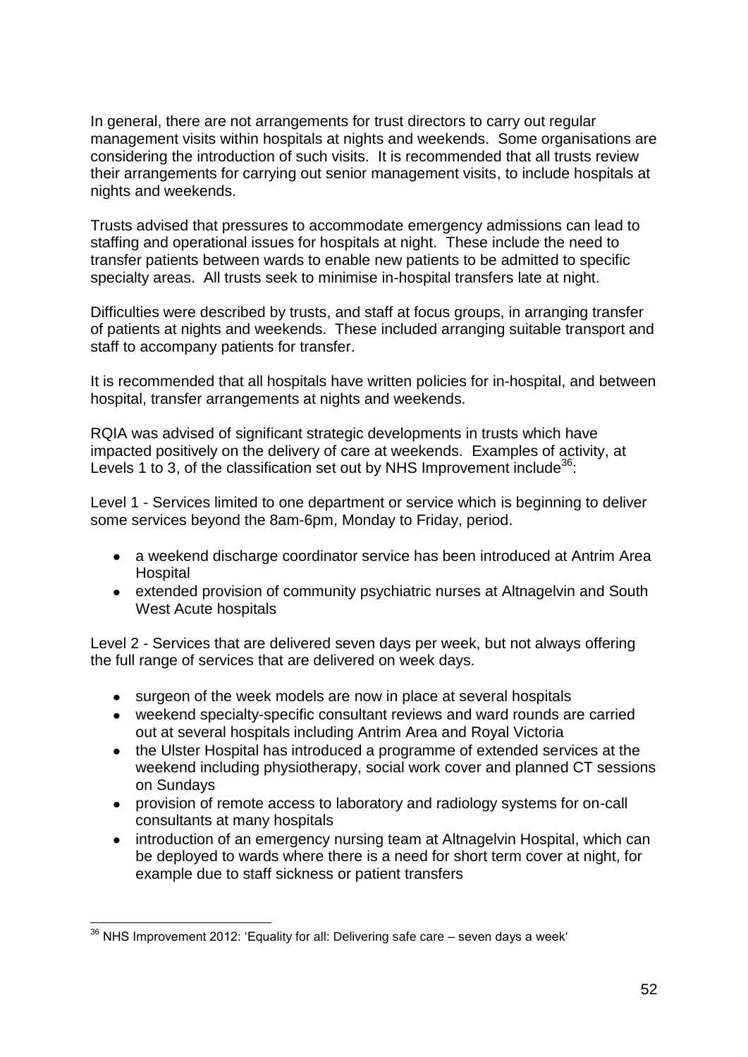In general, there are not arrangements for trust directors to carry out regular management visits within hospitals at nights and weekends. Some organisations are considering the introduction of such visits. It is recommended that all trusts review their arrangements for carrying out senior management visits, to include hospitals at nights and weekends.

Trusts advised that pressures to accommodate emergency admissions can lead to staffing and operational issues for hospitals at night. These include the need to transfer patients between wards to enable new patients to be admitted to specific specialty areas. All trusts seek to minimise in-hospital transfers late at night.

Difficulties were described by trusts, and staff at focus groups, in arranging transfer of patients at nights and weekends. These included arranging suitable transport and staff to accompany patients for transfer.

It is recommended that all hospitals have written policies for in-hospital, and between hospital, transfer arrangements at nights and weekends.

RQIA was advised of significant strategic developments in trusts which have impacted positively on the delivery of care at weekends. Examples of activity, at Levels 1 to 3, of the classification set out by NHS Improvement include[36]:

Level 1 - Services limited to one department or service which is beginning to deliver some services beyond the 8am-6pm, Monday to Friday, period.

- a weekend discharge coordinator service has been introduced at Antrim Area Hospital
- extended provision of community psychiatric nurses at Altnagelvin and South West Acute hospitals

Level 2 - Services that are delivered seven days per week, but not always offering the full range of services that are delivered on week days.

- surgeon of the week models are now in place at several hospitals
- weekend specialty-specific consultant reviews and ward rounds are carried out at several hospitals including Antrim Area and Royal Victoria
- the Ulster Hospital has introduced a programme of extended services at the weekend including physiotherapy, social work cover and planned CT sessions on Sundays
- provision of remote access to laboratory and radiology systems for on-call consultants at many hospitals
- introduction of an emergency nursing team at Altnagelvin Hospital, which can be deployed to wards where there is a need for short term cover at night, for example due to staff sickness or patient transfers

[36] NHS Improvement 2012: 'Equality for all: Delivering safe care – seven days a week'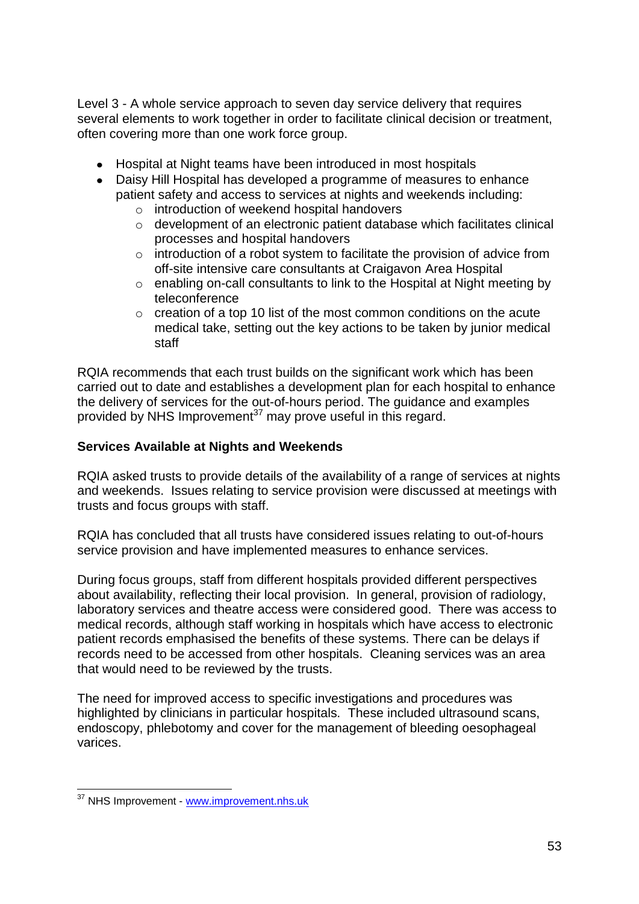Level 3 - A whole service approach to seven day service delivery that requires several elements to work together in order to facilitate clinical decision or treatment, often covering more than one work force group.

- Hospital at Night teams have been introduced in most hospitals
- Daisy Hill Hospital has developed a programme of measures to enhance patient safety and access to services at nights and weekends including:
  - introduction of weekend hospital handovers
  - development of an electronic patient database which facilitates clinical processes and hospital handovers
  - introduction of a robot system to facilitate the provision of advice from off-site intensive care consultants at Craigavon Area Hospital
  - enabling on-call consultants to link to the Hospital at Night meeting by teleconference
  - creation of a top 10 list of the most common conditions on the acute medical take, setting out the key actions to be taken by junior medical staff

RQIA recommends that each trust builds on the significant work which has been carried out to date and establishes a development plan for each hospital to enhance the delivery of services for the out-of-hours period. The guidance and examples provided by NHS Improvement[37] may prove useful in this regard.

**Services Available at Nights and Weekends**

RQIA asked trusts to provide details of the availability of a range of services at nights and weekends. Issues relating to service provision were discussed at meetings with trusts and focus groups with staff.

RQIA has concluded that all trusts have considered issues relating to out-of-hours service provision and have implemented measures to enhance services.

During focus groups, staff from different hospitals provided different perspectives about availability, reflecting their local provision. In general, provision of radiology, laboratory services and theatre access were considered good. There was access to medical records, although staff working in hospitals which have access to electronic patient records emphasised the benefits of these systems. There can be delays if records need to be accessed from other hospitals. Cleaning services was an area that would need to be reviewed by the trusts.

The need for improved access to specific investigations and procedures was highlighted by clinicians in particular hospitals. These included ultrasound scans, endoscopy, phlebotomy and cover for the management of bleeding oesophageal varices.

---

[37] NHS Improvement - www.improvement.nhs.uk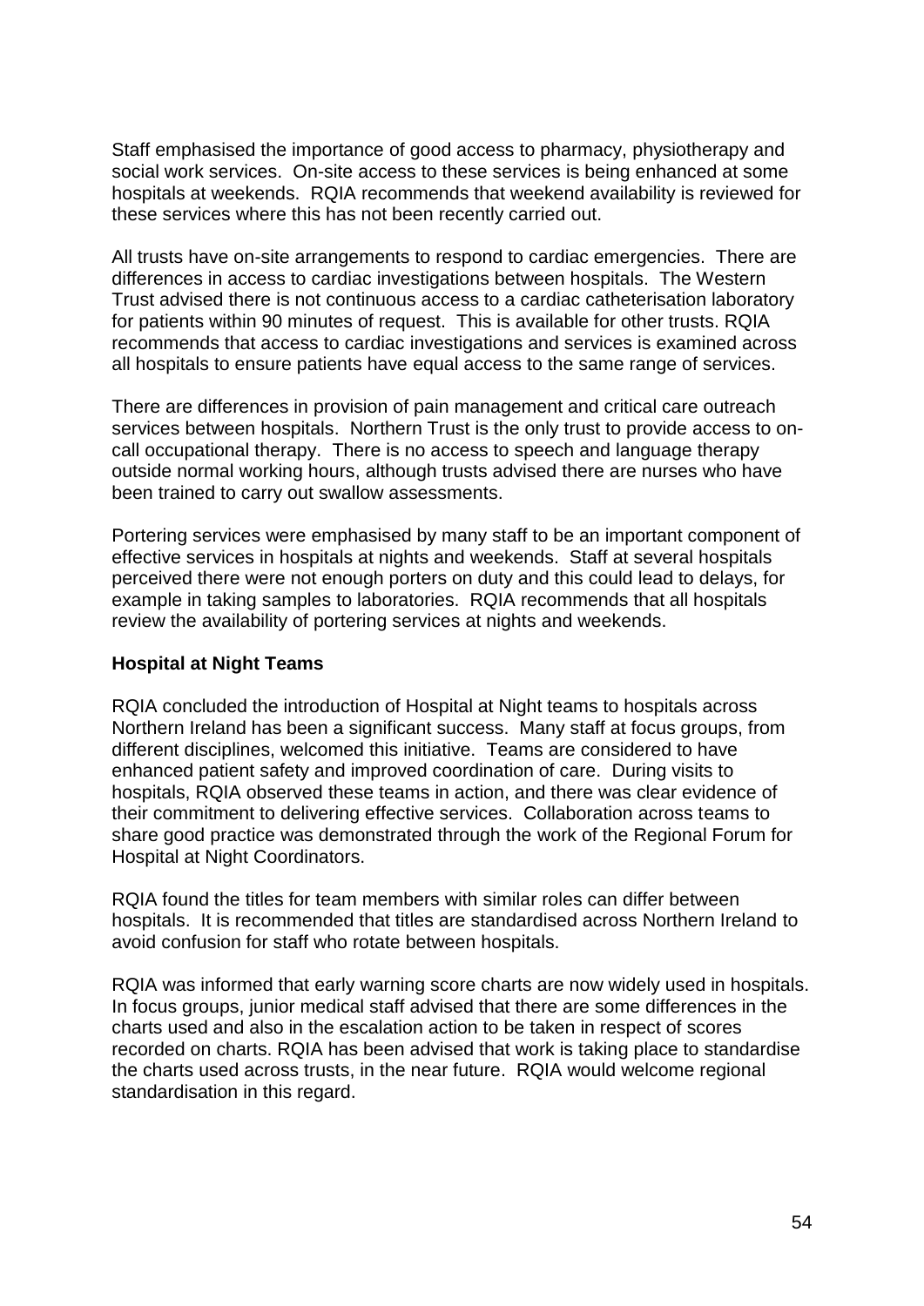Staff emphasised the importance of good access to pharmacy, physiotherapy and social work services. On-site access to these services is being enhanced at some hospitals at weekends. RQIA recommends that weekend availability is reviewed for these services where this has not been recently carried out.

All trusts have on-site arrangements to respond to cardiac emergencies. There are differences in access to cardiac investigations between hospitals. The Western Trust advised there is not continuous access to a cardiac catheterisation laboratory for patients within 90 minutes of request. This is available for other trusts. RQIA recommends that access to cardiac investigations and services is examined across all hospitals to ensure patients have equal access to the same range of services.

There are differences in provision of pain management and critical care outreach services between hospitals. Northern Trust is the only trust to provide access to on-call occupational therapy. There is no access to speech and language therapy outside normal working hours, although trusts advised there are nurses who have been trained to carry out swallow assessments.

Portering services were emphasised by many staff to be an important component of effective services in hospitals at nights and weekends. Staff at several hospitals perceived there were not enough porters on duty and this could lead to delays, for example in taking samples to laboratories. RQIA recommends that all hospitals review the availability of portering services at nights and weekends.

**Hospital at Night Teams**

RQIA concluded the introduction of Hospital at Night teams to hospitals across Northern Ireland has been a significant success. Many staff at focus groups, from different disciplines, welcomed this initiative. Teams are considered to have enhanced patient safety and improved coordination of care. During visits to hospitals, RQIA observed these teams in action, and there was clear evidence of their commitment to delivering effective services. Collaboration across teams to share good practice was demonstrated through the work of the Regional Forum for Hospital at Night Coordinators.

RQIA found the titles for team members with similar roles can differ between hospitals. It is recommended that titles are standardised across Northern Ireland to avoid confusion for staff who rotate between hospitals.

RQIA was informed that early warning score charts are now widely used in hospitals. In focus groups, junior medical staff advised that there are some differences in the charts used and also in the escalation action to be taken in respect of scores recorded on charts. RQIA has been advised that work is taking place to standardise the charts used across trusts, in the near future. RQIA would welcome regional standardisation in this regard.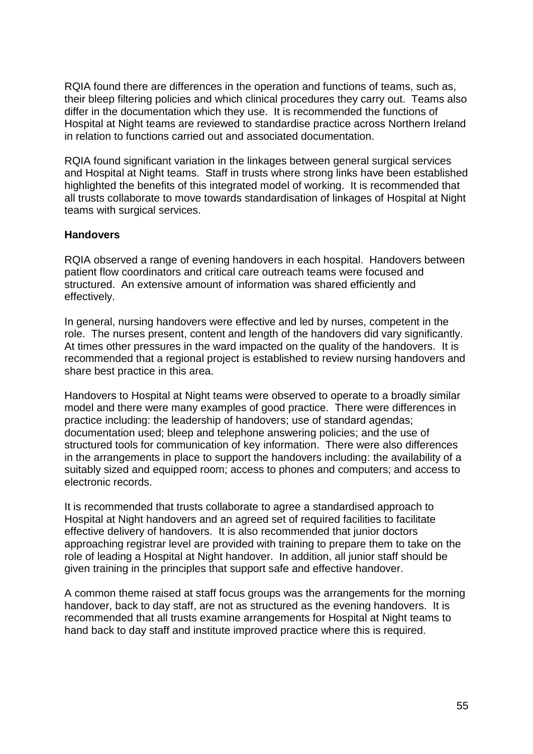RQIA found there are differences in the operation and functions of teams, such as, their bleep filtering policies and which clinical procedures they carry out. Teams also differ in the documentation which they use. It is recommended the functions of Hospital at Night teams are reviewed to standardise practice across Northern Ireland in relation to functions carried out and associated documentation.

RQIA found significant variation in the linkages between general surgical services and Hospital at Night teams. Staff in trusts where strong links have been established highlighted the benefits of this integrated model of working. It is recommended that all trusts collaborate to move towards standardisation of linkages of Hospital at Night teams with surgical services.

**Handovers**

RQIA observed a range of evening handovers in each hospital. Handovers between patient flow coordinators and critical care outreach teams were focused and structured. An extensive amount of information was shared efficiently and effectively.

In general, nursing handovers were effective and led by nurses, competent in the role. The nurses present, content and length of the handovers did vary significantly. At times other pressures in the ward impacted on the quality of the handovers. It is recommended that a regional project is established to review nursing handovers and share best practice in this area.

Handovers to Hospital at Night teams were observed to operate to a broadly similar model and there were many examples of good practice. There were differences in practice including: the leadership of handovers; use of standard agendas; documentation used; bleep and telephone answering policies; and the use of structured tools for communication of key information. There were also differences in the arrangements in place to support the handovers including: the availability of a suitably sized and equipped room; access to phones and computers; and access to electronic records.

It is recommended that trusts collaborate to agree a standardised approach to Hospital at Night handovers and an agreed set of required facilities to facilitate effective delivery of handovers. It is also recommended that junior doctors approaching registrar level are provided with training to prepare them to take on the role of leading a Hospital at Night handover. In addition, all junior staff should be given training in the principles that support safe and effective handover.

A common theme raised at staff focus groups was the arrangements for the morning handover, back to day staff, are not as structured as the evening handovers. It is recommended that all trusts examine arrangements for Hospital at Night teams to hand back to day staff and institute improved practice where this is required.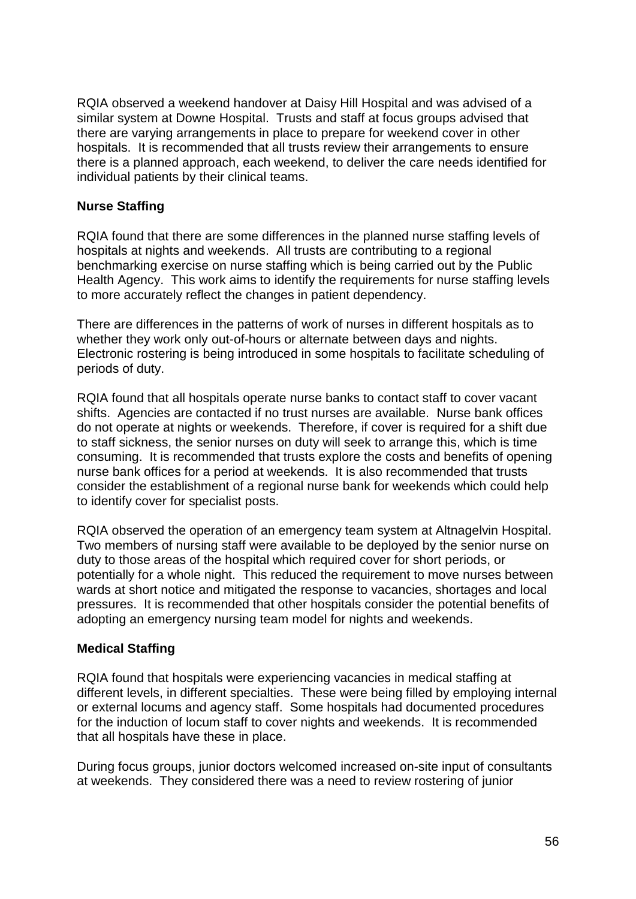RQIA observed a weekend handover at Daisy Hill Hospital and was advised of a similar system at Downe Hospital. Trusts and staff at focus groups advised that there are varying arrangements in place to prepare for weekend cover in other hospitals. It is recommended that all trusts review their arrangements to ensure there is a planned approach, each weekend, to deliver the care needs identified for individual patients by their clinical teams.

**Nurse Staffing**

RQIA found that there are some differences in the planned nurse staffing levels of hospitals at nights and weekends. All trusts are contributing to a regional benchmarking exercise on nurse staffing which is being carried out by the Public Health Agency. This work aims to identify the requirements for nurse staffing levels to more accurately reflect the changes in patient dependency.

There are differences in the patterns of work of nurses in different hospitals as to whether they work only out-of-hours or alternate between days and nights. Electronic rostering is being introduced in some hospitals to facilitate scheduling of periods of duty.

RQIA found that all hospitals operate nurse banks to contact staff to cover vacant shifts. Agencies are contacted if no trust nurses are available. Nurse bank offices do not operate at nights or weekends. Therefore, if cover is required for a shift due to staff sickness, the senior nurses on duty will seek to arrange this, which is time consuming. It is recommended that trusts explore the costs and benefits of opening nurse bank offices for a period at weekends. It is also recommended that trusts consider the establishment of a regional nurse bank for weekends which could help to identify cover for specialist posts.

RQIA observed the operation of an emergency team system at Altnagelvin Hospital. Two members of nursing staff were available to be deployed by the senior nurse on duty to those areas of the hospital which required cover for short periods, or potentially for a whole night. This reduced the requirement to move nurses between wards at short notice and mitigated the response to vacancies, shortages and local pressures. It is recommended that other hospitals consider the potential benefits of adopting an emergency nursing team model for nights and weekends.

**Medical Staffing**

RQIA found that hospitals were experiencing vacancies in medical staffing at different levels, in different specialties. These were being filled by employing internal or external locums and agency staff. Some hospitals had documented procedures for the induction of locum staff to cover nights and weekends. It is recommended that all hospitals have these in place.

During focus groups, junior doctors welcomed increased on-site input of consultants at weekends. They considered there was a need to review rostering of junior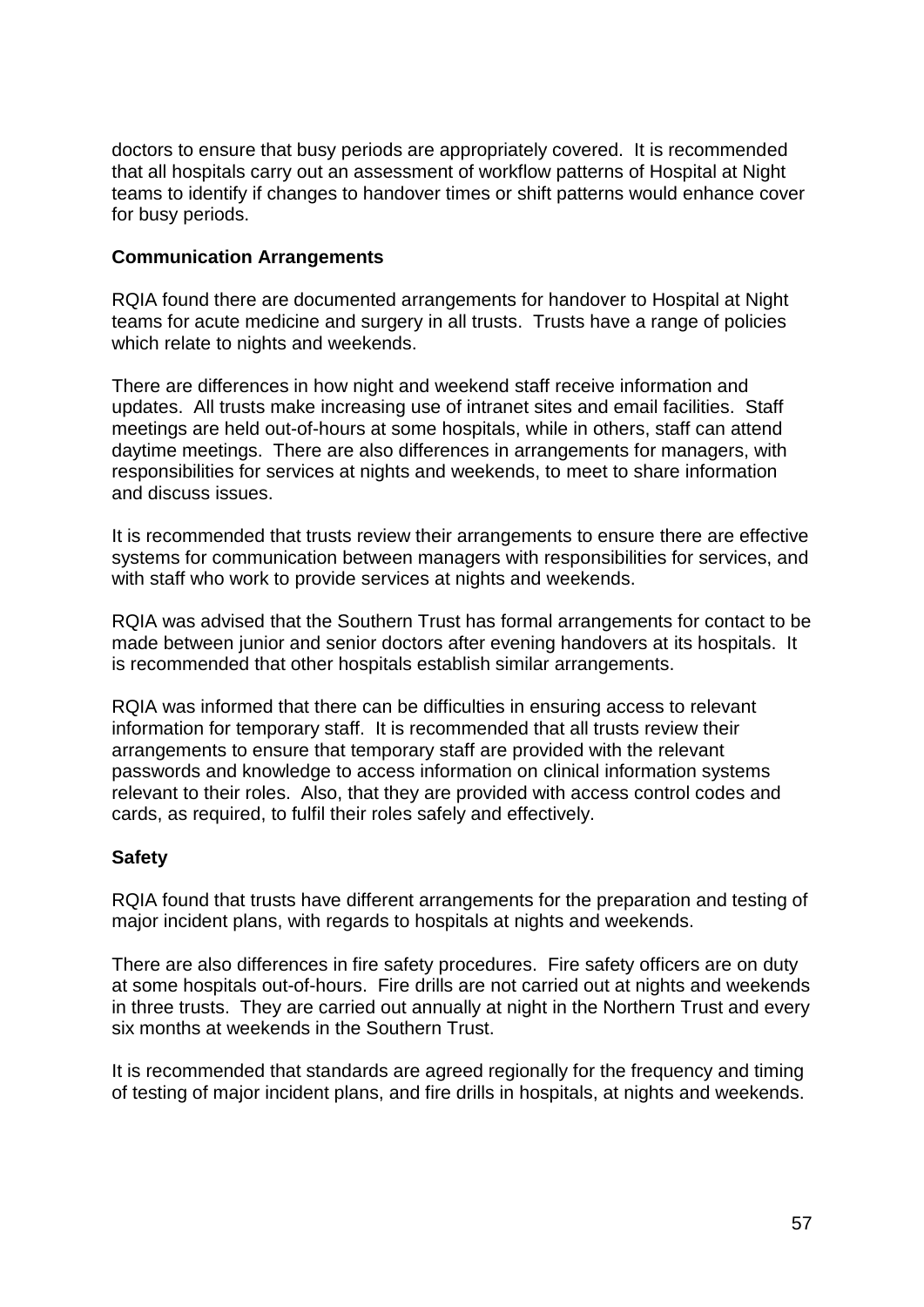doctors to ensure that busy periods are appropriately covered. It is recommended that all hospitals carry out an assessment of workflow patterns of Hospital at Night teams to identify if changes to handover times or shift patterns would enhance cover for busy periods.

**Communication Arrangements**

RQIA found there are documented arrangements for handover to Hospital at Night teams for acute medicine and surgery in all trusts. Trusts have a range of policies which relate to nights and weekends.

There are differences in how night and weekend staff receive information and updates. All trusts make increasing use of intranet sites and email facilities. Staff meetings are held out-of-hours at some hospitals, while in others, staff can attend daytime meetings. There are also differences in arrangements for managers, with responsibilities for services at nights and weekends, to meet to share information and discuss issues.

It is recommended that trusts review their arrangements to ensure there are effective systems for communication between managers with responsibilities for services, and with staff who work to provide services at nights and weekends.

RQIA was advised that the Southern Trust has formal arrangements for contact to be made between junior and senior doctors after evening handovers at its hospitals. It is recommended that other hospitals establish similar arrangements.

RQIA was informed that there can be difficulties in ensuring access to relevant information for temporary staff. It is recommended that all trusts review their arrangements to ensure that temporary staff are provided with the relevant passwords and knowledge to access information on clinical information systems relevant to their roles. Also, that they are provided with access control codes and cards, as required, to fulfil their roles safely and effectively.

**Safety**

RQIA found that trusts have different arrangements for the preparation and testing of major incident plans, with regards to hospitals at nights and weekends.

There are also differences in fire safety procedures. Fire safety officers are on duty at some hospitals out-of-hours. Fire drills are not carried out at nights and weekends in three trusts. They are carried out annually at night in the Northern Trust and every six months at weekends in the Southern Trust.

It is recommended that standards are agreed regionally for the frequency and timing of testing of major incident plans, and fire drills in hospitals, at nights and weekends.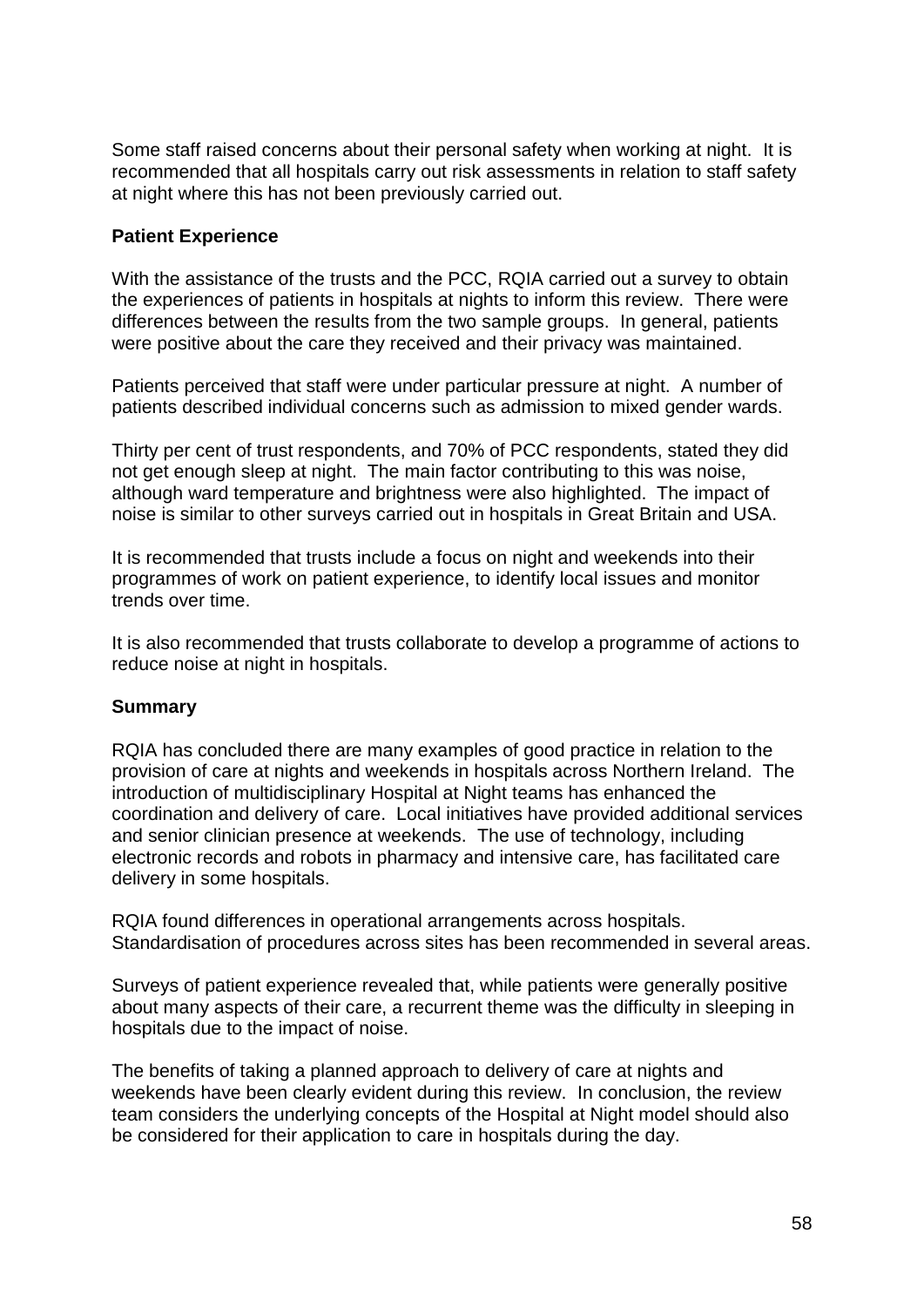Some staff raised concerns about their personal safety when working at night. It is recommended that all hospitals carry out risk assessments in relation to staff safety at night where this has not been previously carried out.

**Patient Experience**

With the assistance of the trusts and the PCC, RQIA carried out a survey to obtain the experiences of patients in hospitals at nights to inform this review. There were differences between the results from the two sample groups. In general, patients were positive about the care they received and their privacy was maintained.

Patients perceived that staff were under particular pressure at night. A number of patients described individual concerns such as admission to mixed gender wards.

Thirty per cent of trust respondents, and 70% of PCC respondents, stated they did not get enough sleep at night. The main factor contributing to this was noise, although ward temperature and brightness were also highlighted. The impact of noise is similar to other surveys carried out in hospitals in Great Britain and USA.

It is recommended that trusts include a focus on night and weekends into their programmes of work on patient experience, to identify local issues and monitor trends over time.

It is also recommended that trusts collaborate to develop a programme of actions to reduce noise at night in hospitals.

**Summary**

RQIA has concluded there are many examples of good practice in relation to the provision of care at nights and weekends in hospitals across Northern Ireland. The introduction of multidisciplinary Hospital at Night teams has enhanced the coordination and delivery of care. Local initiatives have provided additional services and senior clinician presence at weekends. The use of technology, including electronic records and robots in pharmacy and intensive care, has facilitated care delivery in some hospitals.

RQIA found differences in operational arrangements across hospitals. Standardisation of procedures across sites has been recommended in several areas.

Surveys of patient experience revealed that, while patients were generally positive about many aspects of their care, a recurrent theme was the difficulty in sleeping in hospitals due to the impact of noise.

The benefits of taking a planned approach to delivery of care at nights and weekends have been clearly evident during this review. In conclusion, the review team considers the underlying concepts of the Hospital at Night model should also be considered for their application to care in hospitals during the day.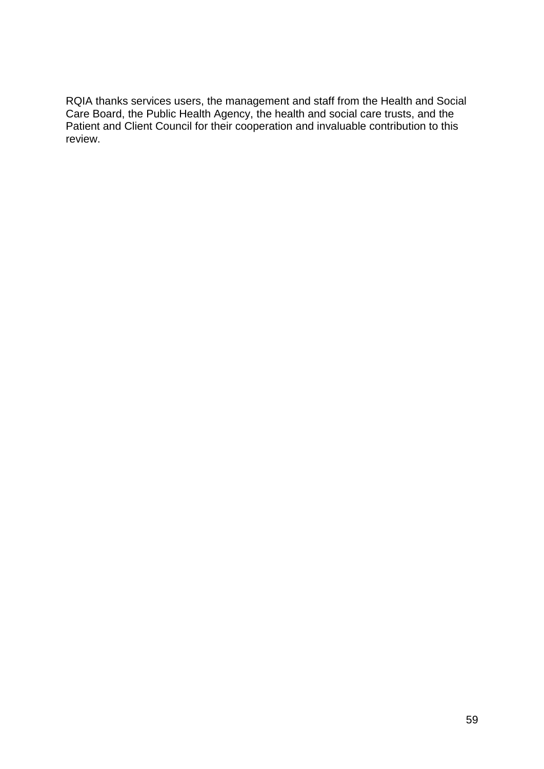RQIA thanks services users, the management and staff from the Health and Social Care Board, the Public Health Agency, the health and social care trusts, and the Patient and Client Council for their cooperation and invaluable contribution to this review.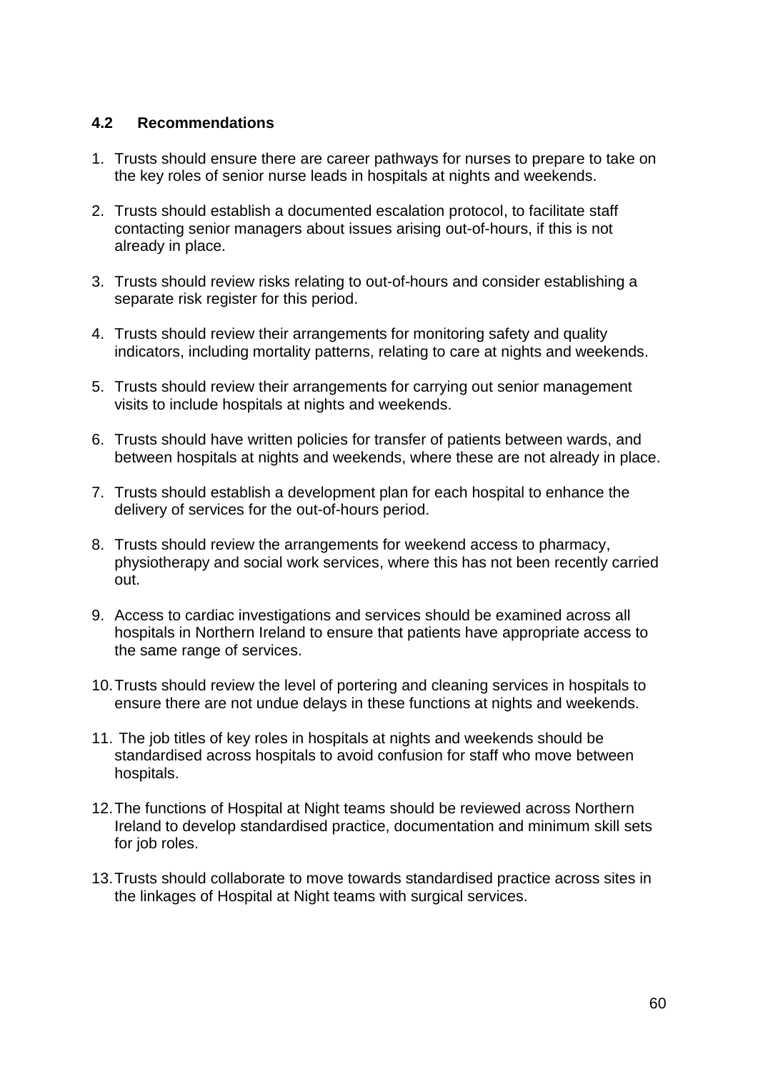### 4.2 Recommendations

1. Trusts should ensure there are career pathways for nurses to prepare to take on the key roles of senior nurse leads in hospitals at nights and weekends.

2. Trusts should establish a documented escalation protocol, to facilitate staff contacting senior managers about issues arising out-of-hours, if this is not already in place.

3. Trusts should review risks relating to out-of-hours and consider establishing a separate risk register for this period.

4. Trusts should review their arrangements for monitoring safety and quality indicators, including mortality patterns, relating to care at nights and weekends.

5. Trusts should review their arrangements for carrying out senior management visits to include hospitals at nights and weekends.

6. Trusts should have written policies for transfer of patients between wards, and between hospitals at nights and weekends, where these are not already in place.

7. Trusts should establish a development plan for each hospital to enhance the delivery of services for the out-of-hours period.

8. Trusts should review the arrangements for weekend access to pharmacy, physiotherapy and social work services, where this has not been recently carried out.

9. Access to cardiac investigations and services should be examined across all hospitals in Northern Ireland to ensure that patients have appropriate access to the same range of services.

10. Trusts should review the level of portering and cleaning services in hospitals to ensure there are not undue delays in these functions at nights and weekends.

11. The job titles of key roles in hospitals at nights and weekends should be standardised across hospitals to avoid confusion for staff who move between hospitals.

12. The functions of Hospital at Night teams should be reviewed across Northern Ireland to develop standardised practice, documentation and minimum skill sets for job roles.

13. Trusts should collaborate to move towards standardised practice across sites in the linkages of Hospital at Night teams with surgical services.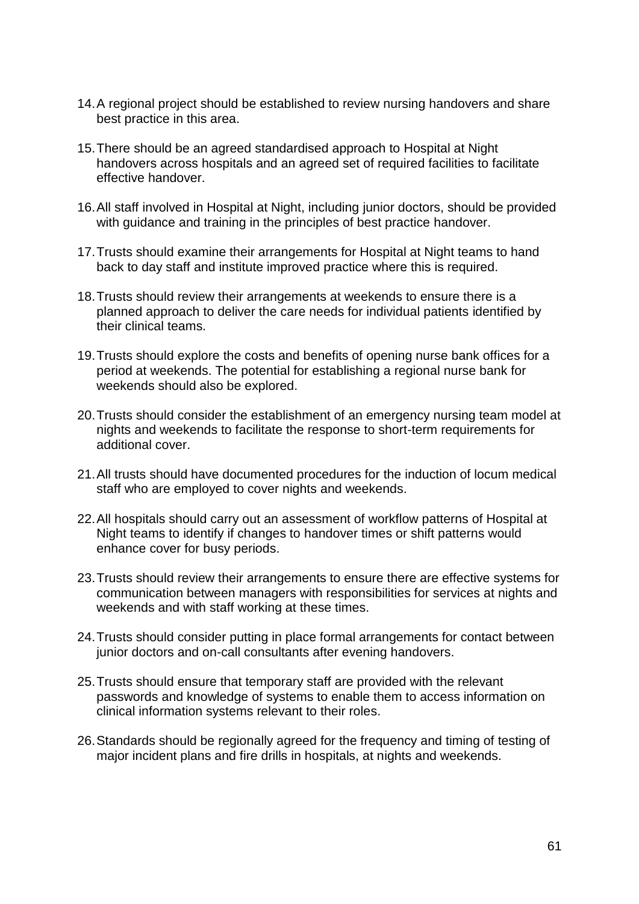14. A regional project should be established to review nursing handovers and share best practice in this area.

15. There should be an agreed standardised approach to Hospital at Night handovers across hospitals and an agreed set of required facilities to facilitate effective handover.

16. All staff involved in Hospital at Night, including junior doctors, should be provided with guidance and training in the principles of best practice handover.

17. Trusts should examine their arrangements for Hospital at Night teams to hand back to day staff and institute improved practice where this is required.

18. Trusts should review their arrangements at weekends to ensure there is a planned approach to deliver the care needs for individual patients identified by their clinical teams.

19. Trusts should explore the costs and benefits of opening nurse bank offices for a period at weekends. The potential for establishing a regional nurse bank for weekends should also be explored.

20. Trusts should consider the establishment of an emergency nursing team model at nights and weekends to facilitate the response to short-term requirements for additional cover.

21. All trusts should have documented procedures for the induction of locum medical staff who are employed to cover nights and weekends.

22. All hospitals should carry out an assessment of workflow patterns of Hospital at Night teams to identify if changes to handover times or shift patterns would enhance cover for busy periods.

23. Trusts should review their arrangements to ensure there are effective systems for communication between managers with responsibilities for services at nights and weekends and with staff working at these times.

24. Trusts should consider putting in place formal arrangements for contact between junior doctors and on-call consultants after evening handovers.

25. Trusts should ensure that temporary staff are provided with the relevant passwords and knowledge of systems to enable them to access information on clinical information systems relevant to their roles.

26. Standards should be regionally agreed for the frequency and timing of testing of major incident plans and fire drills in hospitals, at nights and weekends.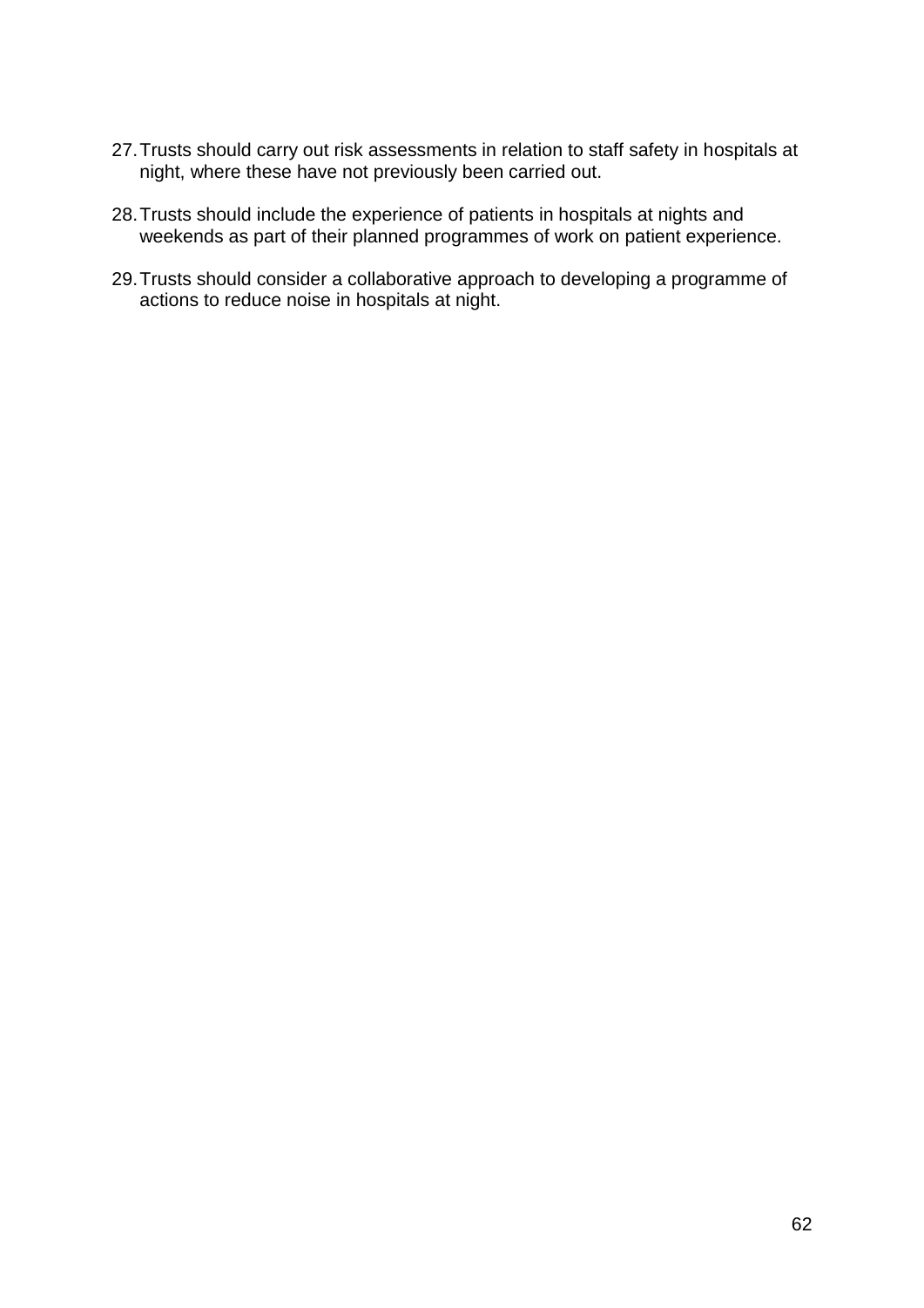27. Trusts should carry out risk assessments in relation to staff safety in hospitals at night, where these have not previously been carried out.

28. Trusts should include the experience of patients in hospitals at nights and weekends as part of their planned programmes of work on patient experience.

29. Trusts should consider a collaborative approach to developing a programme of actions to reduce noise in hospitals at night.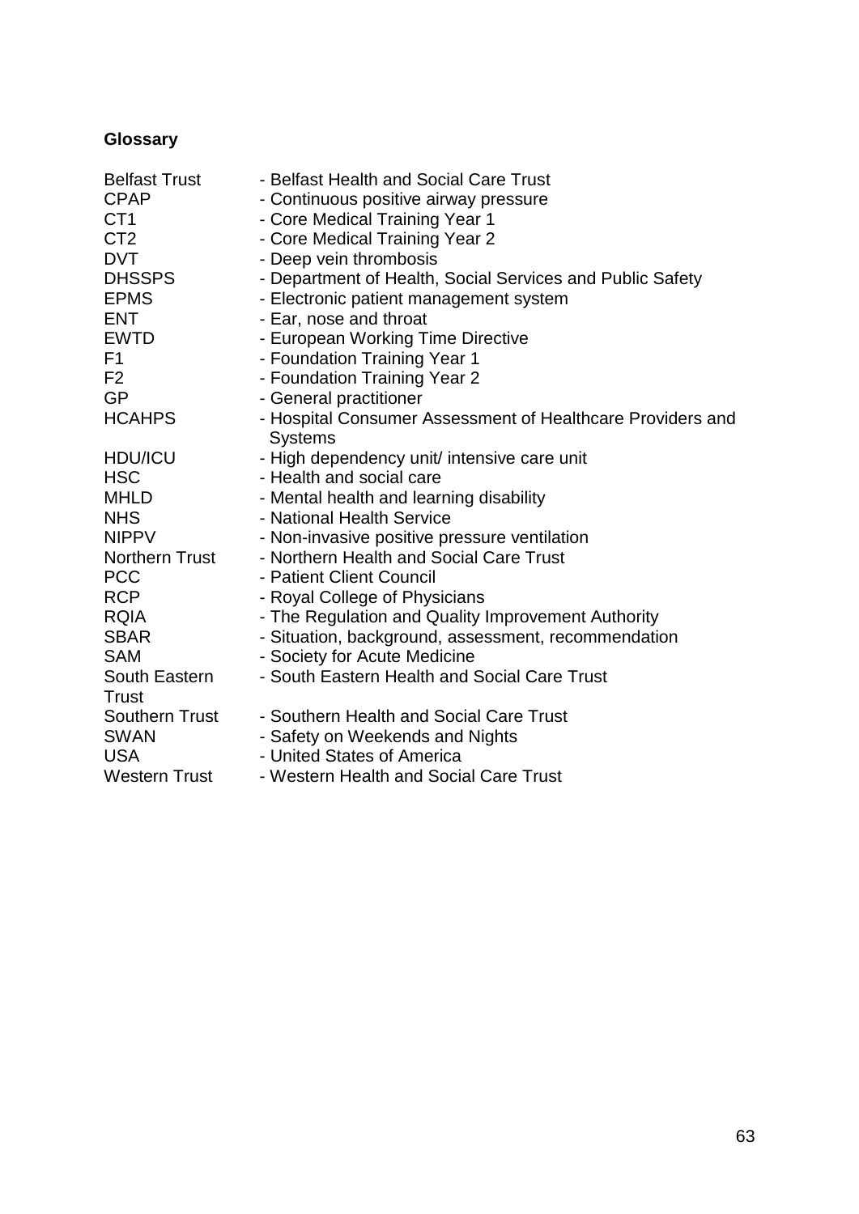**Glossary**

| | |
|---|---|
| Belfast Trust | - Belfast Health and Social Care Trust |
| CPAP | - Continuous positive airway pressure |
| CT1 | - Core Medical Training Year 1 |
| CT2 | - Core Medical Training Year 2 |
| DVT | - Deep vein thrombosis |
| DHSSPS | - Department of Health, Social Services and Public Safety |
| EPMS | - Electronic patient management system |
| ENT | - Ear, nose and throat |
| EWTD | - European Working Time Directive |
| F1 | - Foundation Training Year 1 |
| F2 | - Foundation Training Year 2 |
| GP | - General practitioner |
| HCAHPS | - Hospital Consumer Assessment of Healthcare Providers and Systems |
| HDU/ICU | - High dependency unit/ intensive care unit |
| HSC | - Health and social care |
| MHLD | - Mental health and learning disability |
| NHS | - National Health Service |
| NIPPV | - Non-invasive positive pressure ventilation |
| Northern Trust | - Northern Health and Social Care Trust |
| PCC | - Patient Client Council |
| RCP | - Royal College of Physicians |
| RQIA | - The Regulation and Quality Improvement Authority |
| SBAR | - Situation, background, assessment, recommendation |
| SAM | - Society for Acute Medicine |
| South Eastern Trust | - South Eastern Health and Social Care Trust |
| Southern Trust | - Southern Health and Social Care Trust |
| SWAN | - Safety on Weekends and Nights |
| USA | - United States of America |
| Western Trust | - Western Health and Social Care Trust |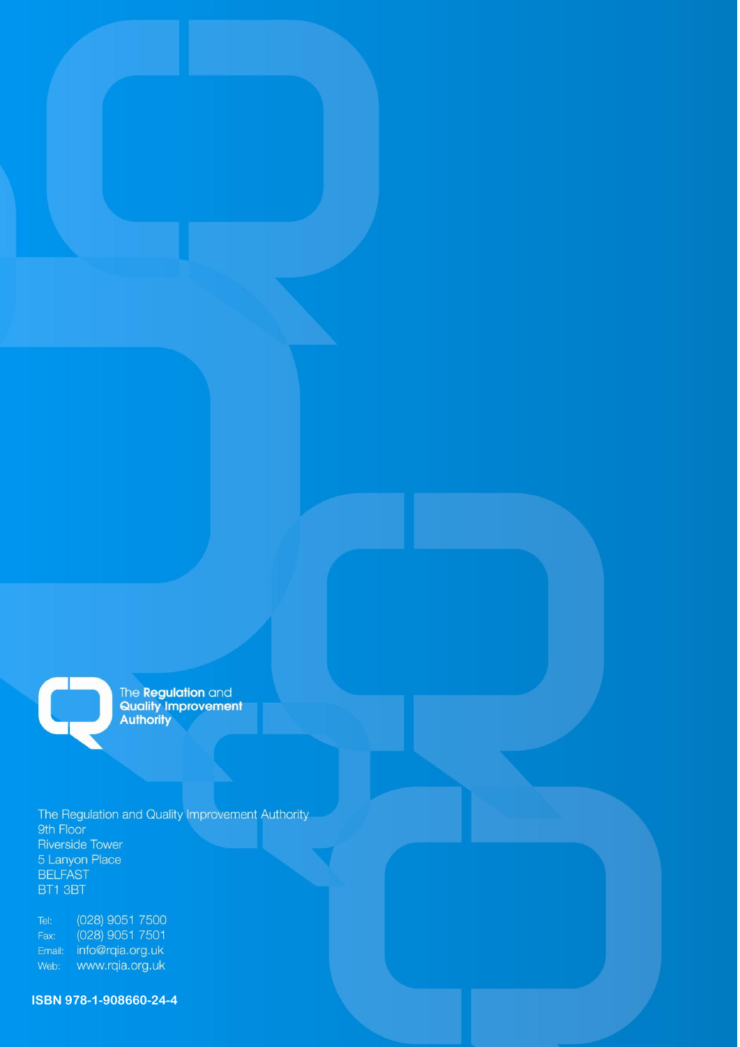The **Regulation** and
**Quality Improvement**
**Authority**

The Regulation and Quality Improvement Authority
9th Floor
Riverside Tower
5 Lanyon Place
BELFAST
BT1 3BT

Tel: (028) 9051 7500
Fax: (028) 9051 7501
Email: info@rqia.org.uk
Web: www.rqia.org.uk

**ISBN 978-1-908660-24-4**